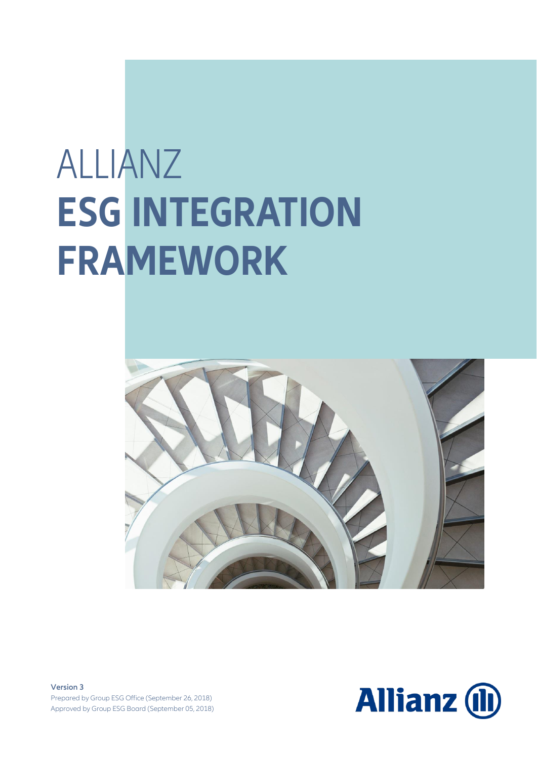# ALLIANZ
# ESG INTEGRATION FRAMEWORK

**Version 3**
Prepared by Group ESG Office (September 26, 2018)
Approved by Group ESG Board (September 05, 2018)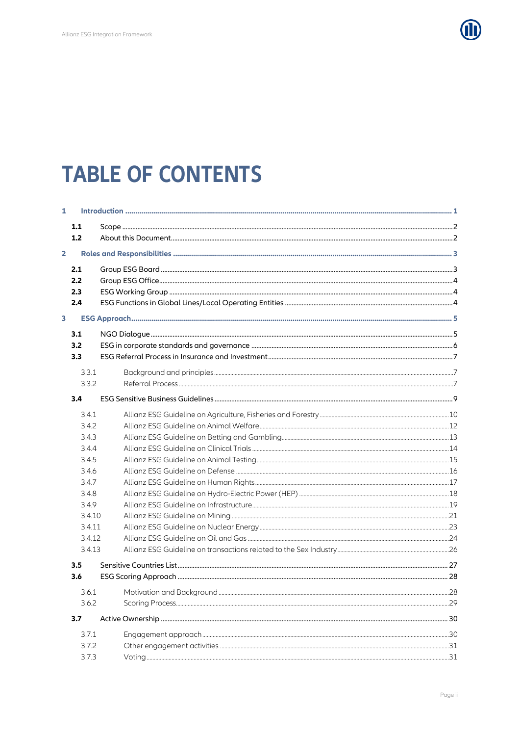# TABLE OF CONTENTS

**1 Introduction ... 1**

- **1.1** Scope ... 2
- **1.2** About this Document ... 2

**2 Roles and Responsibilities ... 3**

- **2.1** Group ESG Board ... 3
- **2.2** Group ESG Office ... 4
- **2.3** ESG Working Group ... 4
- **2.4** ESG Functions in Global Lines/Local Operating Entities ... 4

**3 ESG Approach ... 5**

- **3.1** NGO Dialogue ... 5
- **3.2** ESG in corporate standards and governance ... 6
- **3.3** ESG Referral Process in Insurance and Investment ... 7
  - 3.3.1 Background and principles ... 7
  - 3.3.2 Referral Process ... 7
- **3.4** ESG Sensitive Business Guidelines ... 9
  - 3.4.1 Allianz ESG Guideline on Agriculture, Fisheries and Forestry ... 10
  - 3.4.2 Allianz ESG Guideline on Animal Welfare ... 12
  - 3.4.3 Allianz ESG Guideline on Betting and Gambling ... 13
  - 3.4.4 Allianz ESG Guideline on Clinical Trials ... 14
  - 3.4.5 Allianz ESG Guideline on Animal Testing ... 15
  - 3.4.6 Allianz ESG Guideline on Defense ... 16
  - 3.4.7 Allianz ESG Guideline on Human Rights ... 17
  - 3.4.8 Allianz ESG Guideline on Hydro-Electric Power (HEP) ... 18
  - 3.4.9 Allianz ESG Guideline on Infrastructure ... 19
  - 3.4.10 Allianz ESG Guideline on Mining ... 21
  - 3.4.11 Allianz ESG Guideline on Nuclear Energy ... 23
  - 3.4.12 Allianz ESG Guideline on Oil and Gas ... 24
  - 3.4.13 Allianz ESG Guideline on transactions related to the Sex Industry ... 26
- **3.5** Sensitive Countries List ... 27
- **3.6** ESG Scoring Approach ... 28
  - 3.6.1 Motivation and Background ... 28
  - 3.6.2 Scoring Process ... 29
- **3.7** Active Ownership ... 30
  - 3.7.1 Engagement approach ... 30
  - 3.7.2 Other engagement activities ... 31
  - 3.7.3 Voting ... 31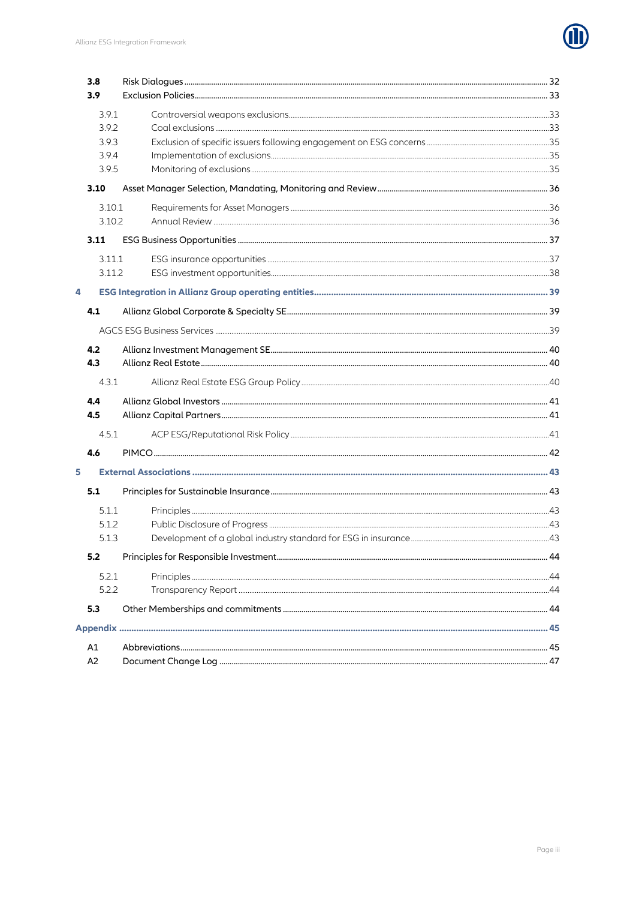- **3.8** Risk Dialogues ... 32
- **3.9** Exclusion Policies ... 33
  - 3.9.1 Controversial weapons exclusions ... 33
  - 3.9.2 Coal exclusions ... 33
  - 3.9.3 Exclusion of specific issuers following engagement on ESG concerns ... 35
  - 3.9.4 Implementation of exclusions ... 35
  - 3.9.5 Monitoring of exclusions ... 35
- **3.10** Asset Manager Selection, Mandating, Monitoring and Review ... 36
  - 3.10.1 Requirements for Asset Managers ... 36
  - 3.10.2 Annual Review ... 36
- **3.11** ESG Business Opportunities ... 37
  - 3.11.1 ESG insurance opportunities ... 37
  - 3.11.2 ESG investment opportunities ... 38

**4 ESG Integration in Allianz Group operating entities ... 39**

- **4.1** Allianz Global Corporate & Specialty SE ... 39
  - AGCS ESG Business Services ... 39
- **4.2** Allianz Investment Management SE ... 40
- **4.3** Allianz Real Estate ... 40
  - 4.3.1 Allianz Real Estate ESG Group Policy ... 40
- **4.4** Allianz Global Investors ... 41
- **4.5** Allianz Capital Partners ... 41
  - 4.5.1 ACP ESG/Reputational Risk Policy ... 41
- **4.6** PIMCO ... 42

**5 External Associations ... 43**

- **5.1** Principles for Sustainable Insurance ... 43
  - 5.1.1 Principles ... 43
  - 5.1.2 Public Disclosure of Progress ... 43
  - 5.1.3 Development of a global industry standard for ESG in insurance ... 43
- **5.2** Principles for Responsible Investment ... 44
  - 5.2.1 Principles ... 44
  - 5.2.2 Transparency Report ... 44
- **5.3** Other Memberships and commitments ... 44

**Appendix ... 45**

- A1 Abbreviations ... 45
- A2 Document Change Log ... 47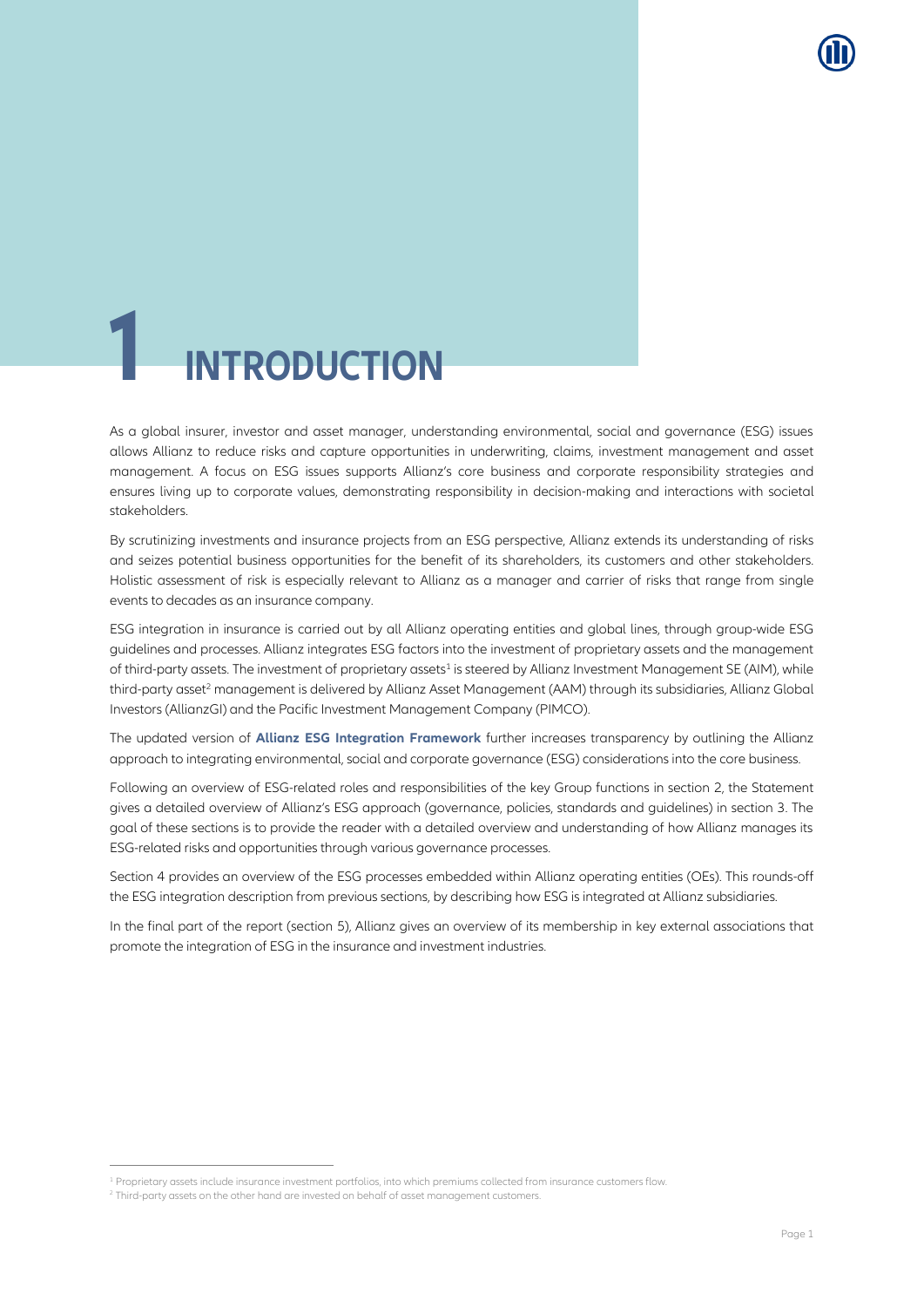# 1 INTRODUCTION

As a global insurer, investor and asset manager, understanding environmental, social and governance (ESG) issues allows Allianz to reduce risks and capture opportunities in underwriting, claims, investment management and asset management. A focus on ESG issues supports Allianz's core business and corporate responsibility strategies and ensures living up to corporate values, demonstrating responsibility in decision-making and interactions with societal stakeholders.

By scrutinizing investments and insurance projects from an ESG perspective, Allianz extends its understanding of risks and seizes potential business opportunities for the benefit of its shareholders, its customers and other stakeholders. Holistic assessment of risk is especially relevant to Allianz as a manager and carrier of risks that range from single events to decades as an insurance company.

ESG integration in insurance is carried out by all Allianz operating entities and global lines, through group-wide ESG guidelines and processes. Allianz integrates ESG factors into the investment of proprietary assets and the management of third-party assets. The investment of proprietary assets[1] is steered by Allianz Investment Management SE (AIM), while third-party asset[2] management is delivered by Allianz Asset Management (AAM) through its subsidiaries, Allianz Global Investors (AllianzGI) and the Pacific Investment Management Company (PIMCO).

The updated version of **Allianz ESG Integration Framework** further increases transparency by outlining the Allianz approach to integrating environmental, social and corporate governance (ESG) considerations into the core business.

Following an overview of ESG-related roles and responsibilities of the key Group functions in section 2, the Statement gives a detailed overview of Allianz's ESG approach (governance, policies, standards and guidelines) in section 3. The goal of these sections is to provide the reader with a detailed overview and understanding of how Allianz manages its ESG-related risks and opportunities through various governance processes.

Section 4 provides an overview of the ESG processes embedded within Allianz operating entities (OEs). This rounds-off the ESG integration description from previous sections, by describing how ESG is integrated at Allianz subsidiaries.

In the final part of the report (section 5), Allianz gives an overview of its membership in key external associations that promote the integration of ESG in the insurance and investment industries.

---

[1] Proprietary assets include insurance investment portfolios, into which premiums collected from insurance customers flow.

[2] Third-party assets on the other hand are invested on behalf of asset management customers.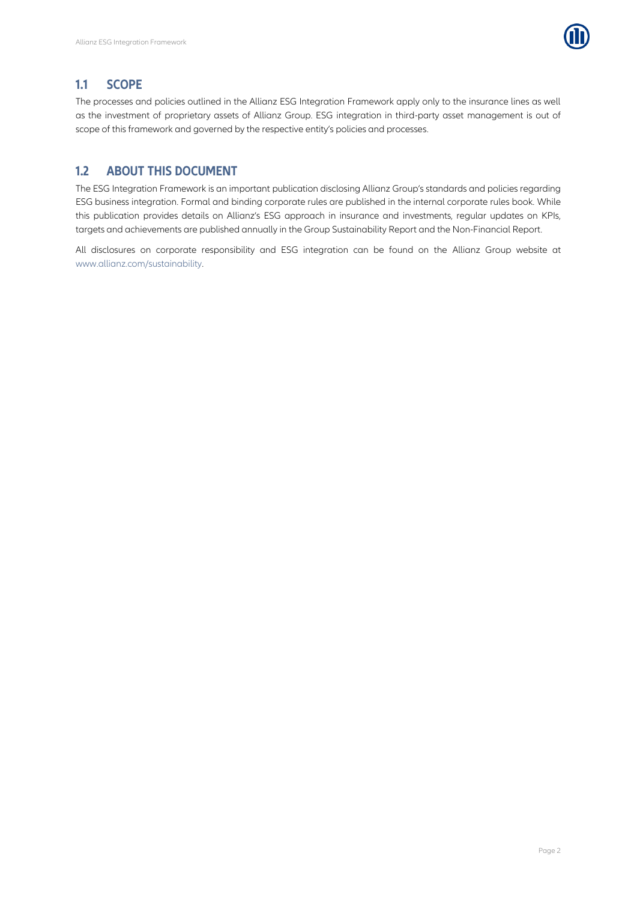## 1.1 SCOPE

The processes and policies outlined in the Allianz ESG Integration Framework apply only to the insurance lines as well as the investment of proprietary assets of Allianz Group. ESG integration in third-party asset management is out of scope of this framework and governed by the respective entity's policies and processes.

## 1.2 ABOUT THIS DOCUMENT

The ESG Integration Framework is an important publication disclosing Allianz Group's standards and policies regarding ESG business integration. Formal and binding corporate rules are published in the internal corporate rules book. While this publication provides details on Allianz's ESG approach in insurance and investments, regular updates on KPIs, targets and achievements are published annually in the Group Sustainability Report and the Non-Financial Report.

All disclosures on corporate responsibility and ESG integration can be found on the Allianz Group website at www.allianz.com/sustainability.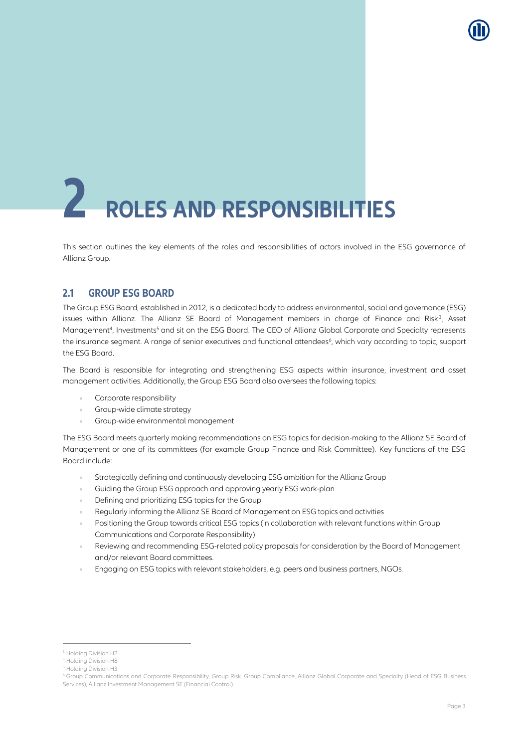# 2 ROLES AND RESPONSIBILITIES

This section outlines the key elements of the roles and responsibilities of actors involved in the ESG governance of Allianz Group.

## 2.1 GROUP ESG BOARD

The Group ESG Board, established in 2012, is a dedicated body to address environmental, social and governance (ESG) issues within Allianz. The Allianz SE Board of Management members in charge of Finance and Risk[3], Asset Management[4], Investments[5] and sit on the ESG Board. The CEO of Allianz Global Corporate and Specialty represents the insurance segment. A range of senior executives and functional attendees[6], which vary according to topic, support the ESG Board.

The Board is responsible for integrating and strengthening ESG aspects within insurance, investment and asset management activities. Additionally, the Group ESG Board also oversees the following topics:

- Corporate responsibility
- Group-wide climate strategy
- Group-wide environmental management

The ESG Board meets quarterly making recommendations on ESG topics for decision-making to the Allianz SE Board of Management or one of its committees (for example Group Finance and Risk Committee). Key functions of the ESG Board include:

- Strategically defining and continuously developing ESG ambition for the Allianz Group
- Guiding the Group ESG approach and approving yearly ESG work-plan
- Defining and prioritizing ESG topics for the Group
- Regularly informing the Allianz SE Board of Management on ESG topics and activities
- Positioning the Group towards critical ESG topics (in collaboration with relevant functions within Group Communications and Corporate Responsibility)
- Reviewing and recommending ESG-related policy proposals for consideration by the Board of Management and/or relevant Board committees.
- Engaging on ESG topics with relevant stakeholders, e.g. peers and business partners, NGOs.

---

[3] Holding Division H2

[4] Holding Division H8

[5] Holding Division H3

[6] Group Communications and Corporate Responsibility, Group Risk, Group Compliance, Allianz Global Corporate and Specialty (Head of ESG Business Services), Allianz Investment Management SE (Financial Control).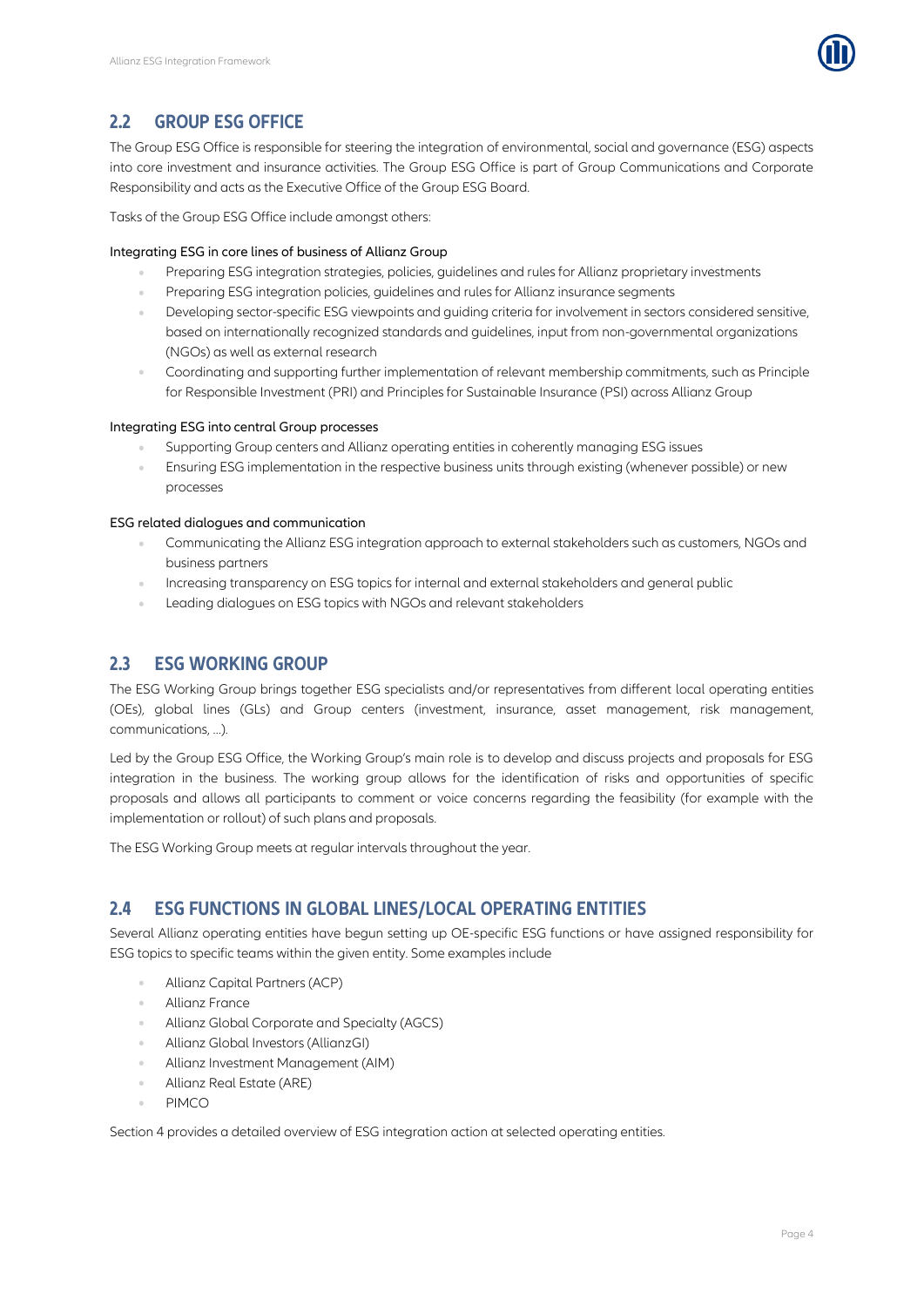## 2.2 GROUP ESG OFFICE

The Group ESG Office is responsible for steering the integration of environmental, social and governance (ESG) aspects into core investment and insurance activities. The Group ESG Office is part of Group Communications and Corporate Responsibility and acts as the Executive Office of the Group ESG Board.

Tasks of the Group ESG Office include amongst others:

Integrating ESG in core lines of business of Allianz Group

- Preparing ESG integration strategies, policies, guidelines and rules for Allianz proprietary investments
- Preparing ESG integration policies, guidelines and rules for Allianz insurance segments
- Developing sector-specific ESG viewpoints and guiding criteria for involvement in sectors considered sensitive, based on internationally recognized standards and guidelines, input from non-governmental organizations (NGOs) as well as external research
- Coordinating and supporting further implementation of relevant membership commitments, such as Principle for Responsible Investment (PRI) and Principles for Sustainable Insurance (PSI) across Allianz Group

Integrating ESG into central Group processes

- Supporting Group centers and Allianz operating entities in coherently managing ESG issues
- Ensuring ESG implementation in the respective business units through existing (whenever possible) or new processes

ESG related dialogues and communication

- Communicating the Allianz ESG integration approach to external stakeholders such as customers, NGOs and business partners
- Increasing transparency on ESG topics for internal and external stakeholders and general public
- Leading dialogues on ESG topics with NGOs and relevant stakeholders

## 2.3 ESG WORKING GROUP

The ESG Working Group brings together ESG specialists and/or representatives from different local operating entities (OEs), global lines (GLs) and Group centers (investment, insurance, asset management, risk management, communications, …).

Led by the Group ESG Office, the Working Group's main role is to develop and discuss projects and proposals for ESG integration in the business. The working group allows for the identification of risks and opportunities of specific proposals and allows all participants to comment or voice concerns regarding the feasibility (for example with the implementation or rollout) of such plans and proposals.

The ESG Working Group meets at regular intervals throughout the year.

## 2.4 ESG FUNCTIONS IN GLOBAL LINES/LOCAL OPERATING ENTITIES

Several Allianz operating entities have begun setting up OE-specific ESG functions or have assigned responsibility for ESG topics to specific teams within the given entity. Some examples include

- Allianz Capital Partners (ACP)
- Allianz France
- Allianz Global Corporate and Specialty (AGCS)
- Allianz Global Investors (AllianzGI)
- Allianz Investment Management (AIM)
- Allianz Real Estate (ARE)
- PIMCO

Section 4 provides a detailed overview of ESG integration action at selected operating entities.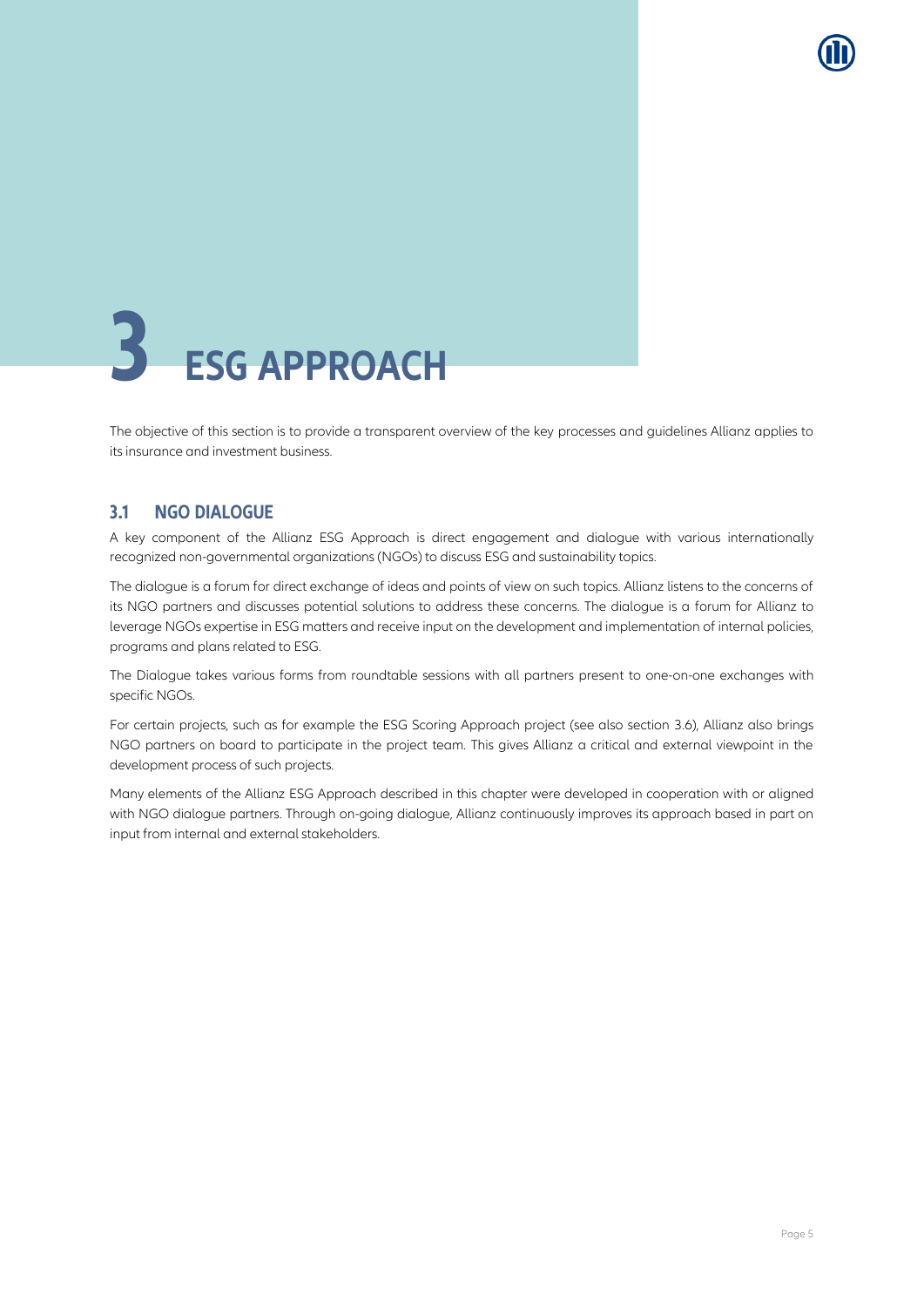# 3 ESG APPROACH

The objective of this section is to provide a transparent overview of the key processes and guidelines Allianz applies to its insurance and investment business.

## 3.1 NGO DIALOGUE

A key component of the Allianz ESG Approach is direct engagement and dialogue with various internationally recognized non-governmental organizations (NGOs) to discuss ESG and sustainability topics.

The dialogue is a forum for direct exchange of ideas and points of view on such topics. Allianz listens to the concerns of its NGO partners and discusses potential solutions to address these concerns. The dialogue is a forum for Allianz to leverage NGOs expertise in ESG matters and receive input on the development and implementation of internal policies, programs and plans related to ESG.

The Dialogue takes various forms from roundtable sessions with all partners present to one-on-one exchanges with specific NGOs.

For certain projects, such as for example the ESG Scoring Approach project (see also section 3.6), Allianz also brings NGO partners on board to participate in the project team. This gives Allianz a critical and external viewpoint in the development process of such projects.

Many elements of the Allianz ESG Approach described in this chapter were developed in cooperation with or aligned with NGO dialogue partners. Through on-going dialogue, Allianz continuously improves its approach based in part on input from internal and external stakeholders.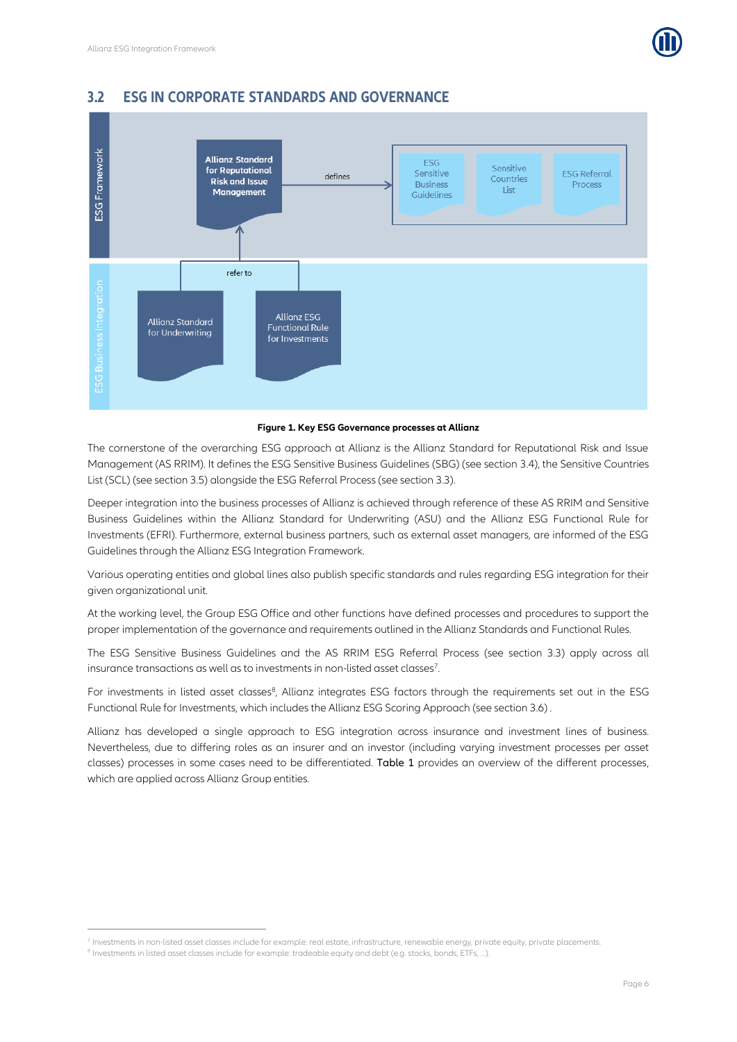## 3.2 ESG IN CORPORATE STANDARDS AND GOVERNANCE

**Figure 1. Key ESG Governance processes at Allianz**

The cornerstone of the overarching ESG approach at Allianz is the Allianz Standard for Reputational Risk and Issue Management (AS RRIM). It defines the ESG Sensitive Business Guidelines (SBG) (see section 3.4), the Sensitive Countries List (SCL) (see section 3.5) alongside the ESG Referral Process (see section 3.3).

Deeper integration into the business processes of Allianz is achieved through reference of these AS RRIM and Sensitive Business Guidelines within the Allianz Standard for Underwriting (ASU) and the Allianz ESG Functional Rule for Investments (EFRI). Furthermore, external business partners, such as external asset managers, are informed of the ESG Guidelines through the Allianz ESG Integration Framework.

Various operating entities and global lines also publish specific standards and rules regarding ESG integration for their given organizational unit.

At the working level, the Group ESG Office and other functions have defined processes and procedures to support the proper implementation of the governance and requirements outlined in the Allianz Standards and Functional Rules.

The ESG Sensitive Business Guidelines and the AS RRIM ESG Referral Process (see section 3.3) apply across all insurance transactions as well as to investments in non-listed asset classes[7].

For investments in listed asset classes[8], Allianz integrates ESG factors through the requirements set out in the ESG Functional Rule for Investments, which includes the Allianz ESG Scoring Approach (see section 3.6) .

Allianz has developed a single approach to ESG integration across insurance and investment lines of business. Nevertheless, due to differing roles as an insurer and an investor (including varying investment processes per asset classes) processes in some cases need to be differentiated. **Table 1** provides an overview of the different processes, which are applied across Allianz Group entities.

---

[7] Investments in non-listed asset classes include for example: real estate, infrastructure, renewable energy, private equity, private placements.

[8] Investments in listed asset classes include for example: tradeable equity and debt (e.g. stocks, bonds, ETFs, …).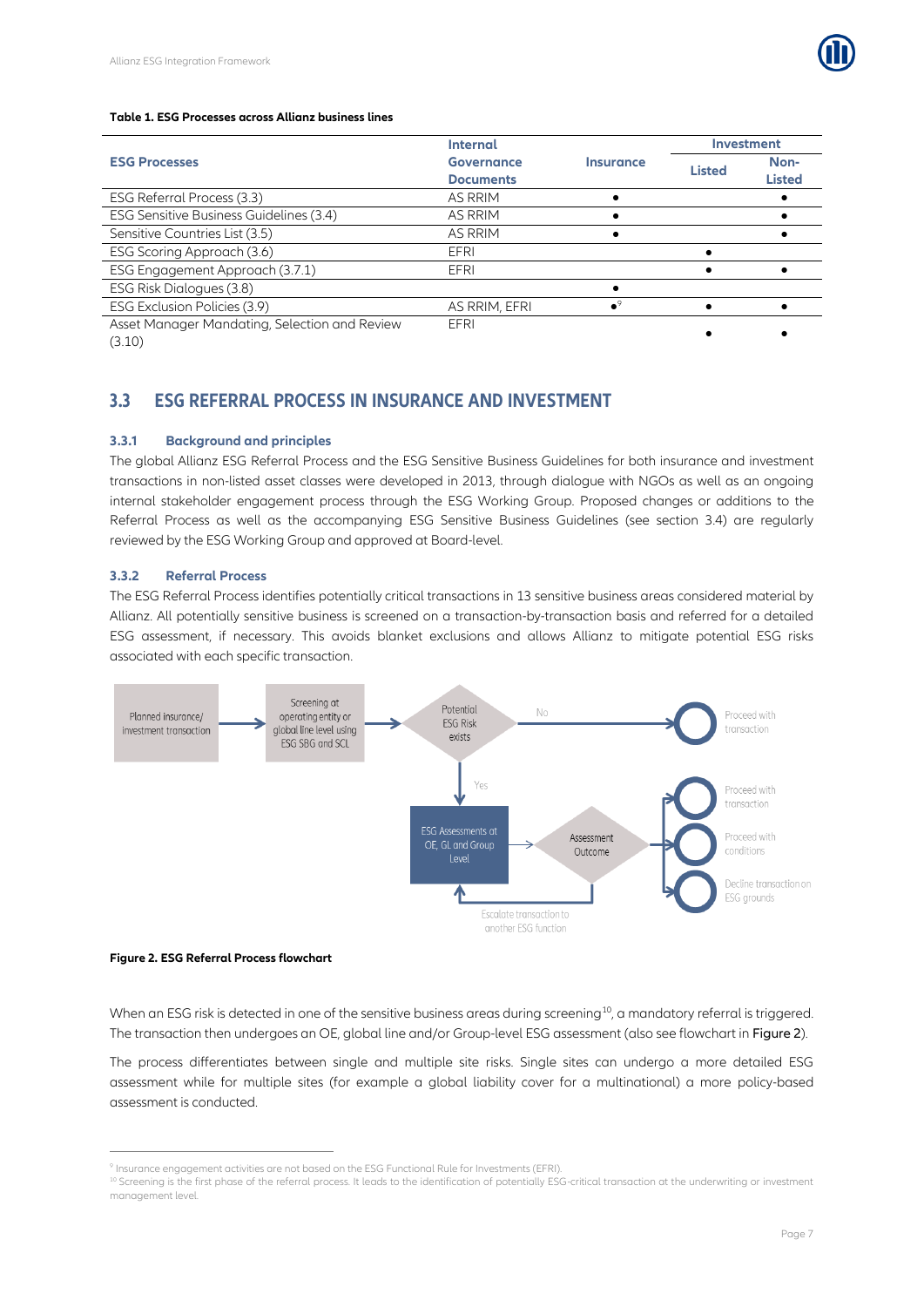**Table 1. ESG Processes across Allianz business lines**

| ESG Processes | Internal Governance Documents | Insurance | Investment | |
|---|---|---|---|---|
| | | | Listed | Non-Listed |
| ESG Referral Process (3.3) | AS RRIM | • | | • |
| ESG Sensitive Business Guidelines (3.4) | AS RRIM | • | | • |
| Sensitive Countries List (3.5) | AS RRIM | • | | • |
| ESG Scoring Approach (3.6) | EFRI | | • | |
| ESG Engagement Approach (3.7.1) | EFRI | | • | • |
| ESG Risk Dialogues (3.8) | | • | | |
| ESG Exclusion Policies (3.9) | AS RRIM, EFRI | •[9] | • | • |
| Asset Manager Mandating, Selection and Review (3.10) | EFRI | | • | • |

## 3.3 ESG REFERRAL PROCESS IN INSURANCE AND INVESTMENT

### 3.3.1 Background and principles

The global Allianz ESG Referral Process and the ESG Sensitive Business Guidelines for both insurance and investment transactions in non-listed asset classes were developed in 2013, through dialogue with NGOs as well as an ongoing internal stakeholder engagement process through the ESG Working Group. Proposed changes or additions to the Referral Process as well as the accompanying ESG Sensitive Business Guidelines (see section 3.4) are regularly reviewed by the ESG Working Group and approved at Board-level.

### 3.3.2 Referral Process

The ESG Referral Process identifies potentially critical transactions in 13 sensitive business areas considered material by Allianz. All potentially sensitive business is screened on a transaction-by-transaction basis and referred for a detailed ESG assessment, if necessary. This avoids blanket exclusions and allows Allianz to mitigate potential ESG risks associated with each specific transaction.

Planned insurance/ investment transaction → Screening at operating entity or global line level using ESG SBG and SCL → Potential ESG Risk exists

- No → Proceed with transaction
- Yes → ESG Assessments at OE, GL and Group Level → Assessment Outcome → Proceed with transaction / Proceed with conditions / Decline transaction on ESG grounds / Escalate transaction to another ESG function

**Figure 2. ESG Referral Process flowchart**

When an ESG risk is detected in one of the sensitive business areas during screening[10], a mandatory referral is triggered. The transaction then undergoes an OE, global line and/or Group-level ESG assessment (also see flowchart in Figure 2).

The process differentiates between single and multiple site risks. Single sites can undergo a more detailed ESG assessment while for multiple sites (for example a global liability cover for a multinational) a more policy-based assessment is conducted.

[9] Insurance engagement activities are not based on the ESG Functional Rule for Investments (EFRI).

[10] Screening is the first phase of the referral process. It leads to the identification of potentially ESG-critical transaction at the underwriting or investment management level.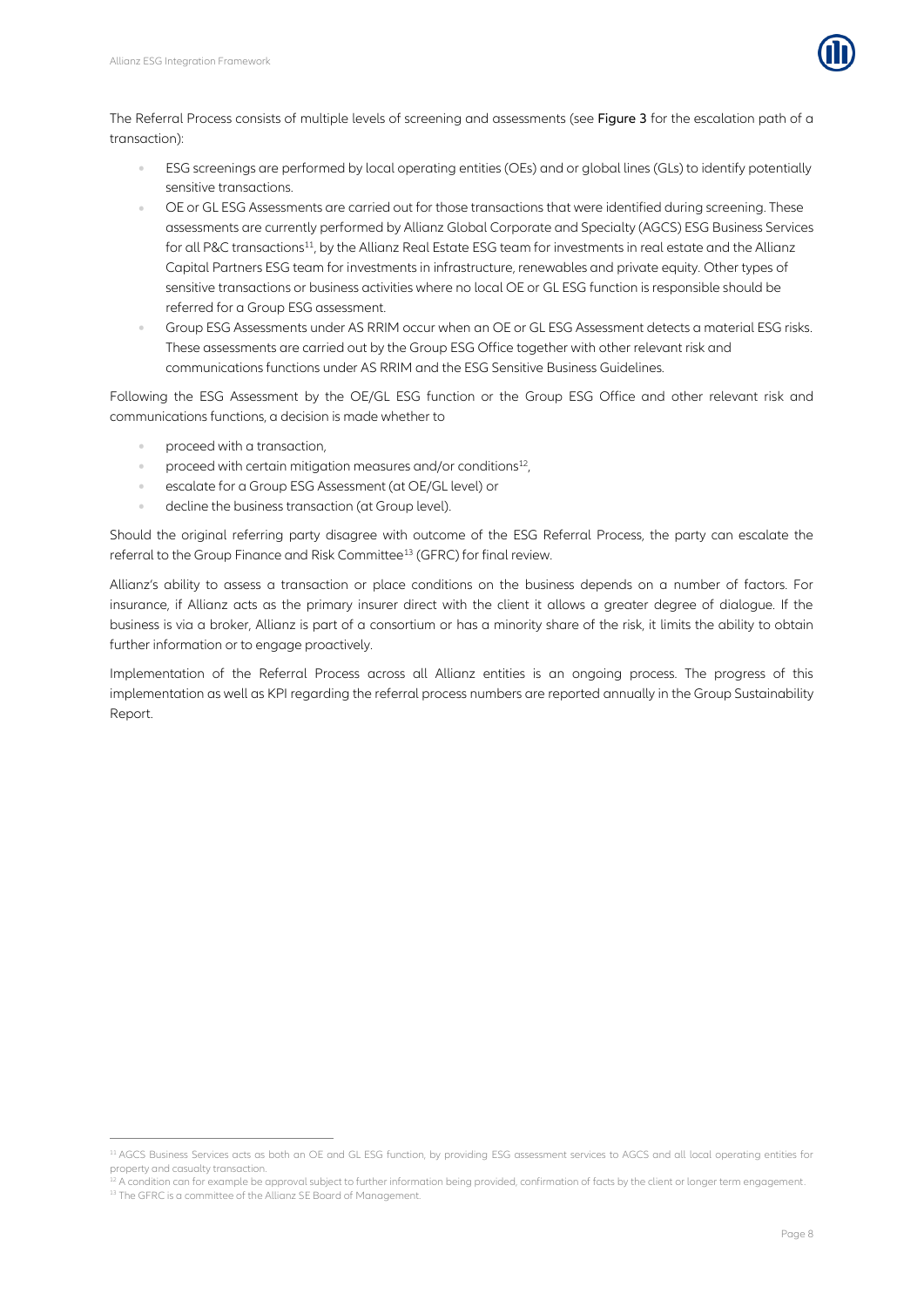The Referral Process consists of multiple levels of screening and assessments (see **Figure 3** for the escalation path of a transaction):

- ESG screenings are performed by local operating entities (OEs) and or global lines (GLs) to identify potentially sensitive transactions.
- OE or GL ESG Assessments are carried out for those transactions that were identified during screening. These assessments are currently performed by Allianz Global Corporate and Specialty (AGCS) ESG Business Services for all P&C transactions[11], by the Allianz Real Estate ESG team for investments in real estate and the Allianz Capital Partners ESG team for investments in infrastructure, renewables and private equity. Other types of sensitive transactions or business activities where no local OE or GL ESG function is responsible should be referred for a Group ESG assessment.
- Group ESG Assessments under AS RRIM occur when an OE or GL ESG Assessment detects a material ESG risks. These assessments are carried out by the Group ESG Office together with other relevant risk and communications functions under AS RRIM and the ESG Sensitive Business Guidelines.

Following the ESG Assessment by the OE/GL ESG function or the Group ESG Office and other relevant risk and communications functions, a decision is made whether to

- proceed with a transaction,
- proceed with certain mitigation measures and/or conditions[12],
- escalate for a Group ESG Assessment (at OE/GL level) or
- decline the business transaction (at Group level).

Should the original referring party disagree with outcome of the ESG Referral Process, the party can escalate the referral to the Group Finance and Risk Committee[13] (GFRC) for final review.

Allianz's ability to assess a transaction or place conditions on the business depends on a number of factors. For insurance, if Allianz acts as the primary insurer direct with the client it allows a greater degree of dialogue. If the business is via a broker, Allianz is part of a consortium or has a minority share of the risk, it limits the ability to obtain further information or to engage proactively.

Implementation of the Referral Process across all Allianz entities is an ongoing process. The progress of this implementation as well as KPI regarding the referral process numbers are reported annually in the Group Sustainability Report.

---

[11] AGCS Business Services acts as both an OE and GL ESG function, by providing ESG assessment services to AGCS and all local operating entities for property and casualty transaction.

[12] A condition can for example be approval subject to further information being provided, confirmation of facts by the client or longer term engagement.

[13] The GFRC is a committee of the Allianz SE Board of Management.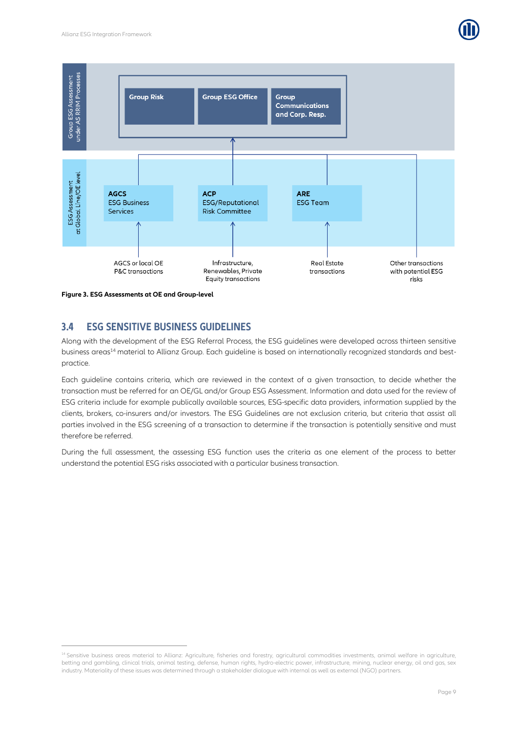Group ESG Assessment under AS RRIM Processes

Group Risk | Group ESG Office | Group Communications and Corp. Resp.

ESG Assessment at Global Line/OE level

**AGCS** ESG Business Services

**ACP** ESG/Reputational Risk Committee

**ARE** ESG Team

AGCS or local OE P&C transactions

Infrastructure, Renewables, Private Equity transactions

Real Estate transactions

Other transactions with potential ESG risks

**Figure 3. ESG Assessments at OE and Group-level**

## 3.4 ESG SENSITIVE BUSINESS GUIDELINES

Along with the development of the ESG Referral Process, the ESG guidelines were developed across thirteen sensitive business areas[14] material to Allianz Group. Each guideline is based on internationally recognized standards and best-practice.

Each guideline contains criteria, which are reviewed in the context of a given transaction, to decide whether the transaction must be referred for an OE/GL and/or Group ESG Assessment. Information and data used for the review of ESG criteria include for example publically available sources, ESG-specific data providers, information supplied by the clients, brokers, co-insurers and/or investors. The ESG Guidelines are not exclusion criteria, but criteria that assist all parties involved in the ESG screening of a transaction to determine if the transaction is potentially sensitive and must therefore be referred.

During the full assessment, the assessing ESG function uses the criteria as one element of the process to better understand the potential ESG risks associated with a particular business transaction.

[14] Sensitive business areas material to Allianz: Agriculture, fisheries and forestry, agricultural commodities investments, animal welfare in agriculture, betting and gambling, clinical trials, animal testing, defense, human rights, hydro-electric power, infrastructure, mining, nuclear energy, oil and gas, sex industry. Materiality of these issues was determined through a stakeholder dialogue with internal as well as external (NGO) partners.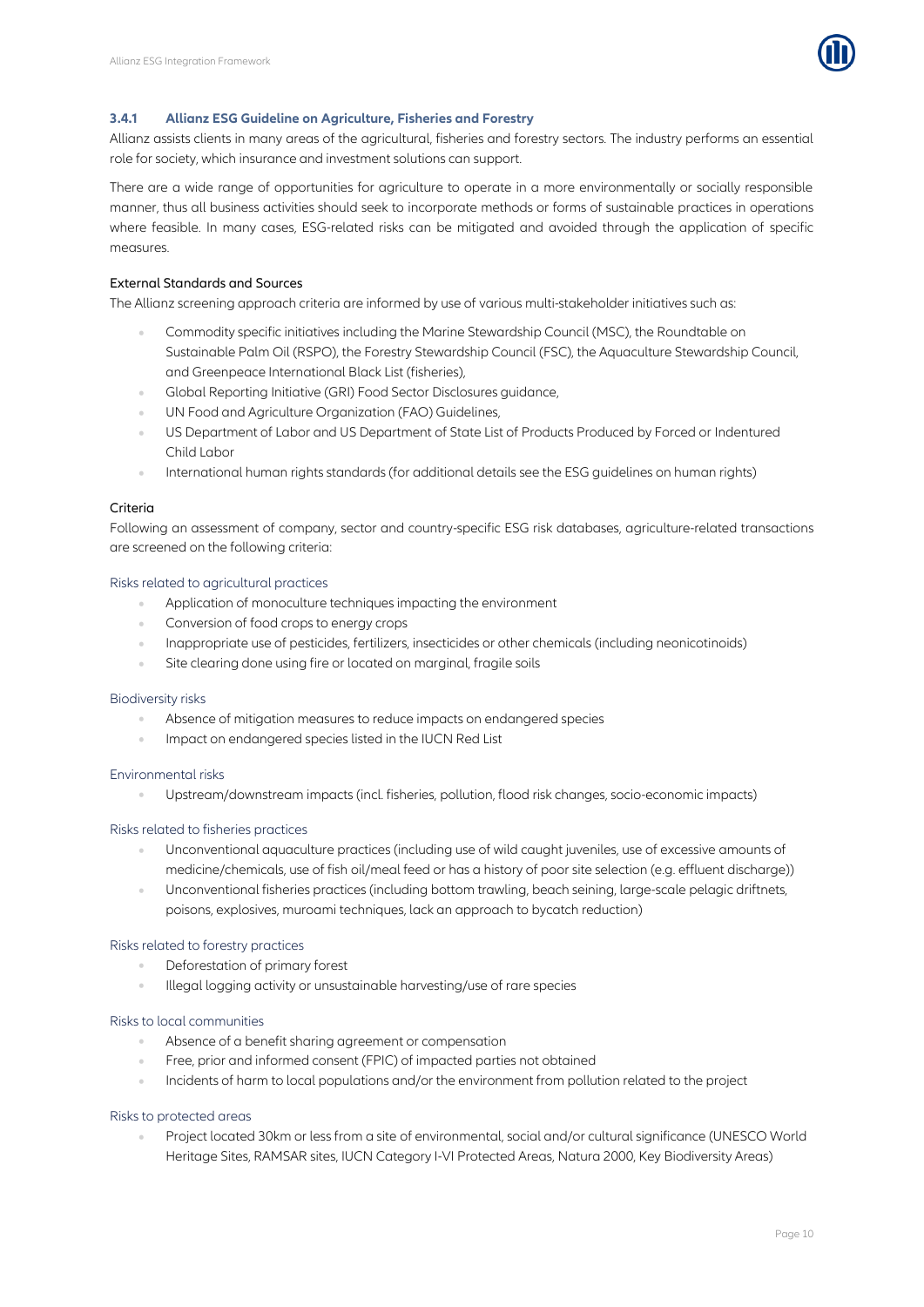### 3.4.1 Allianz ESG Guideline on Agriculture, Fisheries and Forestry

Allianz assists clients in many areas of the agricultural, fisheries and forestry sectors. The industry performs an essential role for society, which insurance and investment solutions can support.

There are a wide range of opportunities for agriculture to operate in a more environmentally or socially responsible manner, thus all business activities should seek to incorporate methods or forms of sustainable practices in operations where feasible. In many cases, ESG-related risks can be mitigated and avoided through the application of specific measures.

#### External Standards and Sources

The Allianz screening approach criteria are informed by use of various multi-stakeholder initiatives such as:

- Commodity specific initiatives including the Marine Stewardship Council (MSC), the Roundtable on Sustainable Palm Oil (RSPO), the Forestry Stewardship Council (FSC), the Aquaculture Stewardship Council, and Greenpeace International Black List (fisheries),
- Global Reporting Initiative (GRI) Food Sector Disclosures guidance,
- UN Food and Agriculture Organization (FAO) Guidelines,
- US Department of Labor and US Department of State List of Products Produced by Forced or Indentured Child Labor
- International human rights standards (for additional details see the ESG guidelines on human rights)

#### Criteria

Following an assessment of company, sector and country-specific ESG risk databases, agriculture-related transactions are screened on the following criteria:

Risks related to agricultural practices

- Application of monoculture techniques impacting the environment
- Conversion of food crops to energy crops
- Inappropriate use of pesticides, fertilizers, insecticides or other chemicals (including neonicotinoids)
- Site clearing done using fire or located on marginal, fragile soils

Biodiversity risks

- Absence of mitigation measures to reduce impacts on endangered species
- Impact on endangered species listed in the IUCN Red List

Environmental risks

- Upstream/downstream impacts (incl. fisheries, pollution, flood risk changes, socio-economic impacts)

Risks related to fisheries practices

- Unconventional aquaculture practices (including use of wild caught juveniles, use of excessive amounts of medicine/chemicals, use of fish oil/meal feed or has a history of poor site selection (e.g. effluent discharge))
- Unconventional fisheries practices (including bottom trawling, beach seining, large-scale pelagic driftnets, poisons, explosives, muroami techniques, lack an approach to bycatch reduction)

Risks related to forestry practices

- Deforestation of primary forest
- Illegal logging activity or unsustainable harvesting/use of rare species

Risks to local communities

- Absence of a benefit sharing agreement or compensation
- Free, prior and informed consent (FPIC) of impacted parties not obtained
- Incidents of harm to local populations and/or the environment from pollution related to the project

Risks to protected areas

- Project located 30km or less from a site of environmental, social and/or cultural significance (UNESCO World Heritage Sites, RAMSAR sites, IUCN Category I-VI Protected Areas, Natura 2000, Key Biodiversity Areas)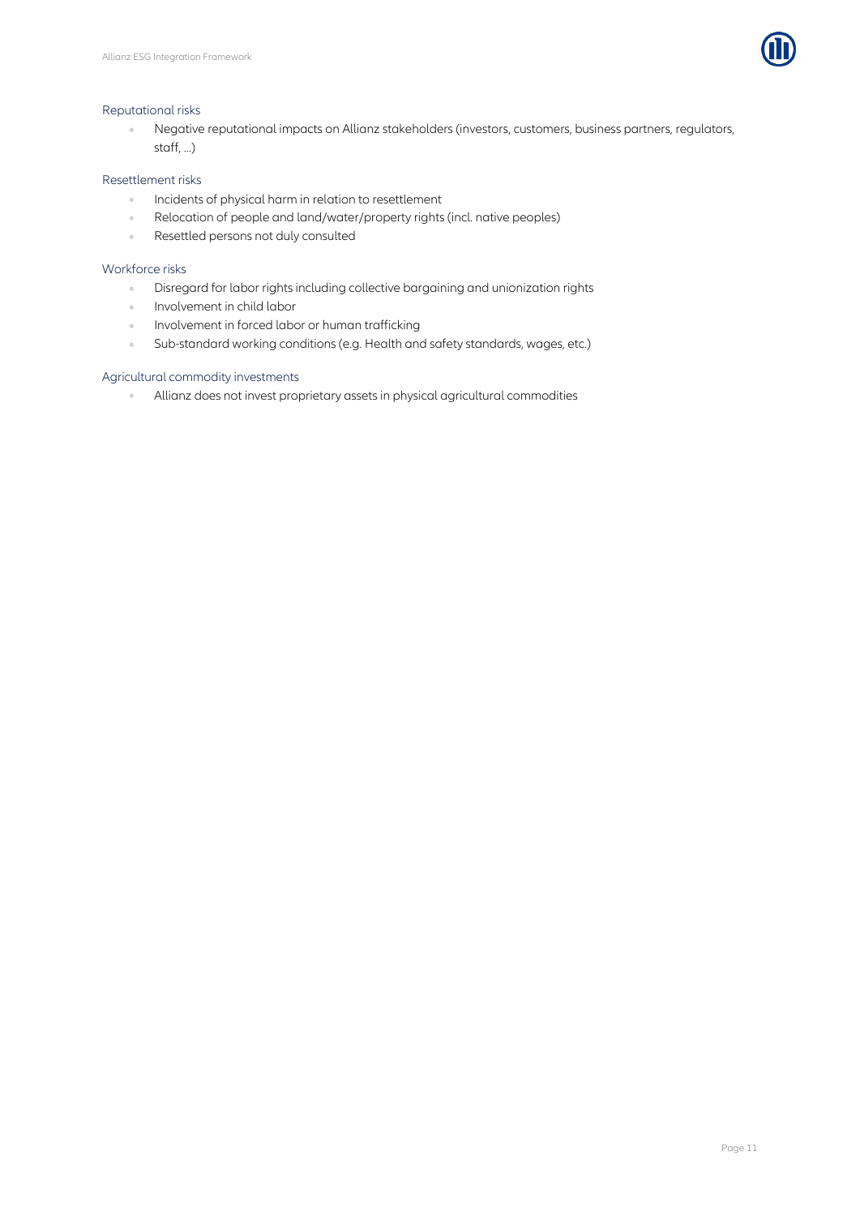### Reputational risks

- Negative reputational impacts on Allianz stakeholders (investors, customers, business partners, regulators, staff, ...)

### Resettlement risks

- Incidents of physical harm in relation to resettlement
- Relocation of people and land/water/property rights (incl. native peoples)
- Resettled persons not duly consulted

### Workforce risks

- Disregard for labor rights including collective bargaining and unionization rights
- Involvement in child labor
- Involvement in forced labor or human trafficking
- Sub-standard working conditions (e.g. Health and safety standards, wages, etc.)

### Agricultural commodity investments

- Allianz does not invest proprietary assets in physical agricultural commodities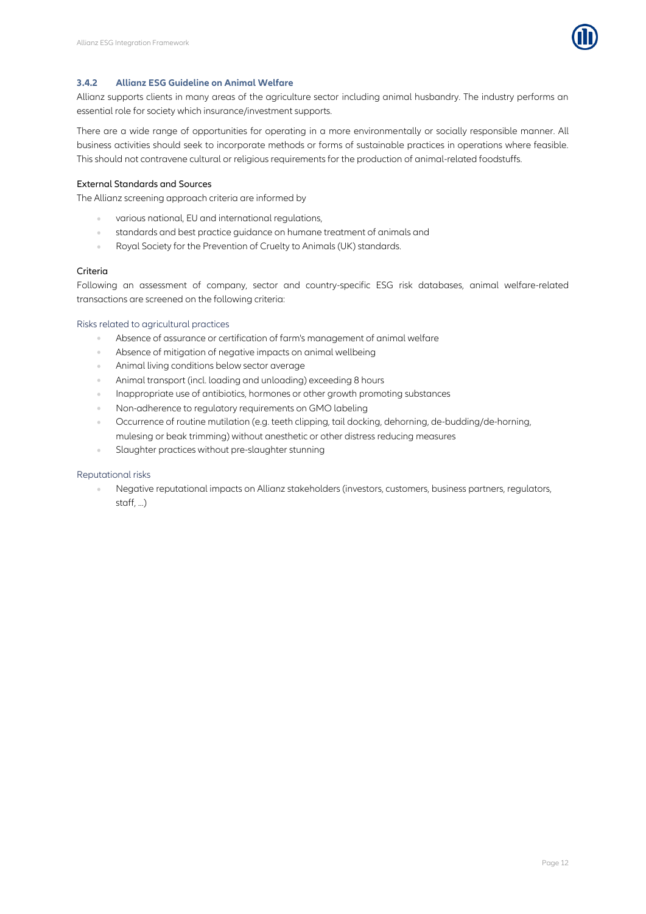### 3.4.2 Allianz ESG Guideline on Animal Welfare

Allianz supports clients in many areas of the agriculture sector including animal husbandry. The industry performs an essential role for society which insurance/investment supports.

There are a wide range of opportunities for operating in a more environmentally or socially responsible manner. All business activities should seek to incorporate methods or forms of sustainable practices in operations where feasible. This should not contravene cultural or religious requirements for the production of animal-related foodstuffs.

#### External Standards and Sources

The Allianz screening approach criteria are informed by

- various national, EU and international regulations,
- standards and best practice guidance on humane treatment of animals and
- Royal Society for the Prevention of Cruelty to Animals (UK) standards.

#### Criteria

Following an assessment of company, sector and country-specific ESG risk databases, animal welfare-related transactions are screened on the following criteria:

##### Risks related to agricultural practices

- Absence of assurance or certification of farm's management of animal welfare
- Absence of mitigation of negative impacts on animal wellbeing
- Animal living conditions below sector average
- Animal transport (incl. loading and unloading) exceeding 8 hours
- Inappropriate use of antibiotics, hormones or other growth promoting substances
- Non-adherence to regulatory requirements on GMO labeling
- Occurrence of routine mutilation (e.g. teeth clipping, tail docking, dehorning, de-budding/de-horning, mulesing or beak trimming) without anesthetic or other distress reducing measures
- Slaughter practices without pre-slaughter stunning

##### Reputational risks

- Negative reputational impacts on Allianz stakeholders (investors, customers, business partners, regulators, staff, …)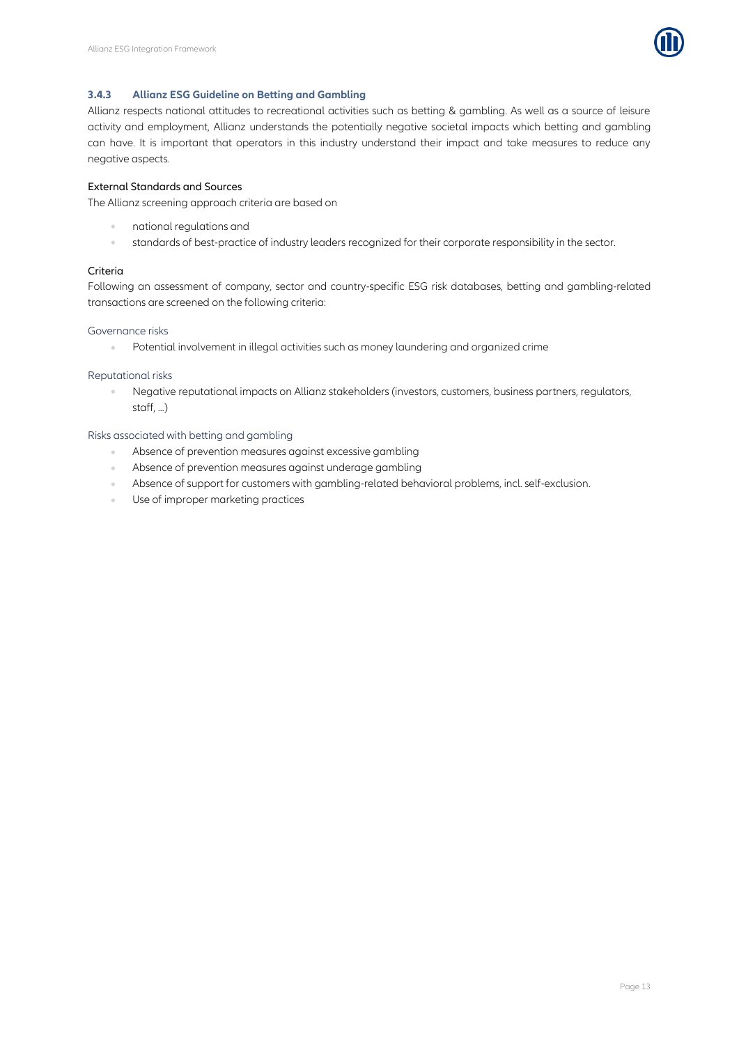### 3.4.3 Allianz ESG Guideline on Betting and Gambling

Allianz respects national attitudes to recreational activities such as betting & gambling. As well as a source of leisure activity and employment, Allianz understands the potentially negative societal impacts which betting and gambling can have. It is important that operators in this industry understand their impact and take measures to reduce any negative aspects.

#### External Standards and Sources

The Allianz screening approach criteria are based on

- national regulations and
- standards of best-practice of industry leaders recognized for their corporate responsibility in the sector.

#### Criteria

Following an assessment of company, sector and country-specific ESG risk databases, betting and gambling-related transactions are screened on the following criteria:

Governance risks

- Potential involvement in illegal activities such as money laundering and organized crime

Reputational risks

- Negative reputational impacts on Allianz stakeholders (investors, customers, business partners, regulators, staff, …)

Risks associated with betting and gambling

- Absence of prevention measures against excessive gambling
- Absence of prevention measures against underage gambling
- Absence of support for customers with gambling-related behavioral problems, incl. self-exclusion.
- Use of improper marketing practices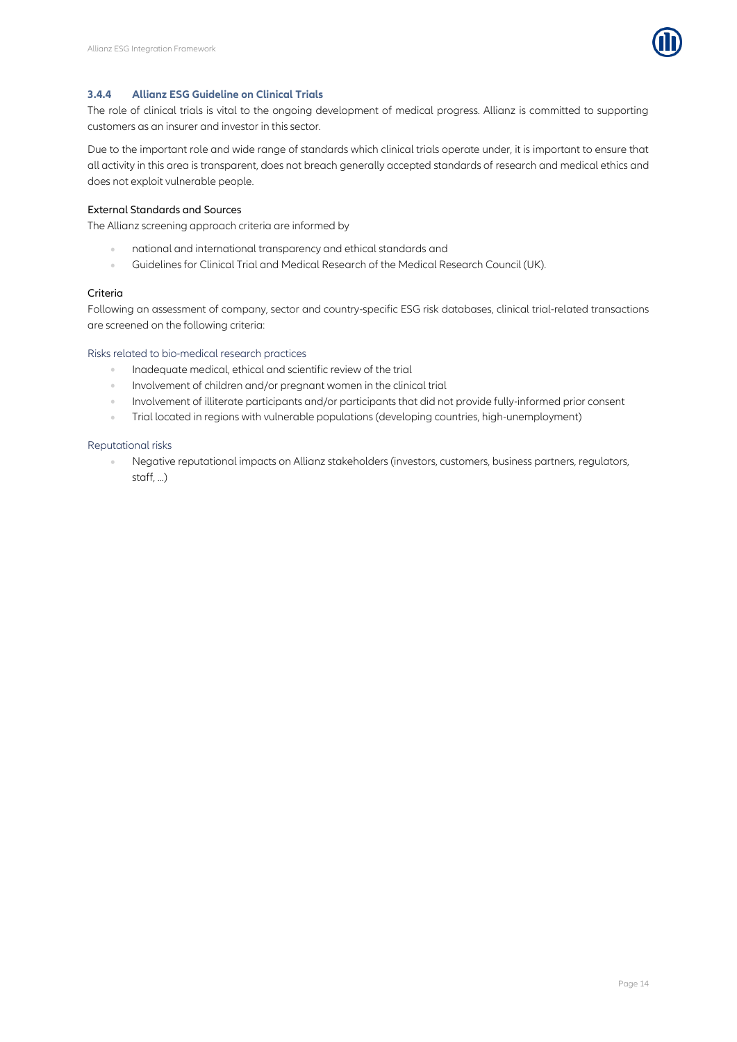### 3.4.4 Allianz ESG Guideline on Clinical Trials

The role of clinical trials is vital to the ongoing development of medical progress. Allianz is committed to supporting customers as an insurer and investor in this sector.

Due to the important role and wide range of standards which clinical trials operate under, it is important to ensure that all activity in this area is transparent, does not breach generally accepted standards of research and medical ethics and does not exploit vulnerable people.

#### External Standards and Sources

The Allianz screening approach criteria are informed by

- national and international transparency and ethical standards and
- Guidelines for Clinical Trial and Medical Research of the Medical Research Council (UK).

#### Criteria

Following an assessment of company, sector and country-specific ESG risk databases, clinical trial-related transactions are screened on the following criteria:

Risks related to bio-medical research practices

- Inadequate medical, ethical and scientific review of the trial
- Involvement of children and/or pregnant women in the clinical trial
- Involvement of illiterate participants and/or participants that did not provide fully-informed prior consent
- Trial located in regions with vulnerable populations (developing countries, high-unemployment)

Reputational risks

- Negative reputational impacts on Allianz stakeholders (investors, customers, business partners, regulators, staff, …)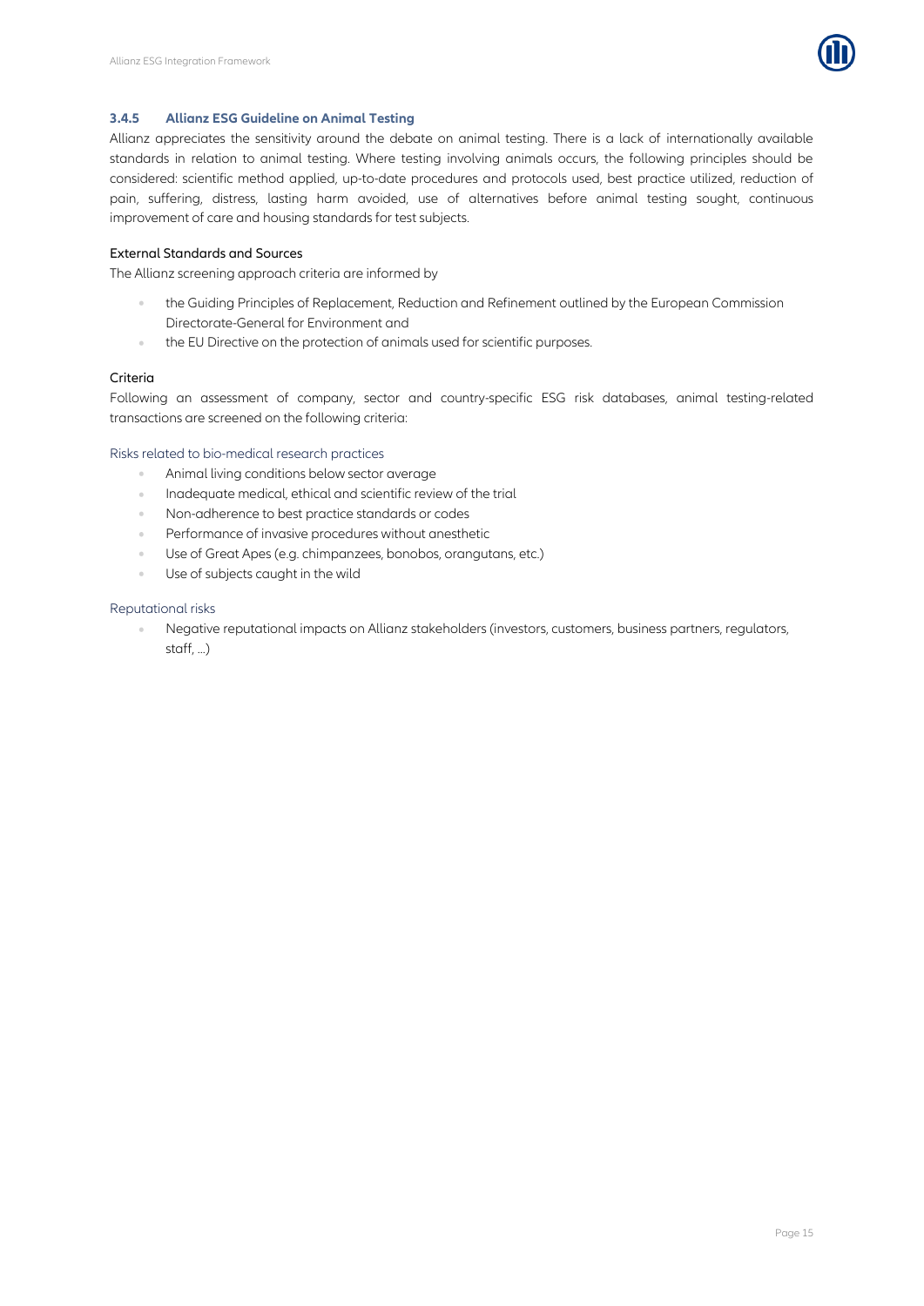### 3.4.5 Allianz ESG Guideline on Animal Testing

Allianz appreciates the sensitivity around the debate on animal testing. There is a lack of internationally available standards in relation to animal testing. Where testing involving animals occurs, the following principles should be considered: scientific method applied, up-to-date procedures and protocols used, best practice utilized, reduction of pain, suffering, distress, lasting harm avoided, use of alternatives before animal testing sought, continuous improvement of care and housing standards for test subjects.

#### External Standards and Sources

The Allianz screening approach criteria are informed by

- the Guiding Principles of Replacement, Reduction and Refinement outlined by the European Commission Directorate-General for Environment and
- the EU Directive on the protection of animals used for scientific purposes.

#### Criteria

Following an assessment of company, sector and country-specific ESG risk databases, animal testing-related transactions are screened on the following criteria:

Risks related to bio-medical research practices

- Animal living conditions below sector average
- Inadequate medical, ethical and scientific review of the trial
- Non-adherence to best practice standards or codes
- Performance of invasive procedures without anesthetic
- Use of Great Apes (e.g. chimpanzees, bonobos, orangutans, etc.)
- Use of subjects caught in the wild

Reputational risks

- Negative reputational impacts on Allianz stakeholders (investors, customers, business partners, regulators, staff, …)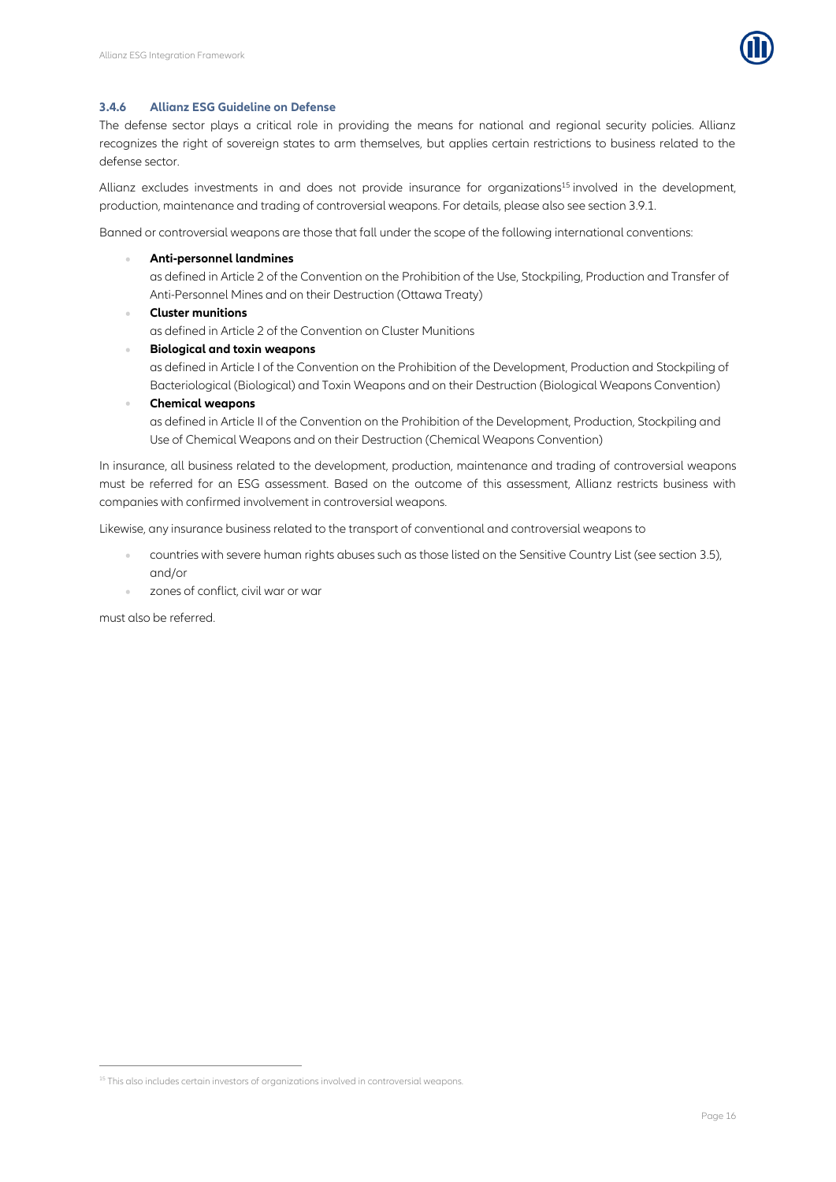### 3.4.6 Allianz ESG Guideline on Defense

The defense sector plays a critical role in providing the means for national and regional security policies. Allianz recognizes the right of sovereign states to arm themselves, but applies certain restrictions to business related to the defense sector.

Allianz excludes investments in and does not provide insurance for organizations[15] involved in the development, production, maintenance and trading of controversial weapons. For details, please also see section 3.9.1.

Banned or controversial weapons are those that fall under the scope of the following international conventions:

- **Anti-personnel landmines**
  as defined in Article 2 of the Convention on the Prohibition of the Use, Stockpiling, Production and Transfer of Anti-Personnel Mines and on their Destruction (Ottawa Treaty)
- **Cluster munitions**
  as defined in Article 2 of the Convention on Cluster Munitions
- **Biological and toxin weapons**
  as defined in Article I of the Convention on the Prohibition of the Development, Production and Stockpiling of Bacteriological (Biological) and Toxin Weapons and on their Destruction (Biological Weapons Convention)
- **Chemical weapons**
  as defined in Article II of the Convention on the Prohibition of the Development, Production, Stockpiling and Use of Chemical Weapons and on their Destruction (Chemical Weapons Convention)

In insurance, all business related to the development, production, maintenance and trading of controversial weapons must be referred for an ESG assessment. Based on the outcome of this assessment, Allianz restricts business with companies with confirmed involvement in controversial weapons.

Likewise, any insurance business related to the transport of conventional and controversial weapons to

- countries with severe human rights abuses such as those listed on the Sensitive Country List (see section 3.5), and/or
- zones of conflict, civil war or war

must also be referred.

[15] This also includes certain investors of organizations involved in controversial weapons.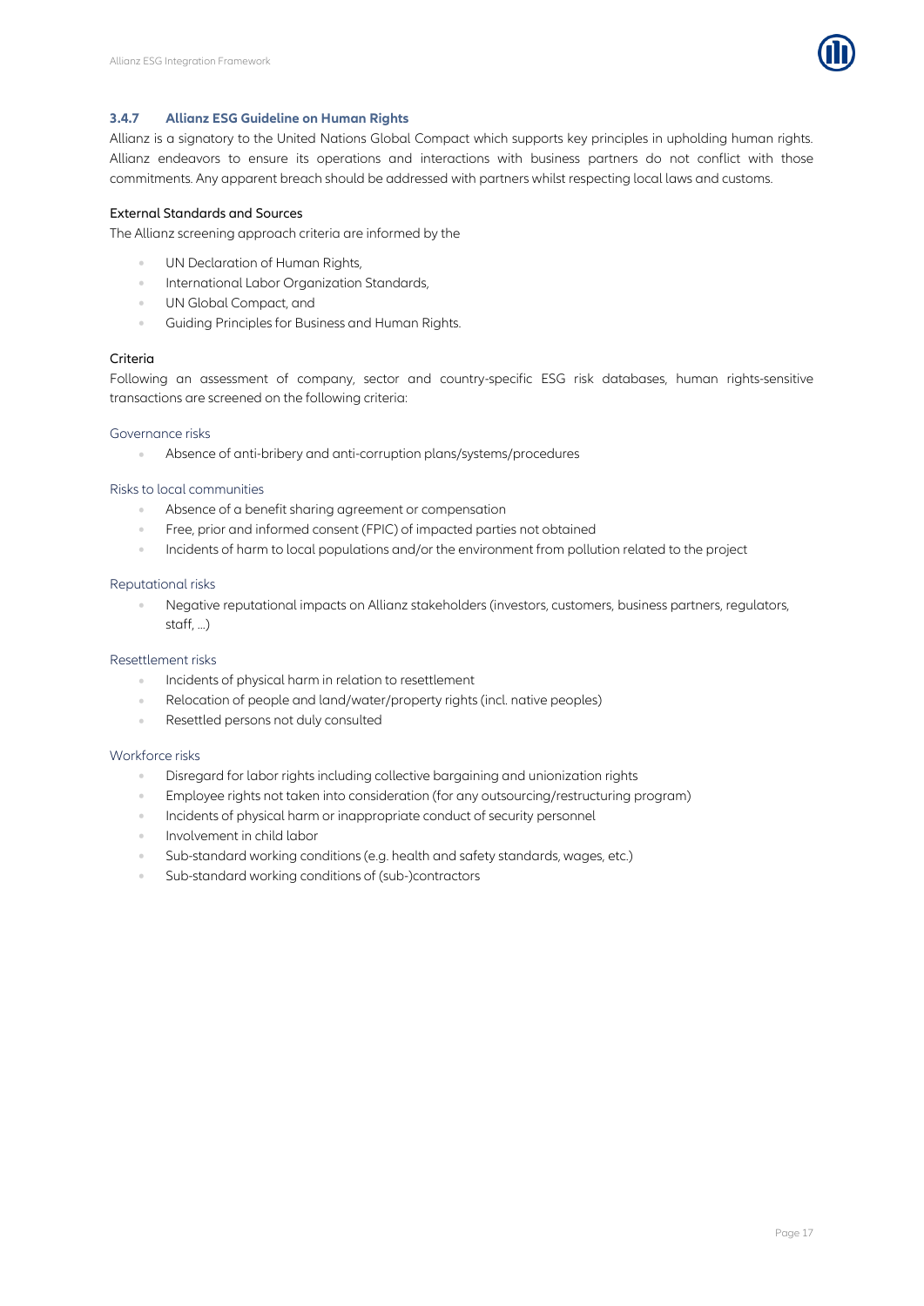### 3.4.7 Allianz ESG Guideline on Human Rights

Allianz is a signatory to the United Nations Global Compact which supports key principles in upholding human rights. Allianz endeavors to ensure its operations and interactions with business partners do not conflict with those commitments. Any apparent breach should be addressed with partners whilst respecting local laws and customs.

#### External Standards and Sources

The Allianz screening approach criteria are informed by the

- UN Declaration of Human Rights,
- International Labor Organization Standards,
- UN Global Compact, and
- Guiding Principles for Business and Human Rights.

#### Criteria

Following an assessment of company, sector and country-specific ESG risk databases, human rights-sensitive transactions are screened on the following criteria:

##### Governance risks

- Absence of anti-bribery and anti-corruption plans/systems/procedures

##### Risks to local communities

- Absence of a benefit sharing agreement or compensation
- Free, prior and informed consent (FPIC) of impacted parties not obtained
- Incidents of harm to local populations and/or the environment from pollution related to the project

##### Reputational risks

- Negative reputational impacts on Allianz stakeholders (investors, customers, business partners, regulators, staff, ...)

##### Resettlement risks

- Incidents of physical harm in relation to resettlement
- Relocation of people and land/water/property rights (incl. native peoples)
- Resettled persons not duly consulted

##### Workforce risks

- Disregard for labor rights including collective bargaining and unionization rights
- Employee rights not taken into consideration (for any outsourcing/restructuring program)
- Incidents of physical harm or inappropriate conduct of security personnel
- Involvement in child labor
- Sub-standard working conditions (e.g. health and safety standards, wages, etc.)
- Sub-standard working conditions of (sub-)contractors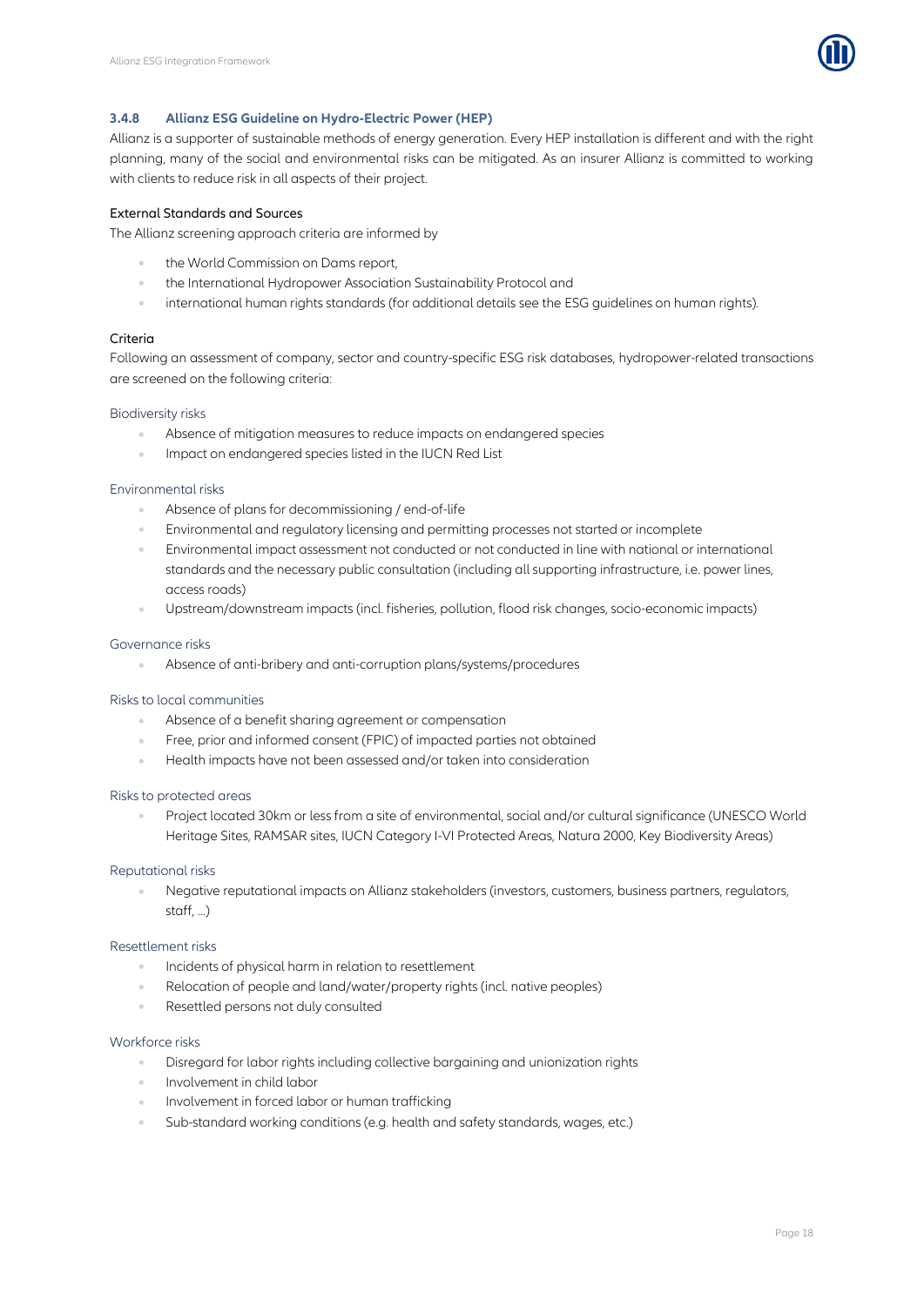### 3.4.8 Allianz ESG Guideline on Hydro-Electric Power (HEP)

Allianz is a supporter of sustainable methods of energy generation. Every HEP installation is different and with the right planning, many of the social and environmental risks can be mitigated. As an insurer Allianz is committed to working with clients to reduce risk in all aspects of their project.

#### External Standards and Sources

The Allianz screening approach criteria are informed by

- the World Commission on Dams report,
- the International Hydropower Association Sustainability Protocol and
- international human rights standards (for additional details see the ESG guidelines on human rights).

#### Criteria

Following an assessment of company, sector and country-specific ESG risk databases, hydropower-related transactions are screened on the following criteria:

##### Biodiversity risks

- Absence of mitigation measures to reduce impacts on endangered species
- Impact on endangered species listed in the IUCN Red List

##### Environmental risks

- Absence of plans for decommissioning / end-of-life
- Environmental and regulatory licensing and permitting processes not started or incomplete
- Environmental impact assessment not conducted or not conducted in line with national or international standards and the necessary public consultation (including all supporting infrastructure, i.e. power lines, access roads)
- Upstream/downstream impacts (incl. fisheries, pollution, flood risk changes, socio-economic impacts)

##### Governance risks

- Absence of anti-bribery and anti-corruption plans/systems/procedures

##### Risks to local communities

- Absence of a benefit sharing agreement or compensation
- Free, prior and informed consent (FPIC) of impacted parties not obtained
- Health impacts have not been assessed and/or taken into consideration

##### Risks to protected areas

- Project located 30km or less from a site of environmental, social and/or cultural significance (UNESCO World Heritage Sites, RAMSAR sites, IUCN Category I-VI Protected Areas, Natura 2000, Key Biodiversity Areas)

##### Reputational risks

- Negative reputational impacts on Allianz stakeholders (investors, customers, business partners, regulators, staff, ...)

##### Resettlement risks

- Incidents of physical harm in relation to resettlement
- Relocation of people and land/water/property rights (incl. native peoples)
- Resettled persons not duly consulted

##### Workforce risks

- Disregard for labor rights including collective bargaining and unionization rights
- Involvement in child labor
- Involvement in forced labor or human trafficking
- Sub-standard working conditions (e.g. health and safety standards, wages, etc.)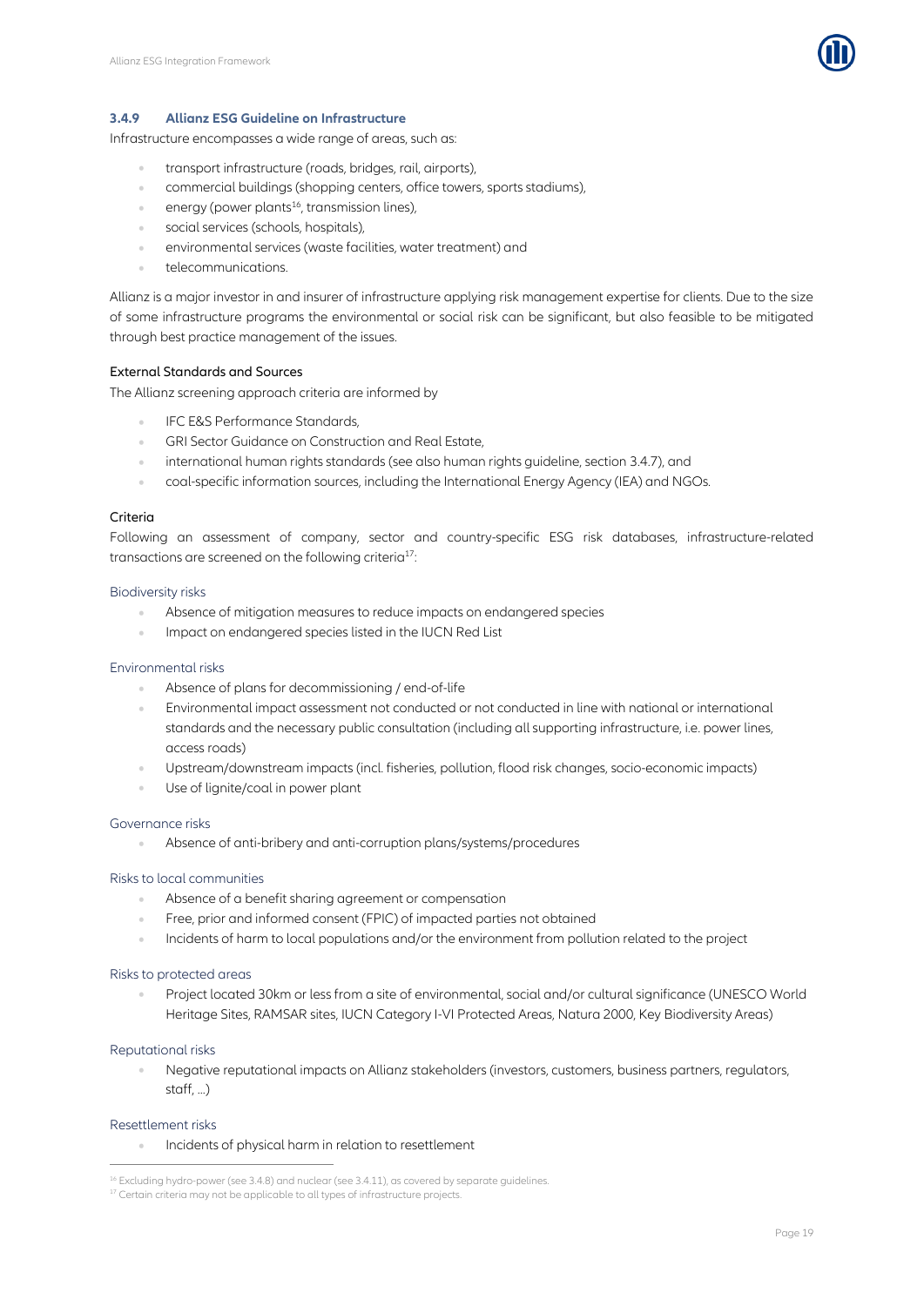### 3.4.9 Allianz ESG Guideline on Infrastructure

Infrastructure encompasses a wide range of areas, such as:

- transport infrastructure (roads, bridges, rail, airports),
- commercial buildings (shopping centers, office towers, sports stadiums),
- energy (power plants[16], transmission lines),
- social services (schools, hospitals),
- environmental services (waste facilities, water treatment) and
- telecommunications.

Allianz is a major investor in and insurer of infrastructure applying risk management expertise for clients. Due to the size of some infrastructure programs the environmental or social risk can be significant, but also feasible to be mitigated through best practice management of the issues.

#### External Standards and Sources

The Allianz screening approach criteria are informed by

- IFC E&S Performance Standards,
- GRI Sector Guidance on Construction and Real Estate,
- international human rights standards (see also human rights guideline, section 3.4.7), and
- coal-specific information sources, including the International Energy Agency (IEA) and NGOs.

#### Criteria

Following an assessment of company, sector and country-specific ESG risk databases, infrastructure-related transactions are screened on the following criteria[17]:

##### Biodiversity risks

- Absence of mitigation measures to reduce impacts on endangered species
- Impact on endangered species listed in the IUCN Red List

##### Environmental risks

- Absence of plans for decommissioning / end-of-life
- Environmental impact assessment not conducted or not conducted in line with national or international standards and the necessary public consultation (including all supporting infrastructure, i.e. power lines, access roads)
- Upstream/downstream impacts (incl. fisheries, pollution, flood risk changes, socio-economic impacts)
- Use of lignite/coal in power plant

##### Governance risks

- Absence of anti-bribery and anti-corruption plans/systems/procedures

##### Risks to local communities

- Absence of a benefit sharing agreement or compensation
- Free, prior and informed consent (FPIC) of impacted parties not obtained
- Incidents of harm to local populations and/or the environment from pollution related to the project

##### Risks to protected areas

- Project located 30km or less from a site of environmental, social and/or cultural significance (UNESCO World Heritage Sites, RAMSAR sites, IUCN Category I-VI Protected Areas, Natura 2000, Key Biodiversity Areas)

##### Reputational risks

- Negative reputational impacts on Allianz stakeholders (investors, customers, business partners, regulators, staff, ...)

##### Resettlement risks

- Incidents of physical harm in relation to resettlement

---

[16] Excluding hydro-power (see 3.4.8) and nuclear (see 3.4.11), as covered by separate guidelines.

[17] Certain criteria may not be applicable to all types of infrastructure projects.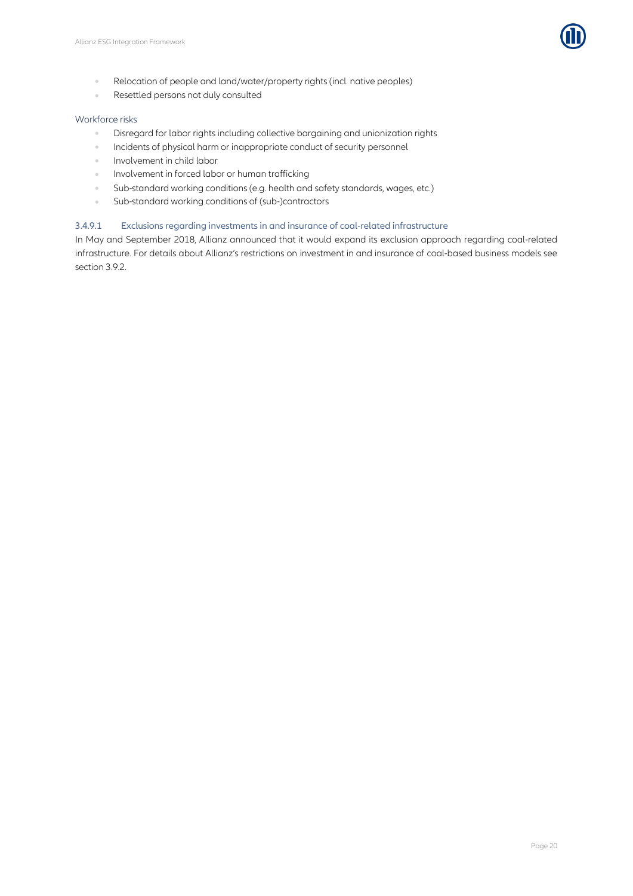- Relocation of people and land/water/property rights (incl. native peoples)
- Resettled persons not duly consulted

Workforce risks

- Disregard for labor rights including collective bargaining and unionization rights
- Incidents of physical harm or inappropriate conduct of security personnel
- Involvement in child labor
- Involvement in forced labor or human trafficking
- Sub-standard working conditions (e.g. health and safety standards, wages, etc.)
- Sub-standard working conditions of (sub-)contractors

#### 3.4.9.1 Exclusions regarding investments in and insurance of coal-related infrastructure

In May and September 2018, Allianz announced that it would expand its exclusion approach regarding coal-related infrastructure. For details about Allianz's restrictions on investment in and insurance of coal-based business models see section 3.9.2.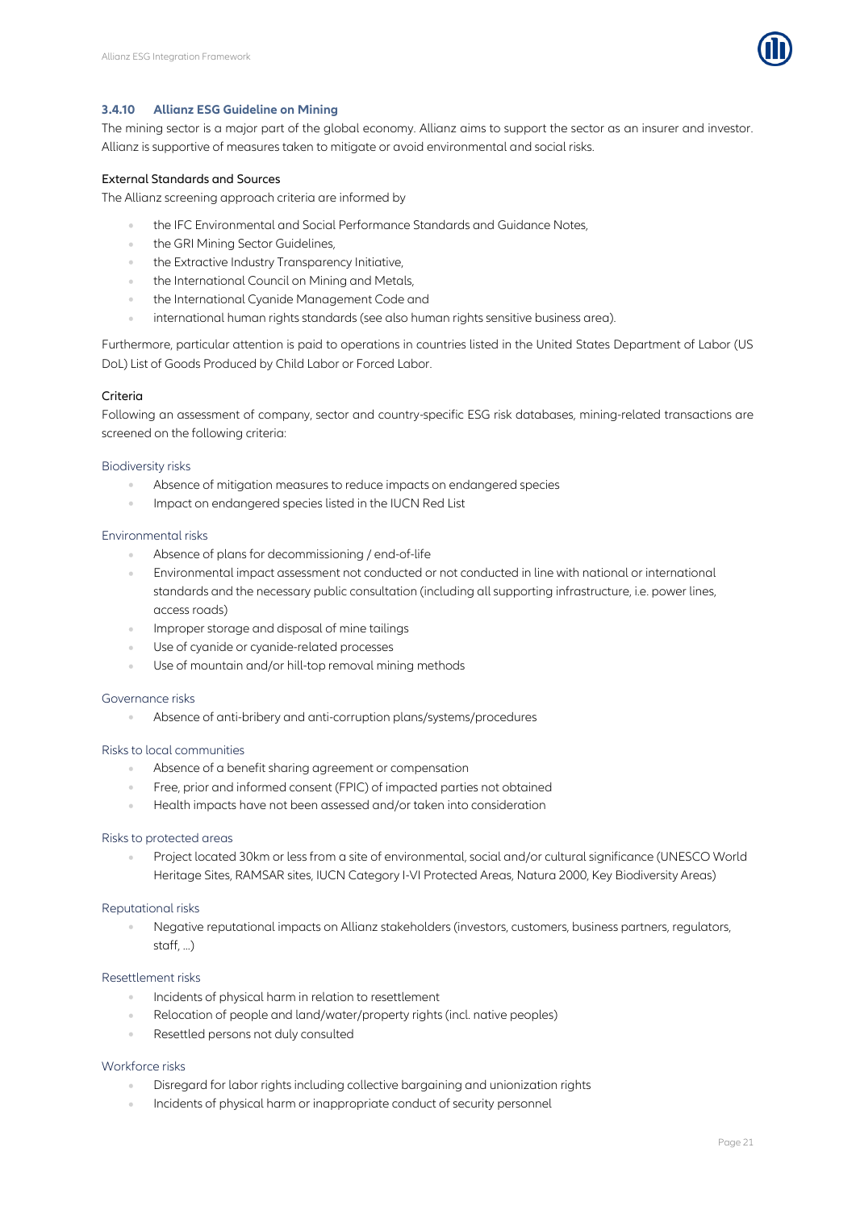### 3.4.10 Allianz ESG Guideline on Mining

The mining sector is a major part of the global economy. Allianz aims to support the sector as an insurer and investor. Allianz is supportive of measures taken to mitigate or avoid environmental and social risks.

#### External Standards and Sources

The Allianz screening approach criteria are informed by

- the IFC Environmental and Social Performance Standards and Guidance Notes,
- the GRI Mining Sector Guidelines,
- the Extractive Industry Transparency Initiative,
- the International Council on Mining and Metals,
- the International Cyanide Management Code and
- international human rights standards (see also human rights sensitive business area).

Furthermore, particular attention is paid to operations in countries listed in the United States Department of Labor (US DoL) List of Goods Produced by Child Labor or Forced Labor.

#### Criteria

Following an assessment of company, sector and country-specific ESG risk databases, mining-related transactions are screened on the following criteria:

Biodiversity risks

- Absence of mitigation measures to reduce impacts on endangered species
- Impact on endangered species listed in the IUCN Red List

Environmental risks

- Absence of plans for decommissioning / end-of-life
- Environmental impact assessment not conducted or not conducted in line with national or international standards and the necessary public consultation (including all supporting infrastructure, i.e. power lines, access roads)
- Improper storage and disposal of mine tailings
- Use of cyanide or cyanide-related processes
- Use of mountain and/or hill-top removal mining methods

Governance risks

- Absence of anti-bribery and anti-corruption plans/systems/procedures

Risks to local communities

- Absence of a benefit sharing agreement or compensation
- Free, prior and informed consent (FPIC) of impacted parties not obtained
- Health impacts have not been assessed and/or taken into consideration

Risks to protected areas

- Project located 30km or less from a site of environmental, social and/or cultural significance (UNESCO World Heritage Sites, RAMSAR sites, IUCN Category I-VI Protected Areas, Natura 2000, Key Biodiversity Areas)

Reputational risks

- Negative reputational impacts on Allianz stakeholders (investors, customers, business partners, regulators, staff, …)

Resettlement risks

- Incidents of physical harm in relation to resettlement
- Relocation of people and land/water/property rights (incl. native peoples)
- Resettled persons not duly consulted

Workforce risks

- Disregard for labor rights including collective bargaining and unionization rights
- Incidents of physical harm or inappropriate conduct of security personnel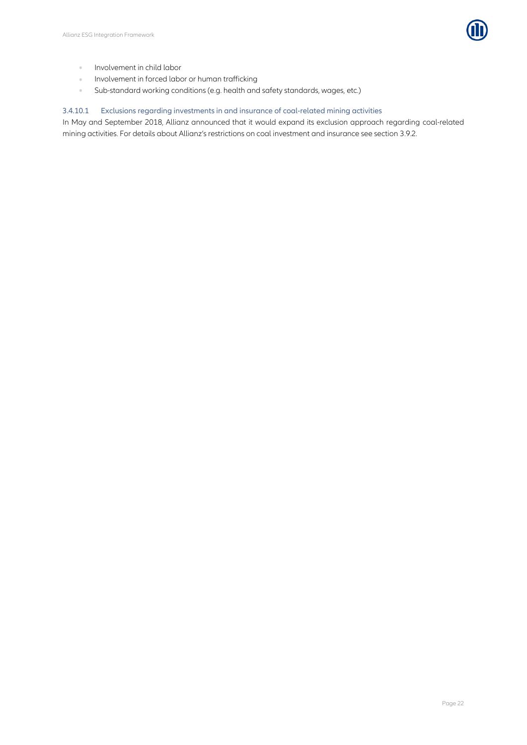- Involvement in child labor
- Involvement in forced labor or human trafficking
- Sub-standard working conditions (e.g. health and safety standards, wages, etc.)

#### 3.4.10.1 Exclusions regarding investments in and insurance of coal-related mining activities

In May and September 2018, Allianz announced that it would expand its exclusion approach regarding coal-related mining activities. For details about Allianz's restrictions on coal investment and insurance see section 3.9.2.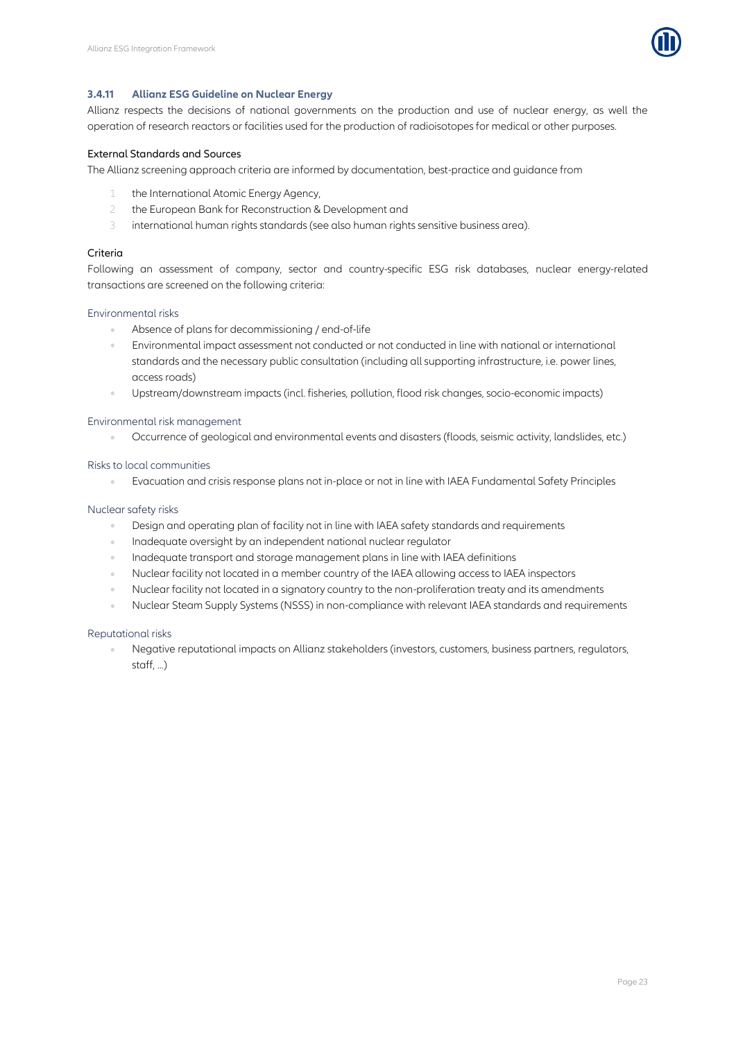### 3.4.11 Allianz ESG Guideline on Nuclear Energy

Allianz respects the decisions of national governments on the production and use of nuclear energy, as well the operation of research reactors or facilities used for the production of radioisotopes for medical or other purposes.

#### External Standards and Sources

The Allianz screening approach criteria are informed by documentation, best-practice and guidance from

1. the International Atomic Energy Agency,
2. the European Bank for Reconstruction & Development and
3. international human rights standards (see also human rights sensitive business area).

#### Criteria

Following an assessment of company, sector and country-specific ESG risk databases, nuclear energy-related transactions are screened on the following criteria:

Environmental risks

- Absence of plans for decommissioning / end-of-life
- Environmental impact assessment not conducted or not conducted in line with national or international standards and the necessary public consultation (including all supporting infrastructure, i.e. power lines, access roads)
- Upstream/downstream impacts (incl. fisheries, pollution, flood risk changes, socio-economic impacts)

Environmental risk management

- Occurrence of geological and environmental events and disasters (floods, seismic activity, landslides, etc.)

Risks to local communities

- Evacuation and crisis response plans not in-place or not in line with IAEA Fundamental Safety Principles

Nuclear safety risks

- Design and operating plan of facility not in line with IAEA safety standards and requirements
- Inadequate oversight by an independent national nuclear regulator
- Inadequate transport and storage management plans in line with IAEA definitions
- Nuclear facility not located in a member country of the IAEA allowing access to IAEA inspectors
- Nuclear facility not located in a signatory country to the non-proliferation treaty and its amendments
- Nuclear Steam Supply Systems (NSSS) in non-compliance with relevant IAEA standards and requirements

Reputational risks

- Negative reputational impacts on Allianz stakeholders (investors, customers, business partners, regulators, staff, ...)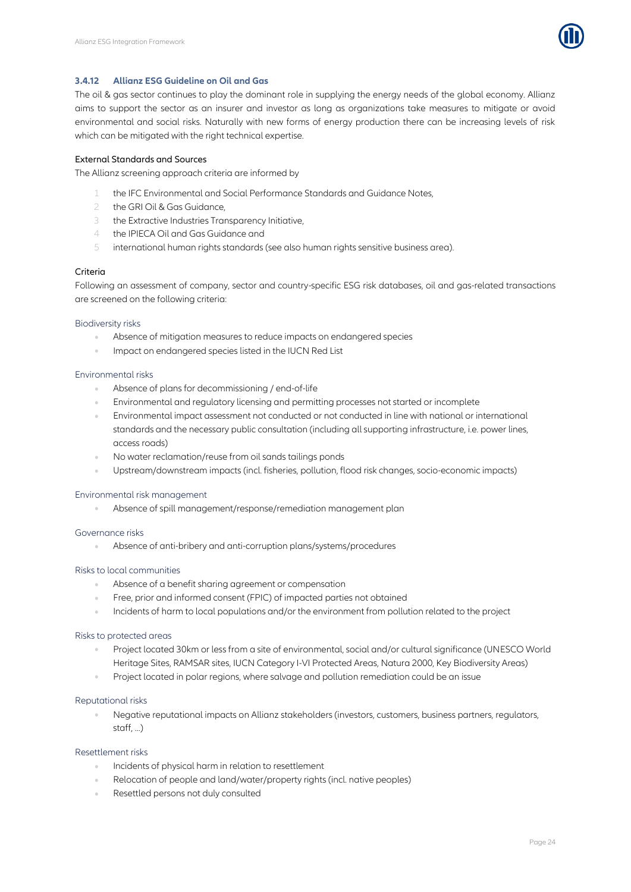### 3.4.12 Allianz ESG Guideline on Oil and Gas

The oil & gas sector continues to play the dominant role in supplying the energy needs of the global economy. Allianz aims to support the sector as an insurer and investor as long as organizations take measures to mitigate or avoid environmental and social risks. Naturally with new forms of energy production there can be increasing levels of risk which can be mitigated with the right technical expertise.

**External Standards and Sources**

The Allianz screening approach criteria are informed by

1. the IFC Environmental and Social Performance Standards and Guidance Notes,
2. the GRI Oil & Gas Guidance,
3. the Extractive Industries Transparency Initiative,
4. the IPIECA Oil and Gas Guidance and
5. international human rights standards (see also human rights sensitive business area).

**Criteria**

Following an assessment of company, sector and country-specific ESG risk databases, oil and gas-related transactions are screened on the following criteria:

Biodiversity risks

- Absence of mitigation measures to reduce impacts on endangered species
- Impact on endangered species listed in the IUCN Red List

Environmental risks

- Absence of plans for decommissioning / end-of-life
- Environmental and regulatory licensing and permitting processes not started or incomplete
- Environmental impact assessment not conducted or not conducted in line with national or international standards and the necessary public consultation (including all supporting infrastructure, i.e. power lines, access roads)
- No water reclamation/reuse from oil sands tailings ponds
- Upstream/downstream impacts (incl. fisheries, pollution, flood risk changes, socio-economic impacts)

Environmental risk management

- Absence of spill management/response/remediation management plan

Governance risks

- Absence of anti-bribery and anti-corruption plans/systems/procedures

Risks to local communities

- Absence of a benefit sharing agreement or compensation
- Free, prior and informed consent (FPIC) of impacted parties not obtained
- Incidents of harm to local populations and/or the environment from pollution related to the project

Risks to protected areas

- Project located 30km or less from a site of environmental, social and/or cultural significance (UNESCO World Heritage Sites, RAMSAR sites, IUCN Category I-VI Protected Areas, Natura 2000, Key Biodiversity Areas)
- Project located in polar regions, where salvage and pollution remediation could be an issue

Reputational risks

- Negative reputational impacts on Allianz stakeholders (investors, customers, business partners, regulators, staff, ...)

Resettlement risks

- Incidents of physical harm in relation to resettlement
- Relocation of people and land/water/property rights (incl. native peoples)
- Resettled persons not duly consulted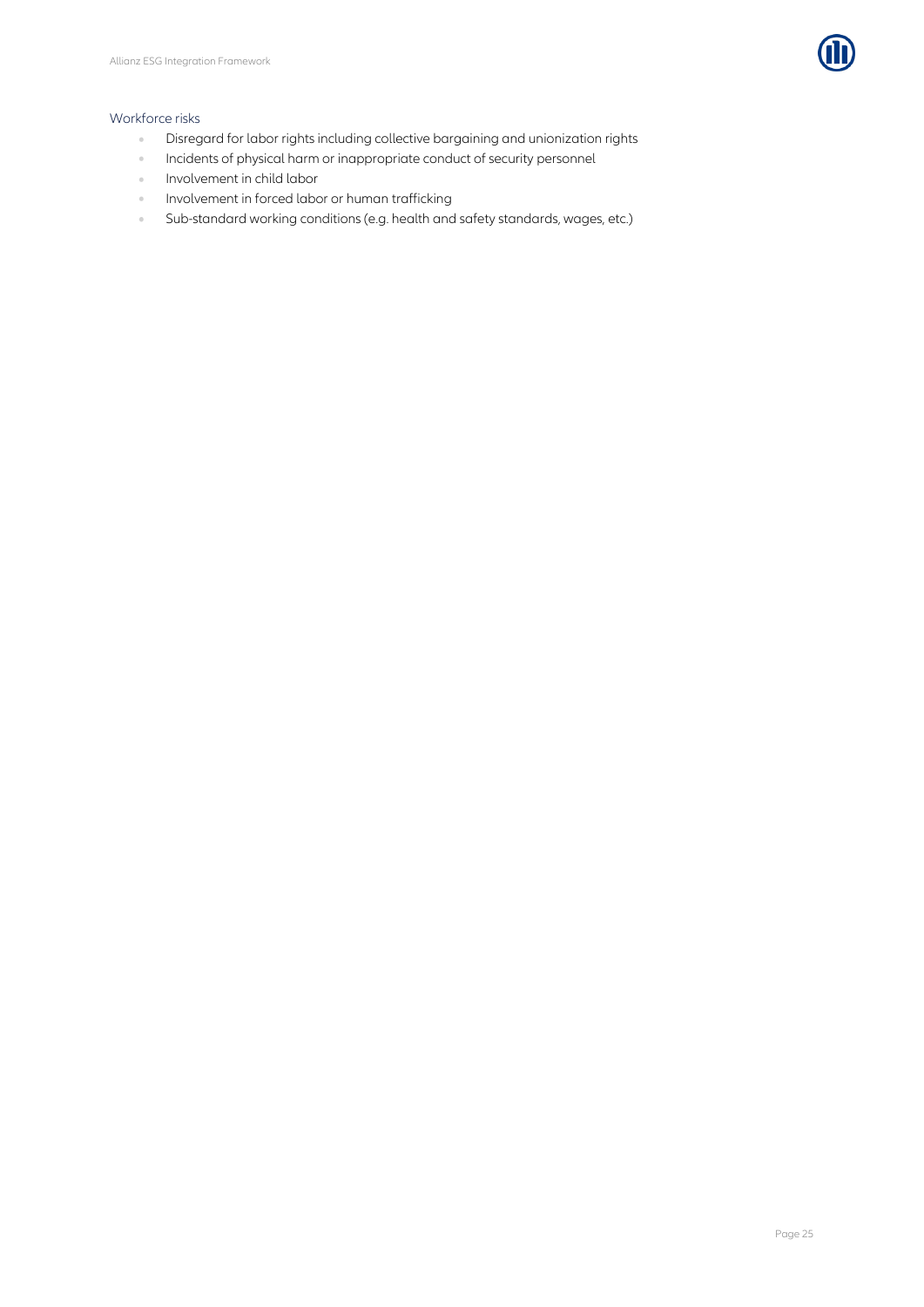#### Workforce risks

- Disregard for labor rights including collective bargaining and unionization rights
- Incidents of physical harm or inappropriate conduct of security personnel
- Involvement in child labor
- Involvement in forced labor or human trafficking
- Sub-standard working conditions (e.g. health and safety standards, wages, etc.)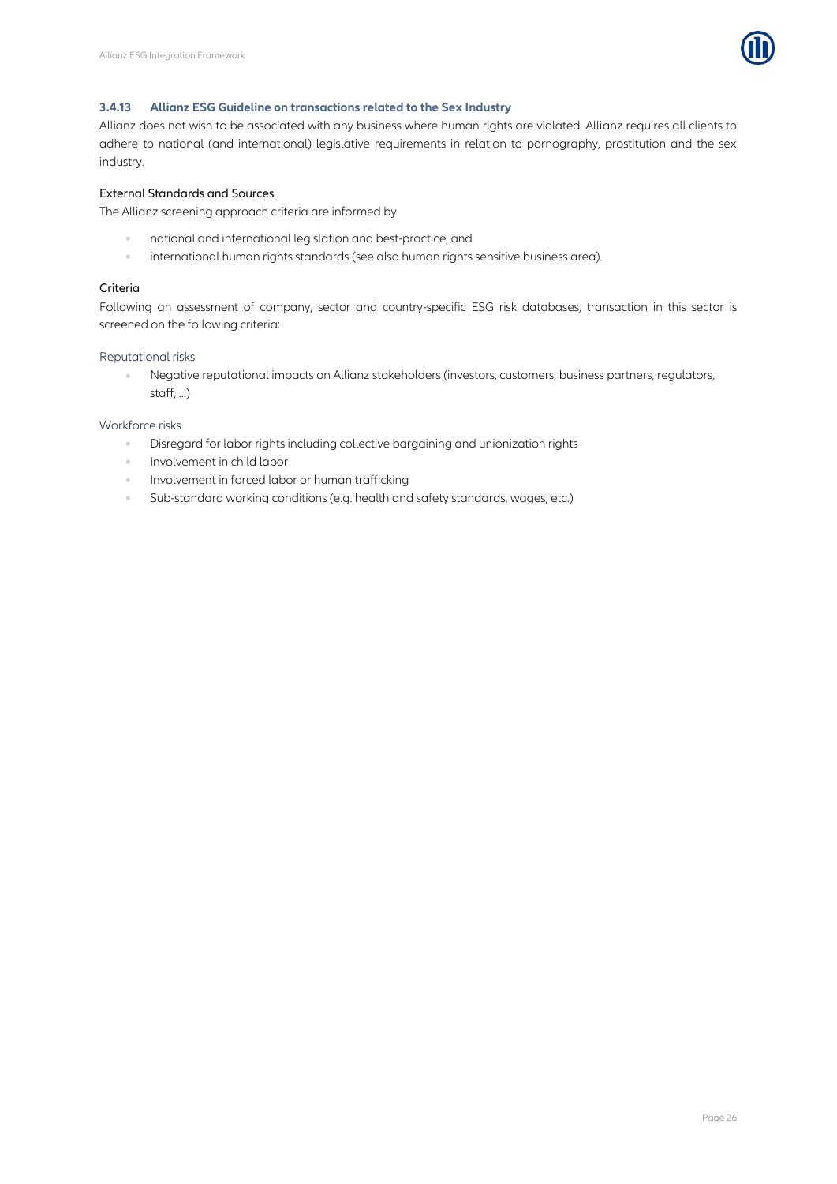### 3.4.13 Allianz ESG Guideline on transactions related to the Sex Industry

Allianz does not wish to be associated with any business where human rights are violated. Allianz requires all clients to adhere to national (and international) legislative requirements in relation to pornography, prostitution and the sex industry.

#### External Standards and Sources

The Allianz screening approach criteria are informed by

- national and international legislation and best-practice, and
- international human rights standards (see also human rights sensitive business area).

#### Criteria

Following an assessment of company, sector and country-specific ESG risk databases, transaction in this sector is screened on the following criteria:

##### Reputational risks

- Negative reputational impacts on Allianz stakeholders (investors, customers, business partners, regulators, staff, ...)

##### Workforce risks

- Disregard for labor rights including collective bargaining and unionization rights
- Involvement in child labor
- Involvement in forced labor or human trafficking
- Sub-standard working conditions (e.g. health and safety standards, wages, etc.)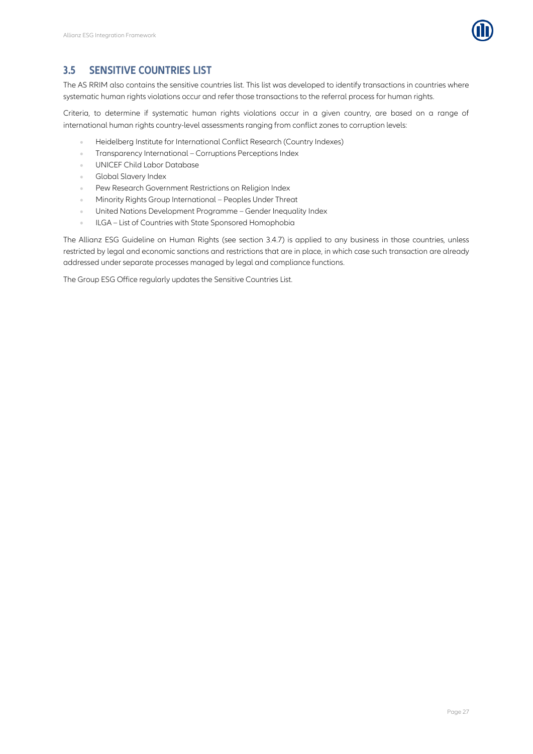## 3.5 SENSITIVE COUNTRIES LIST

The AS RRIM also contains the sensitive countries list. This list was developed to identify transactions in countries where systematic human rights violations occur and refer those transactions to the referral process for human rights.

Criteria, to determine if systematic human rights violations occur in a given country, are based on a range of international human rights country-level assessments ranging from conflict zones to corruption levels:

- Heidelberg Institute for International Conflict Research (Country Indexes)
- Transparency International – Corruptions Perceptions Index
- UNICEF Child Labor Database
- Global Slavery Index
- Pew Research Government Restrictions on Religion Index
- Minority Rights Group International – Peoples Under Threat
- United Nations Development Programme – Gender Inequality Index
- ILGA – List of Countries with State Sponsored Homophobia

The Allianz ESG Guideline on Human Rights (see section 3.4.7) is applied to any business in those countries, unless restricted by legal and economic sanctions and restrictions that are in place, in which case such transaction are already addressed under separate processes managed by legal and compliance functions.

The Group ESG Office regularly updates the Sensitive Countries List.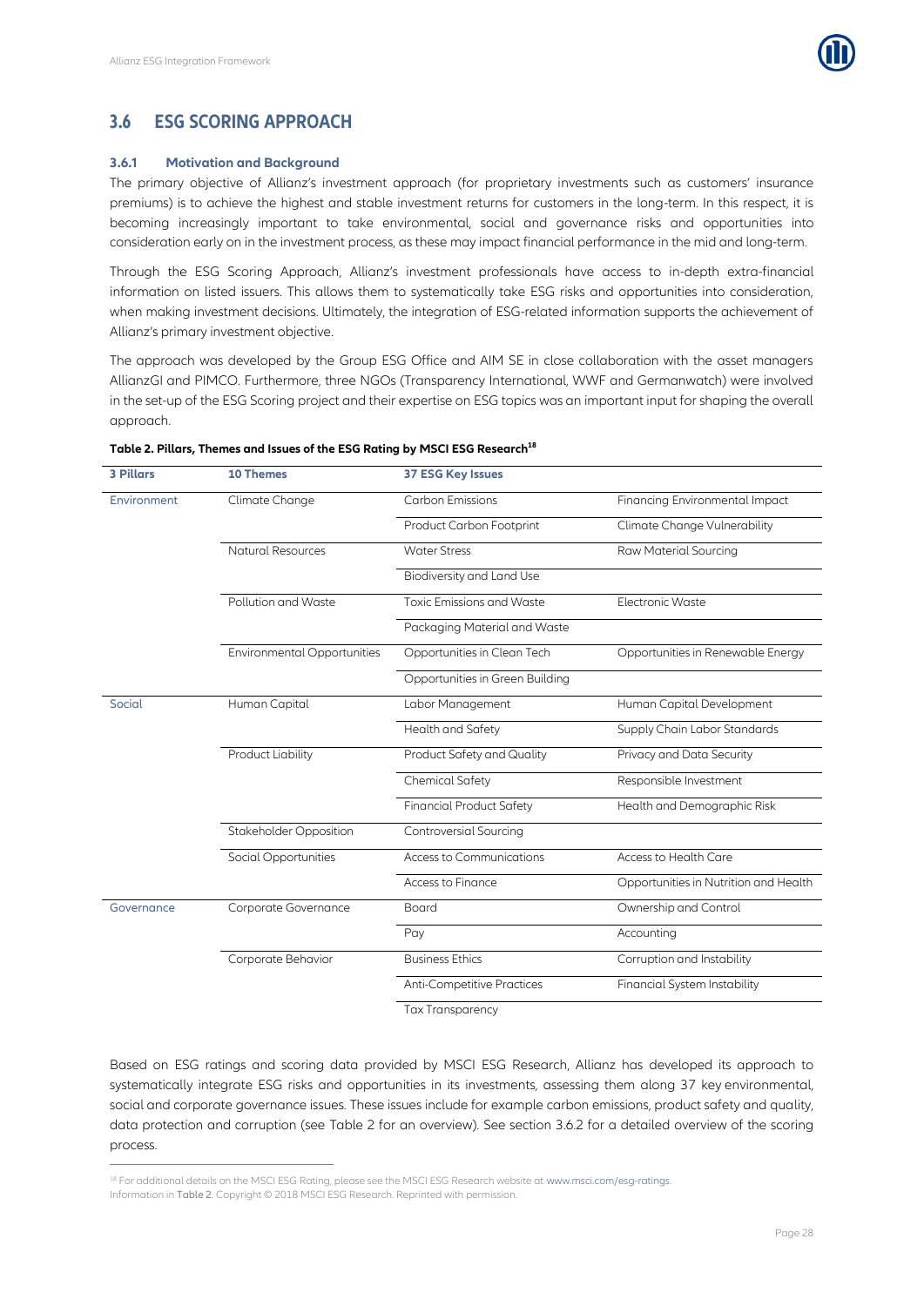## 3.6 ESG SCORING APPROACH

### 3.6.1 Motivation and Background

The primary objective of Allianz's investment approach (for proprietary investments such as customers' insurance premiums) is to achieve the highest and stable investment returns for customers in the long-term. In this respect, it is becoming increasingly important to take environmental, social and governance risks and opportunities into consideration early on in the investment process, as these may impact financial performance in the mid and long-term.

Through the ESG Scoring Approach, Allianz's investment professionals have access to in-depth extra-financial information on listed issuers. This allows them to systematically take ESG risks and opportunities into consideration, when making investment decisions. Ultimately, the integration of ESG-related information supports the achievement of Allianz's primary investment objective.

The approach was developed by the Group ESG Office and AIM SE in close collaboration with the asset managers AllianzGI and PIMCO. Furthermore, three NGOs (Transparency International, WWF and Germanwatch) were involved in the set-up of the ESG Scoring project and their expertise on ESG topics was an important input for shaping the overall approach.

**Table 2. Pillars, Themes and Issues of the ESG Rating by MSCI ESG Research[18]**

| 3 Pillars | 10 Themes | 37 ESG Key Issues | |
|---|---|---|---|
| Environment | Climate Change | Carbon Emissions | Financing Environmental Impact |
| | | Product Carbon Footprint | Climate Change Vulnerability |
| | Natural Resources | Water Stress | Raw Material Sourcing |
| | | Biodiversity and Land Use | |
| | Pollution and Waste | Toxic Emissions and Waste | Electronic Waste |
| | | Packaging Material and Waste | |
| | Environmental Opportunities | Opportunities in Clean Tech | Opportunities in Renewable Energy |
| | | Opportunities in Green Building | |
| Social | Human Capital | Labor Management | Human Capital Development |
| | | Health and Safety | Supply Chain Labor Standards |
| | Product Liability | Product Safety and Quality | Privacy and Data Security |
| | | Chemical Safety | Responsible Investment |
| | | Financial Product Safety | Health and Demographic Risk |
| | Stakeholder Opposition | Controversial Sourcing | |
| | Social Opportunities | Access to Communications | Access to Health Care |
| | | Access to Finance | Opportunities in Nutrition and Health |
| Governance | Corporate Governance | Board | Ownership and Control |
| | | Pay | Accounting |
| | Corporate Behavior | Business Ethics | Corruption and Instability |
| | | Anti-Competitive Practices | Financial System Instability |
| | | Tax Transparency | |

Based on ESG ratings and scoring data provided by MSCI ESG Research, Allianz has developed its approach to systematically integrate ESG risks and opportunities in its investments, assessing them along 37 key environmental, social and corporate governance issues. These issues include for example carbon emissions, product safety and quality, data protection and corruption (see Table 2 for an overview). See section 3.6.2 for a detailed overview of the scoring process.

[18] For additional details on the MSCI ESG Rating, please see the MSCI ESG Research website at www.msci.com/esg-ratings. Information in Table 2. Copyright © 2018 MSCI ESG Research. Reprinted with permission.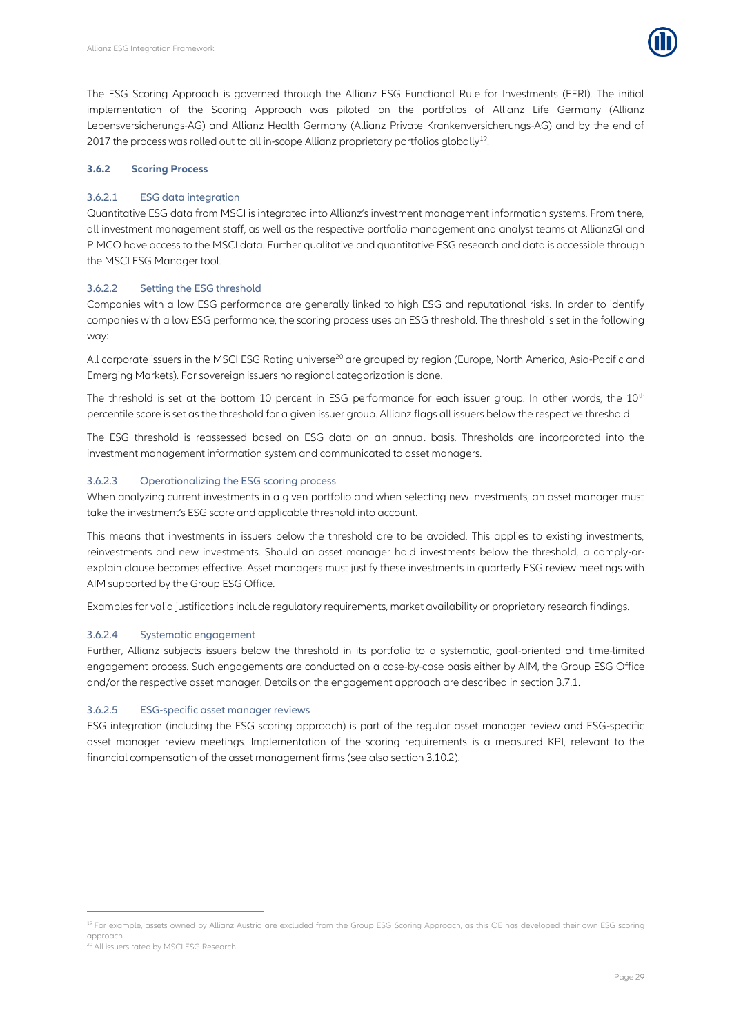The ESG Scoring Approach is governed through the Allianz ESG Functional Rule for Investments (EFRI). The initial implementation of the Scoring Approach was piloted on the portfolios of Allianz Life Germany (Allianz Lebensversicherungs-AG) and Allianz Health Germany (Allianz Private Krankenversicherungs-AG) and by the end of 2017 the process was rolled out to all in-scope Allianz proprietary portfolios globally[19].

#### 3.6.2 Scoring Process

##### 3.6.2.1 ESG data integration

Quantitative ESG data from MSCI is integrated into Allianz's investment management information systems. From there, all investment management staff, as well as the respective portfolio management and analyst teams at AllianzGI and PIMCO have access to the MSCI data. Further qualitative and quantitative ESG research and data is accessible through the MSCI ESG Manager tool.

##### 3.6.2.2 Setting the ESG threshold

Companies with a low ESG performance are generally linked to high ESG and reputational risks. In order to identify companies with a low ESG performance, the scoring process uses an ESG threshold. The threshold is set in the following way:

All corporate issuers in the MSCI ESG Rating universe[20] are grouped by region (Europe, North America, Asia-Pacific and Emerging Markets). For sovereign issuers no regional categorization is done.

The threshold is set at the bottom 10 percent in ESG performance for each issuer group. In other words, the 10th percentile score is set as the threshold for a given issuer group. Allianz flags all issuers below the respective threshold.

The ESG threshold is reassessed based on ESG data on an annual basis. Thresholds are incorporated into the investment management information system and communicated to asset managers.

##### 3.6.2.3 Operationalizing the ESG scoring process

When analyzing current investments in a given portfolio and when selecting new investments, an asset manager must take the investment's ESG score and applicable threshold into account.

This means that investments in issuers below the threshold are to be avoided. This applies to existing investments, reinvestments and new investments. Should an asset manager hold investments below the threshold, a comply-or-explain clause becomes effective. Asset managers must justify these investments in quarterly ESG review meetings with AIM supported by the Group ESG Office.

Examples for valid justifications include regulatory requirements, market availability or proprietary research findings.

##### 3.6.2.4 Systematic engagement

Further, Allianz subjects issuers below the threshold in its portfolio to a systematic, goal-oriented and time-limited engagement process. Such engagements are conducted on a case-by-case basis either by AIM, the Group ESG Office and/or the respective asset manager. Details on the engagement approach are described in section 3.7.1.

##### 3.6.2.5 ESG-specific asset manager reviews

ESG integration (including the ESG scoring approach) is part of the regular asset manager review and ESG-specific asset manager review meetings. Implementation of the scoring requirements is a measured KPI, relevant to the financial compensation of the asset management firms (see also section 3.10.2).

---

[19] For example, assets owned by Allianz Austria are excluded from the Group ESG Scoring Approach, as this OE has developed their own ESG scoring approach.

[20] All issuers rated by MSCI ESG Research.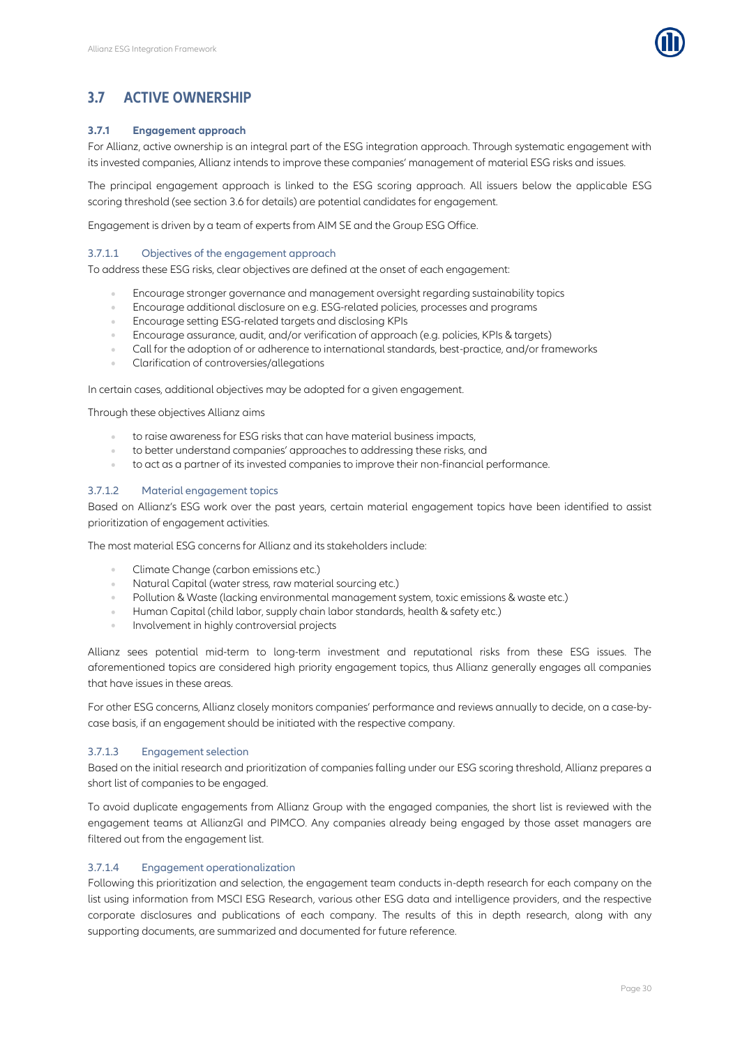## 3.7 ACTIVE OWNERSHIP

### 3.7.1 Engagement approach

For Allianz, active ownership is an integral part of the ESG integration approach. Through systematic engagement with its invested companies, Allianz intends to improve these companies' management of material ESG risks and issues.

The principal engagement approach is linked to the ESG scoring approach. All issuers below the applicable ESG scoring threshold (see section 3.6 for details) are potential candidates for engagement.

Engagement is driven by a team of experts from AIM SE and the Group ESG Office.

#### 3.7.1.1 Objectives of the engagement approach

To address these ESG risks, clear objectives are defined at the onset of each engagement:

- Encourage stronger governance and management oversight regarding sustainability topics
- Encourage additional disclosure on e.g. ESG-related policies, processes and programs
- Encourage setting ESG-related targets and disclosing KPIs
- Encourage assurance, audit, and/or verification of approach (e.g. policies, KPIs & targets)
- Call for the adoption of or adherence to international standards, best-practice, and/or frameworks
- Clarification of controversies/allegations

In certain cases, additional objectives may be adopted for a given engagement.

Through these objectives Allianz aims

- to raise awareness for ESG risks that can have material business impacts,
- to better understand companies' approaches to addressing these risks, and
- to act as a partner of its invested companies to improve their non-financial performance.

#### 3.7.1.2 Material engagement topics

Based on Allianz's ESG work over the past years, certain material engagement topics have been identified to assist prioritization of engagement activities.

The most material ESG concerns for Allianz and its stakeholders include:

- Climate Change (carbon emissions etc.)
- Natural Capital (water stress, raw material sourcing etc.)
- Pollution & Waste (lacking environmental management system, toxic emissions & waste etc.)
- Human Capital (child labor, supply chain labor standards, health & safety etc.)
- Involvement in highly controversial projects

Allianz sees potential mid-term to long-term investment and reputational risks from these ESG issues. The aforementioned topics are considered high priority engagement topics, thus Allianz generally engages all companies that have issues in these areas.

For other ESG concerns, Allianz closely monitors companies' performance and reviews annually to decide, on a case-by-case basis, if an engagement should be initiated with the respective company.

#### 3.7.1.3 Engagement selection

Based on the initial research and prioritization of companies falling under our ESG scoring threshold, Allianz prepares a short list of companies to be engaged.

To avoid duplicate engagements from Allianz Group with the engaged companies, the short list is reviewed with the engagement teams at AllianzGI and PIMCO. Any companies already being engaged by those asset managers are filtered out from the engagement list.

#### 3.7.1.4 Engagement operationalization

Following this prioritization and selection, the engagement team conducts in-depth research for each company on the list using information from MSCI ESG Research, various other ESG data and intelligence providers, and the respective corporate disclosures and publications of each company. The results of this in depth research, along with any supporting documents, are summarized and documented for future reference.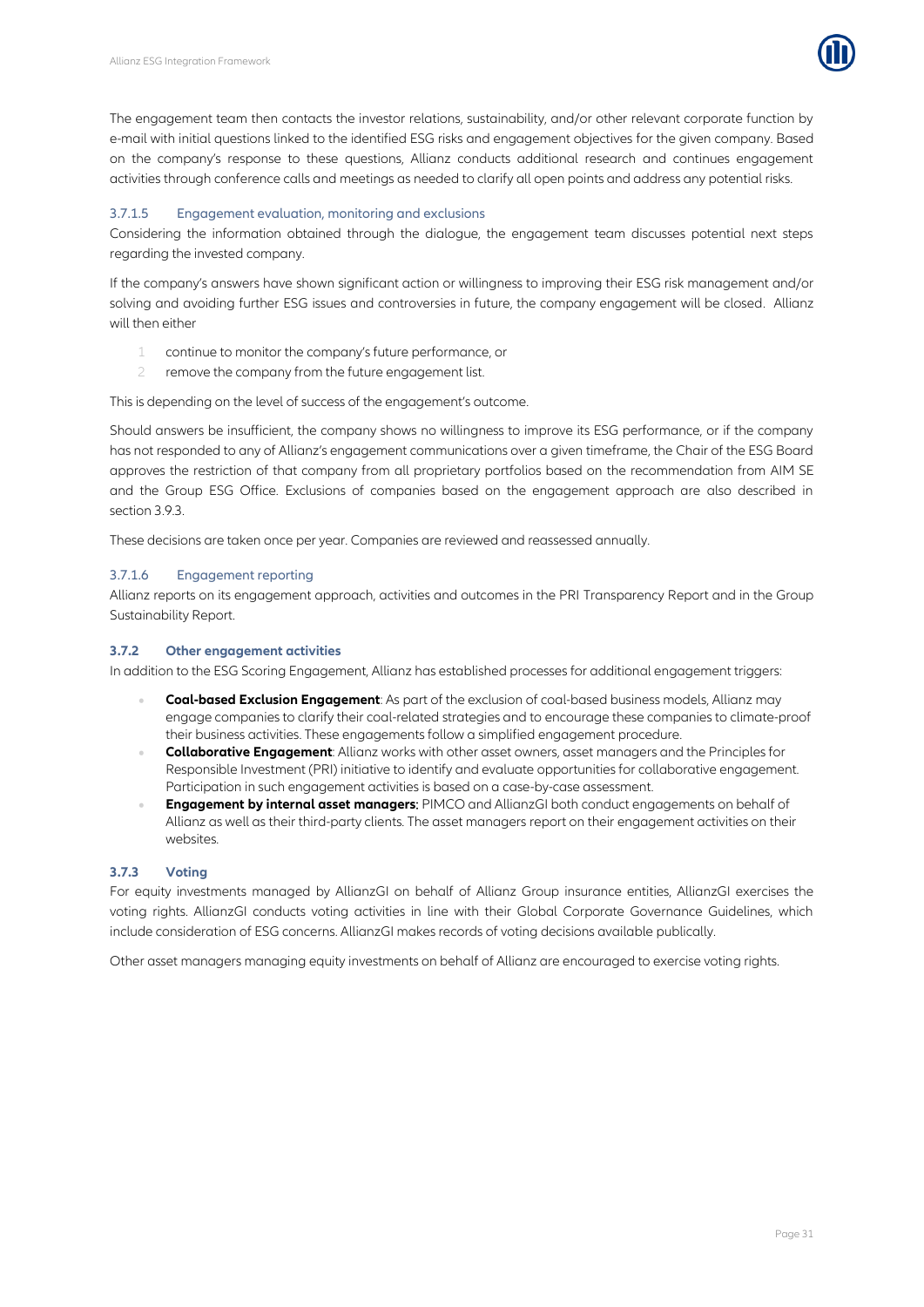The engagement team then contacts the investor relations, sustainability, and/or other relevant corporate function by e-mail with initial questions linked to the identified ESG risks and engagement objectives for the given company. Based on the company's response to these questions, Allianz conducts additional research and continues engagement activities through conference calls and meetings as needed to clarify all open points and address any potential risks.

#### 3.7.1.5 Engagement evaluation, monitoring and exclusions

Considering the information obtained through the dialogue, the engagement team discusses potential next steps regarding the invested company.

If the company's answers have shown significant action or willingness to improving their ESG risk management and/or solving and avoiding further ESG issues and controversies in future, the company engagement will be closed. Allianz will then either

1. continue to monitor the company's future performance, or
2. remove the company from the future engagement list.

This is depending on the level of success of the engagement's outcome.

Should answers be insufficient, the company shows no willingness to improve its ESG performance, or if the company has not responded to any of Allianz's engagement communications over a given timeframe, the Chair of the ESG Board approves the restriction of that company from all proprietary portfolios based on the recommendation from AIM SE and the Group ESG Office. Exclusions of companies based on the engagement approach are also described in section 3.9.3.

These decisions are taken once per year. Companies are reviewed and reassessed annually.

#### 3.7.1.6 Engagement reporting

Allianz reports on its engagement approach, activities and outcomes in the PRI Transparency Report and in the Group Sustainability Report.

### 3.7.2 Other engagement activities

In addition to the ESG Scoring Engagement, Allianz has established processes for additional engagement triggers:

- **Coal-based Exclusion Engagement**: As part of the exclusion of coal-based business models, Allianz may engage companies to clarify their coal-related strategies and to encourage these companies to climate-proof their business activities. These engagements follow a simplified engagement procedure.
- **Collaborative Engagement**: Allianz works with other asset owners, asset managers and the Principles for Responsible Investment (PRI) initiative to identify and evaluate opportunities for collaborative engagement. Participation in such engagement activities is based on a case-by-case assessment.
- **Engagement by internal asset managers:** PIMCO and AllianzGI both conduct engagements on behalf of Allianz as well as their third-party clients. The asset managers report on their engagement activities on their websites.

### 3.7.3 Voting

For equity investments managed by AllianzGI on behalf of Allianz Group insurance entities, AllianzGI exercises the voting rights. AllianzGI conducts voting activities in line with their Global Corporate Governance Guidelines, which include consideration of ESG concerns. AllianzGI makes records of voting decisions available publically.

Other asset managers managing equity investments on behalf of Allianz are encouraged to exercise voting rights.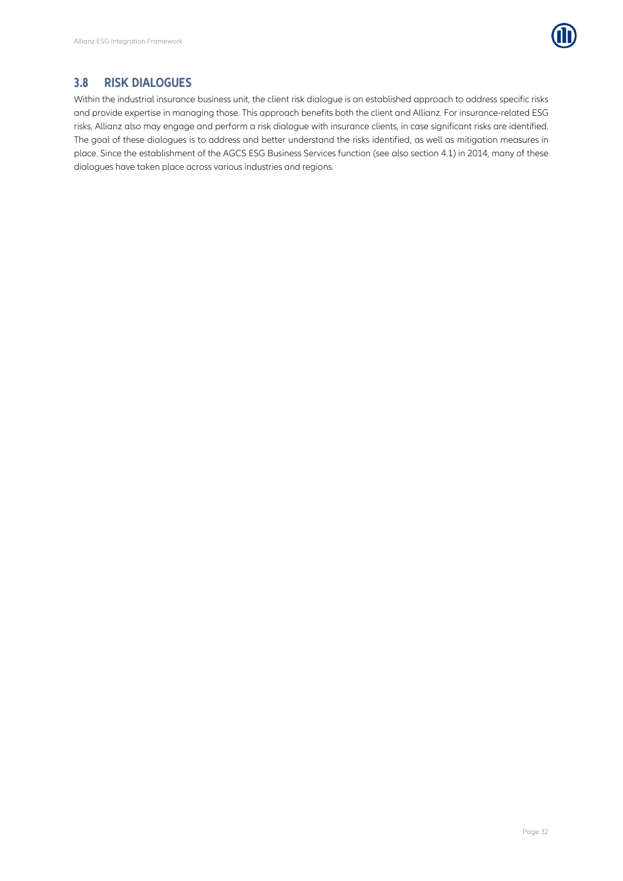## 3.8 RISK DIALOGUES

Within the industrial insurance business unit, the client risk dialogue is an established approach to address specific risks and provide expertise in managing those. This approach benefits both the client and Allianz. For insurance-related ESG risks, Allianz also may engage and perform a risk dialogue with insurance clients, in case significant risks are identified. The goal of these dialogues is to address and better understand the risks identified, as well as mitigation measures in place. Since the establishment of the AGCS ESG Business Services function (see also section 4.1) in 2014, many of these dialogues have taken place across various industries and regions.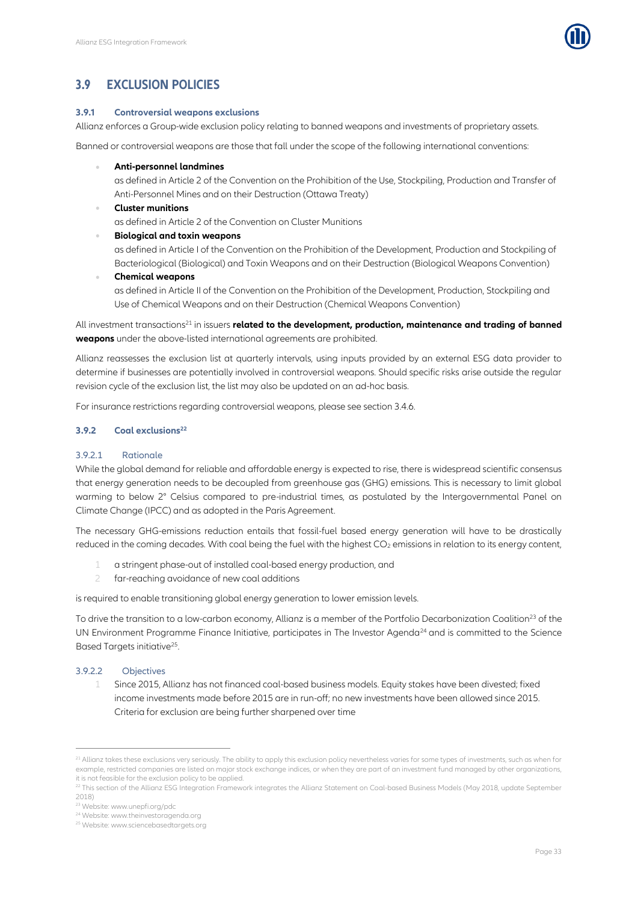## 3.9 EXCLUSION POLICIES

### 3.9.1 Controversial weapons exclusions

Allianz enforces a Group-wide exclusion policy relating to banned weapons and investments of proprietary assets.

Banned or controversial weapons are those that fall under the scope of the following international conventions:

- **Anti-personnel landmines**
  as defined in Article 2 of the Convention on the Prohibition of the Use, Stockpiling, Production and Transfer of Anti-Personnel Mines and on their Destruction (Ottawa Treaty)
- **Cluster munitions**
  as defined in Article 2 of the Convention on Cluster Munitions
- **Biological and toxin weapons**
  as defined in Article I of the Convention on the Prohibition of the Development, Production and Stockpiling of Bacteriological (Biological) and Toxin Weapons and on their Destruction (Biological Weapons Convention)
- **Chemical weapons**
  as defined in Article II of the Convention on the Prohibition of the Development, Production, Stockpiling and Use of Chemical Weapons and on their Destruction (Chemical Weapons Convention)

All investment transactions[21] in issuers **related to the development, production, maintenance and trading of banned weapons** under the above-listed international agreements are prohibited.

Allianz reassesses the exclusion list at quarterly intervals, using inputs provided by an external ESG data provider to determine if businesses are potentially involved in controversial weapons. Should specific risks arise outside the regular revision cycle of the exclusion list, the list may also be updated on an ad-hoc basis.

For insurance restrictions regarding controversial weapons, please see section 3.4.6.

### 3.9.2 Coal exclusions[22]

#### 3.9.2.1 Rationale

While the global demand for reliable and affordable energy is expected to rise, there is widespread scientific consensus that energy generation needs to be decoupled from greenhouse gas (GHG) emissions. This is necessary to limit global warming to below 2° Celsius compared to pre-industrial times, as postulated by the Intergovernmental Panel on Climate Change (IPCC) and as adopted in the Paris Agreement.

The necessary GHG-emissions reduction entails that fossil-fuel based energy generation will have to be drastically reduced in the coming decades. With coal being the fuel with the highest $CO_2$ emissions in relation to its energy content,

1. a stringent phase-out of installed coal-based energy production, and
2. far-reaching avoidance of new coal additions

is required to enable transitioning global energy generation to lower emission levels.

To drive the transition to a low-carbon economy, Allianz is a member of the Portfolio Decarbonization Coalition[23] of the UN Environment Programme Finance Initiative, participates in The Investor Agenda[24] and is committed to the Science Based Targets initiative[25].

#### 3.9.2.2 Objectives

1. Since 2015, Allianz has not financed coal-based business models. Equity stakes have been divested; fixed income investments made before 2015 are in run-off; no new investments have been allowed since 2015. Criteria for exclusion are being further sharpened over time

---

[21] Allianz takes these exclusions very seriously. The ability to apply this exclusion policy nevertheless varies for some types of investments, such as when for example, restricted companies are listed on major stock exchange indices, or when they are part of an investment fund managed by other organizations, it is not feasible for the exclusion policy to be applied.

[22] This section of the Allianz ESG Integration Framework integrates the Allianz Statement on Coal-based Business Models (May 2018, update September 2018)

[23] Website: www.unepfi.org/pdc

[24] Website: www.theinvestoragenda.org

[25] Website: www.sciencebasedtargets.org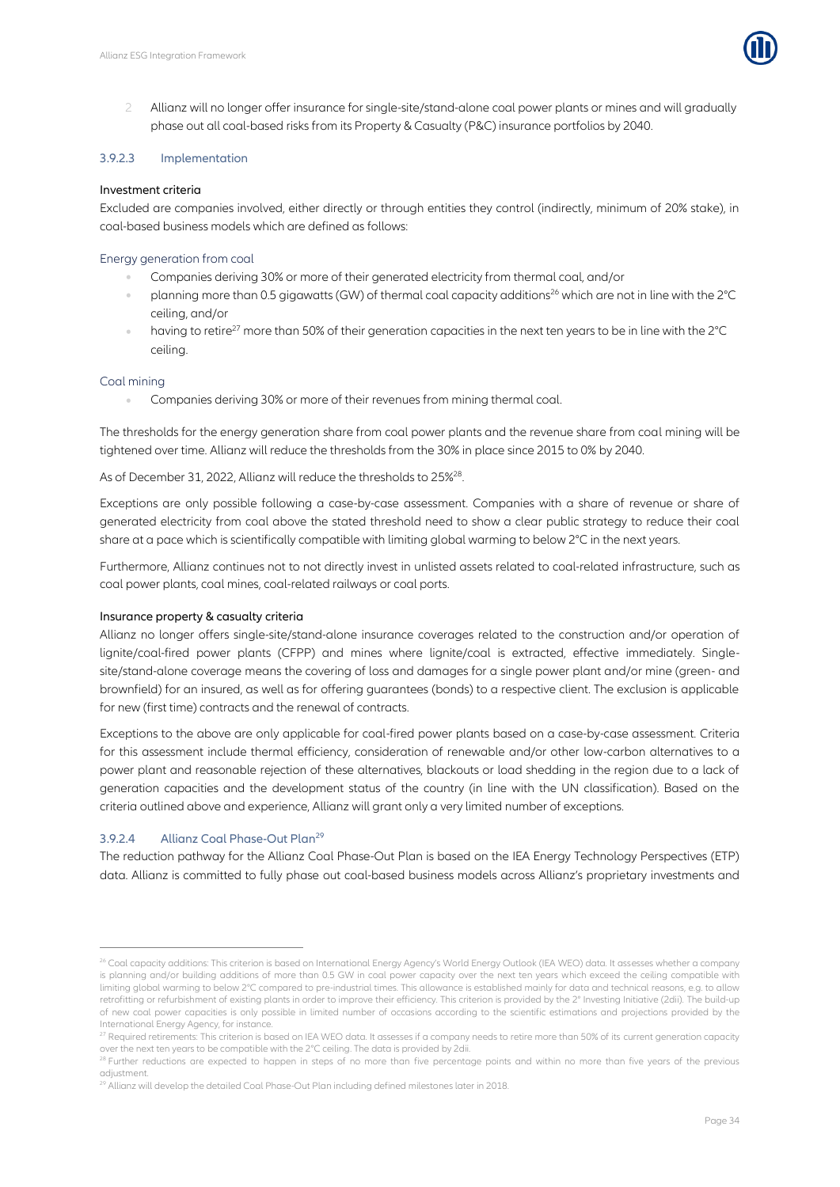2. Allianz will no longer offer insurance for single-site/stand-alone coal power plants or mines and will gradually phase out all coal-based risks from its Property & Casualty (P&C) insurance portfolios by 2040.

#### 3.9.2.3 Implementation

**Investment criteria**

Excluded are companies involved, either directly or through entities they control (indirectly, minimum of 20% stake), in coal-based business models which are defined as follows:

Energy generation from coal

- Companies deriving 30% or more of their generated electricity from thermal coal, and/or
- planning more than 0.5 gigawatts (GW) of thermal coal capacity additions[26] which are not in line with the 2°C ceiling, and/or
- having to retire[27] more than 50% of their generation capacities in the next ten years to be in line with the 2°C ceiling.

Coal mining

- Companies deriving 30% or more of their revenues from mining thermal coal.

The thresholds for the energy generation share from coal power plants and the revenue share from coal mining will be tightened over time. Allianz will reduce the thresholds from the 30% in place since 2015 to 0% by 2040.

As of December 31, 2022, Allianz will reduce the thresholds to 25%[28].

Exceptions are only possible following a case-by-case assessment. Companies with a share of revenue or share of generated electricity from coal above the stated threshold need to show a clear public strategy to reduce their coal share at a pace which is scientifically compatible with limiting global warming to below 2°C in the next years.

Furthermore, Allianz continues not to not directly invest in unlisted assets related to coal-related infrastructure, such as coal power plants, coal mines, coal-related railways or coal ports.

**Insurance property & casualty criteria**

Allianz no longer offers single-site/stand-alone insurance coverages related to the construction and/or operation of lignite/coal-fired power plants (CFPP) and mines where lignite/coal is extracted, effective immediately. Single-site/stand-alone coverage means the covering of loss and damages for a single power plant and/or mine (green- and brownfield) for an insured, as well as for offering guarantees (bonds) to a respective client. The exclusion is applicable for new (first time) contracts and the renewal of contracts.

Exceptions to the above are only applicable for coal-fired power plants based on a case-by-case assessment. Criteria for this assessment include thermal efficiency, consideration of renewable and/or other low-carbon alternatives to a power plant and reasonable rejection of these alternatives, blackouts or load shedding in the region due to a lack of generation capacities and the development status of the country (in line with the UN classification). Based on the criteria outlined above and experience, Allianz will grant only a very limited number of exceptions.

#### 3.9.2.4 Allianz Coal Phase-Out Plan[29]

The reduction pathway for the Allianz Coal Phase-Out Plan is based on the IEA Energy Technology Perspectives (ETP) data. Allianz is committed to fully phase out coal-based business models across Allianz's proprietary investments and

---

[26] Coal capacity additions: This criterion is based on International Energy Agency's World Energy Outlook (IEA WEO) data. It assesses whether a company is planning and/or building additions of more than 0.5 GW in coal power capacity over the next ten years which exceed the ceiling compatible with limiting global warming to below 2°C compared to pre-industrial times. This allowance is established mainly for data and technical reasons, e.g. to allow retrofitting or refurbishment of existing plants in order to improve their efficiency. This criterion is provided by the 2° Investing Initiative (2dii). The build-up of new coal power capacities is only possible in limited number of occasions according to the scientific estimations and projections provided by the International Energy Agency, for instance.

[27] Required retirements: This criterion is based on IEA WEO data. It assesses if a company needs to retire more than 50% of its current generation capacity over the next ten years to be compatible with the 2°C ceiling. The data is provided by 2dii.

[28] Further reductions are expected to happen in steps of no more than five percentage points and within no more than five years of the previous adjustment.

[29] Allianz will develop the detailed Coal Phase-Out Plan including defined milestones later in 2018.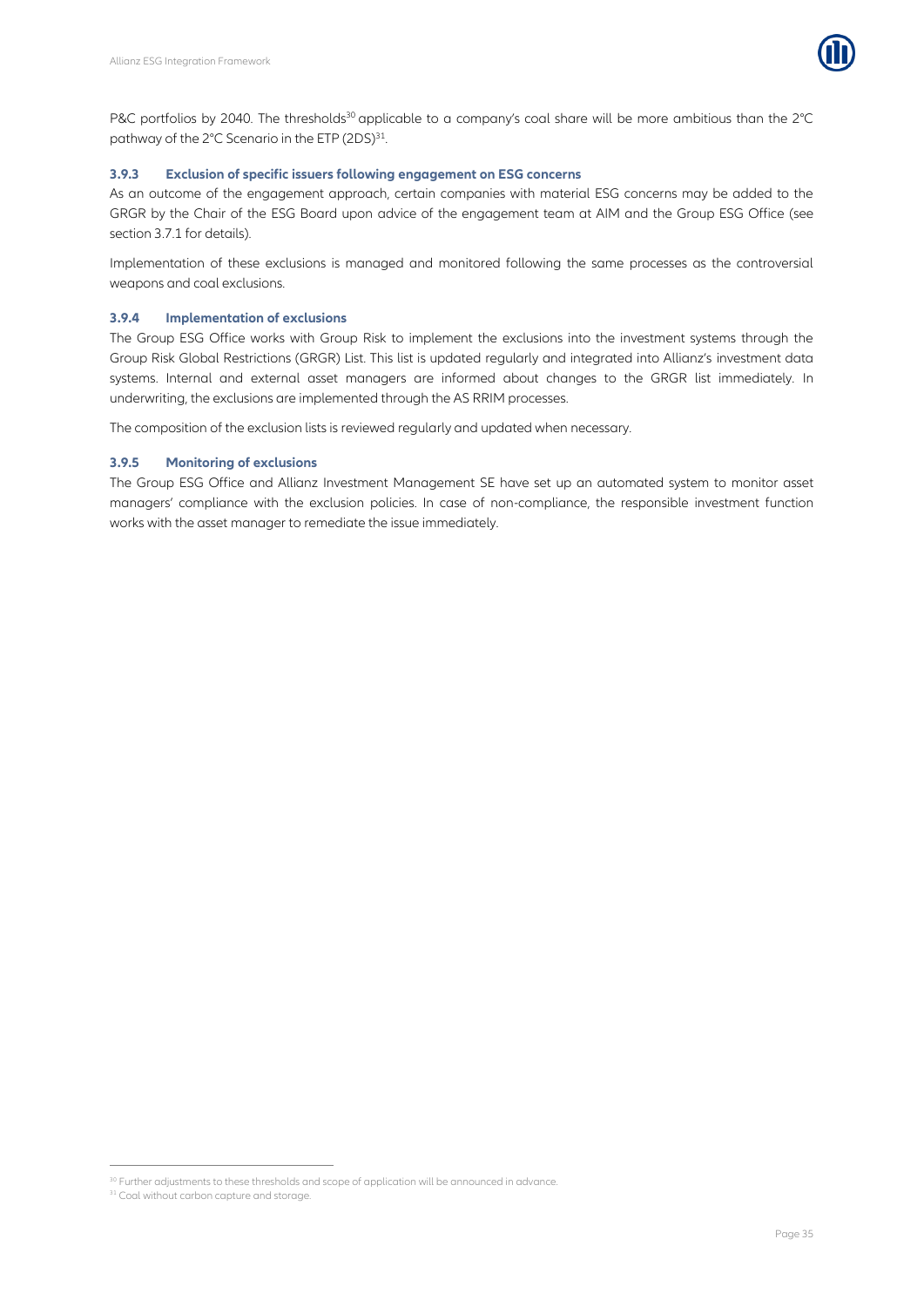P&C portfolios by 2040. The thresholds[30] applicable to a company's coal share will be more ambitious than the 2°C pathway of the 2°C Scenario in the ETP (2DS)[31].

### 3.9.3 Exclusion of specific issuers following engagement on ESG concerns

As an outcome of the engagement approach, certain companies with material ESG concerns may be added to the GRGR by the Chair of the ESG Board upon advice of the engagement team at AIM and the Group ESG Office (see section 3.7.1 for details).

Implementation of these exclusions is managed and monitored following the same processes as the controversial weapons and coal exclusions.

### 3.9.4 Implementation of exclusions

The Group ESG Office works with Group Risk to implement the exclusions into the investment systems through the Group Risk Global Restrictions (GRGR) List. This list is updated regularly and integrated into Allianz's investment data systems. Internal and external asset managers are informed about changes to the GRGR list immediately. In underwriting, the exclusions are implemented through the AS RRIM processes.

The composition of the exclusion lists is reviewed regularly and updated when necessary.

### 3.9.5 Monitoring of exclusions

The Group ESG Office and Allianz Investment Management SE have set up an automated system to monitor asset managers' compliance with the exclusion policies. In case of non-compliance, the responsible investment function works with the asset manager to remediate the issue immediately.

---

[30] Further adjustments to these thresholds and scope of application will be announced in advance.

[31] Coal without carbon capture and storage.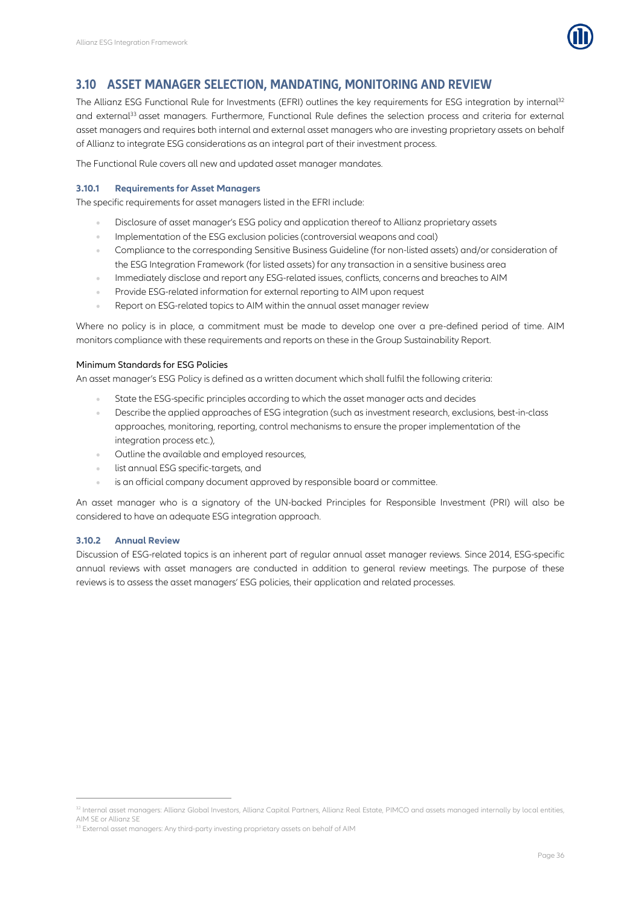## 3.10 ASSET MANAGER SELECTION, MANDATING, MONITORING AND REVIEW

The Allianz ESG Functional Rule for Investments (EFRI) outlines the key requirements for ESG integration by internal[32] and external[33] asset managers. Furthermore, Functional Rule defines the selection process and criteria for external asset managers and requires both internal and external asset managers who are investing proprietary assets on behalf of Allianz to integrate ESG considerations as an integral part of their investment process.

The Functional Rule covers all new and updated asset manager mandates.

### 3.10.1 Requirements for Asset Managers

The specific requirements for asset managers listed in the EFRI include:

- Disclosure of asset manager's ESG policy and application thereof to Allianz proprietary assets
- Implementation of the ESG exclusion policies (controversial weapons and coal)
- Compliance to the corresponding Sensitive Business Guideline (for non-listed assets) and/or consideration of the ESG Integration Framework (for listed assets) for any transaction in a sensitive business area
- Immediately disclose and report any ESG-related issues, conflicts, concerns and breaches to AIM
- Provide ESG-related information for external reporting to AIM upon request
- Report on ESG-related topics to AIM within the annual asset manager review

Where no policy is in place, a commitment must be made to develop one over a pre-defined period of time. AIM monitors compliance with these requirements and reports on these in the Group Sustainability Report.

Minimum Standards for ESG Policies

An asset manager's ESG Policy is defined as a written document which shall fulfil the following criteria:

- State the ESG-specific principles according to which the asset manager acts and decides
- Describe the applied approaches of ESG integration (such as investment research, exclusions, best-in-class approaches, monitoring, reporting, control mechanisms to ensure the proper implementation of the integration process etc.),
- Outline the available and employed resources,
- list annual ESG specific-targets, and
- is an official company document approved by responsible board or committee.

An asset manager who is a signatory of the UN-backed Principles for Responsible Investment (PRI) will also be considered to have an adequate ESG integration approach.

### 3.10.2 Annual Review

Discussion of ESG-related topics is an inherent part of regular annual asset manager reviews. Since 2014, ESG-specific annual reviews with asset managers are conducted in addition to general review meetings. The purpose of these reviews is to assess the asset managers' ESG policies, their application and related processes.

---

[32] Internal asset managers: Allianz Global Investors, Allianz Capital Partners, Allianz Real Estate, PIMCO and assets managed internally by local entities, AIM SE or Allianz SE

[33] External asset managers: Any third-party investing proprietary assets on behalf of AIM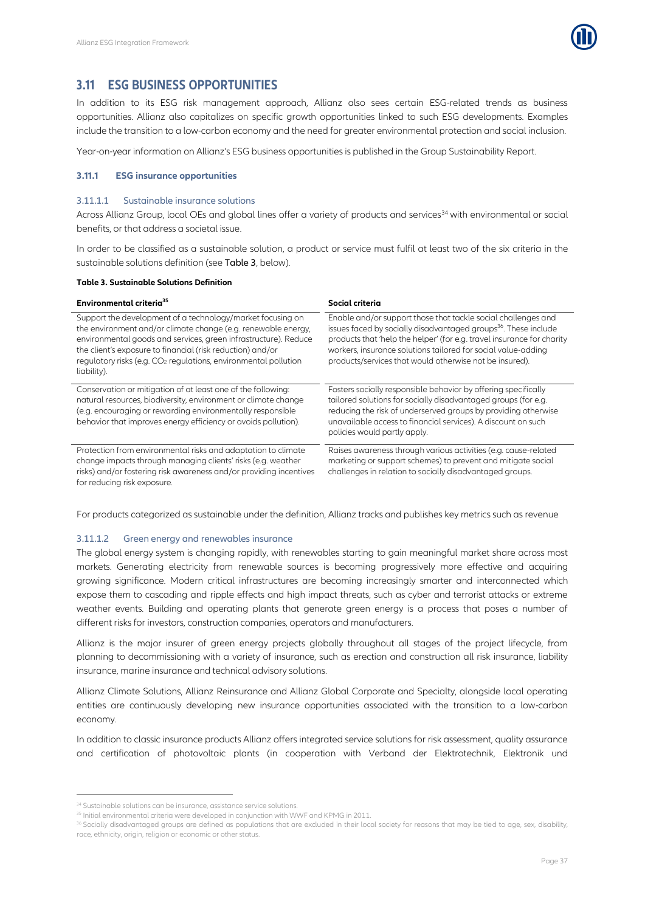## 3.11 ESG BUSINESS OPPORTUNITIES

In addition to its ESG risk management approach, Allianz also sees certain ESG-related trends as business opportunities. Allianz also capitalizes on specific growth opportunities linked to such ESG developments. Examples include the transition to a low-carbon economy and the need for greater environmental protection and social inclusion.

Year-on-year information on Allianz's ESG business opportunities is published in the Group Sustainability Report.

### 3.11.1 ESG insurance opportunities

#### 3.11.1.1 Sustainable insurance solutions

Across Allianz Group, local OEs and global lines offer a variety of products and services[34] with environmental or social benefits, or that address a societal issue.

In order to be classified as a sustainable solution, a product or service must fulfil at least two of the six criteria in the sustainable solutions definition (see **Table 3**, below).

**Table 3. Sustainable Solutions Definition**

| Environmental criteria[35] | Social criteria |
|---|---|
| Support the development of a technology/market focusing on the environment and/or climate change (e.g. renewable energy, environmental goods and services, green infrastructure). Reduce the client's exposure to financial (risk reduction) and/or regulatory risks (e.g. $CO_2$ regulations, environmental pollution liability). | Enable and/or support those that tackle social challenges and issues faced by socially disadvantaged groups[36]. These include products that 'help the helper' (for e.g. travel insurance for charity workers, insurance solutions tailored for social value-adding products/services that would otherwise not be insured). |
| Conservation or mitigation of at least one of the following: natural resources, biodiversity, environment or climate change (e.g. encouraging or rewarding environmentally responsible behavior that improves energy efficiency or avoids pollution). | Fosters socially responsible behavior by offering specifically tailored solutions for socially disadvantaged groups (for e.g. reducing the risk of underserved groups by providing otherwise unavailable access to financial services). A discount on such policies would partly apply. |
| Protection from environmental risks and adaptation to climate change impacts through managing clients' risks (e.g. weather risks) and/or fostering risk awareness and/or providing incentives for reducing risk exposure. | Raises awareness through various activities (e.g. cause-related marketing or support schemes) to prevent and mitigate social challenges in relation to socially disadvantaged groups. |

For products categorized as sustainable under the definition, Allianz tracks and publishes key metrics such as revenue

#### 3.11.1.2 Green energy and renewables insurance

The global energy system is changing rapidly, with renewables starting to gain meaningful market share across most markets. Generating electricity from renewable sources is becoming progressively more effective and acquiring growing significance. Modern critical infrastructures are becoming increasingly smarter and interconnected which expose them to cascading and ripple effects and high impact threats, such as cyber and terrorist attacks or extreme weather events. Building and operating plants that generate green energy is a process that poses a number of different risks for investors, construction companies, operators and manufacturers.

Allianz is the major insurer of green energy projects globally throughout all stages of the project lifecycle, from planning to decommissioning with a variety of insurance, such as erection and construction all risk insurance, liability insurance, marine insurance and technical advisory solutions.

Allianz Climate Solutions, Allianz Reinsurance and Allianz Global Corporate and Specialty, alongside local operating entities are continuously developing new insurance opportunities associated with the transition to a low-carbon economy.

In addition to classic insurance products Allianz offers integrated service solutions for risk assessment, quality assurance and certification of photovoltaic plants (in cooperation with Verband der Elektrotechnik, Elektronik und

---

[34] Sustainable solutions can be insurance, assistance service solutions.

[35] Initial environmental criteria were developed in conjunction with WWF and KPMG in 2011.

[36] Socially disadvantaged groups are defined as populations that are excluded in their local society for reasons that may be tied to age, sex, disability, race, ethnicity, origin, religion or economic or other status.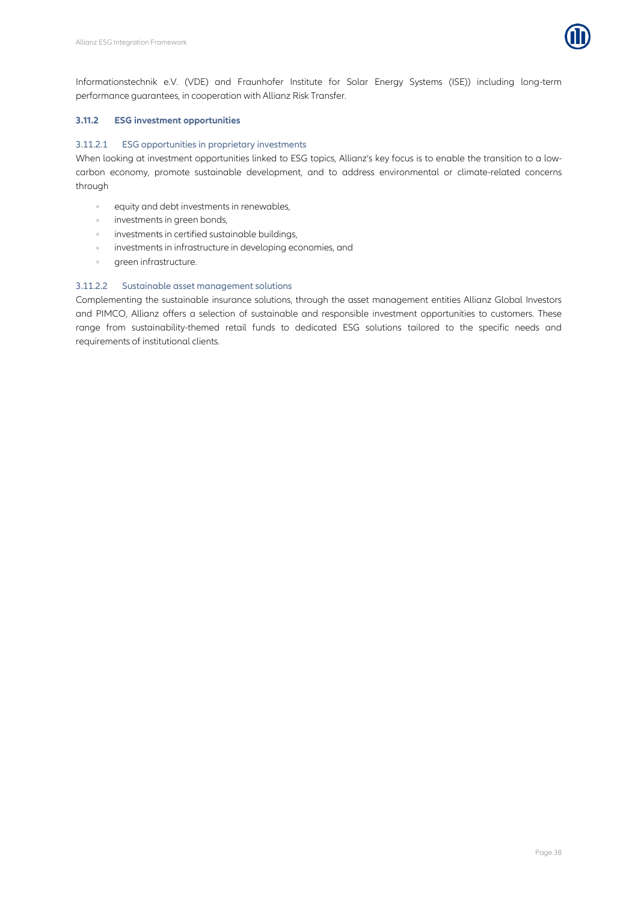Informationstechnik e.V. (VDE) and Fraunhofer Institute for Solar Energy Systems (ISE)) including long-term performance guarantees, in cooperation with Allianz Risk Transfer.

### 3.11.2 ESG investment opportunities

#### 3.11.2.1 ESG opportunities in proprietary investments

When looking at investment opportunities linked to ESG topics, Allianz's key focus is to enable the transition to a low-carbon economy, promote sustainable development, and to address environmental or climate-related concerns through

- equity and debt investments in renewables,
- investments in green bonds,
- investments in certified sustainable buildings,
- investments in infrastructure in developing economies, and
- green infrastructure.

#### 3.11.2.2 Sustainable asset management solutions

Complementing the sustainable insurance solutions, through the asset management entities Allianz Global Investors and PIMCO, Allianz offers a selection of sustainable and responsible investment opportunities to customers. These range from sustainability-themed retail funds to dedicated ESG solutions tailored to the specific needs and requirements of institutional clients.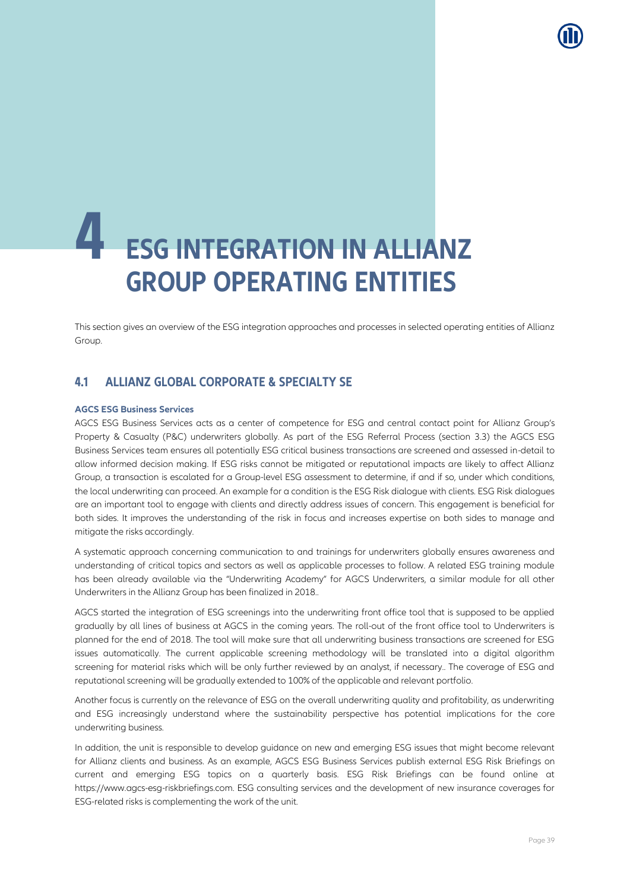# 4 ESG INTEGRATION IN ALLIANZ GROUP OPERATING ENTITIES

This section gives an overview of the ESG integration approaches and processes in selected operating entities of Allianz Group.

## 4.1 ALLIANZ GLOBAL CORPORATE & SPECIALTY SE

### AGCS ESG Business Services

AGCS ESG Business Services acts as a center of competence for ESG and central contact point for Allianz Group's Property & Casualty (P&C) underwriters globally. As part of the ESG Referral Process (section 3.3) the AGCS ESG Business Services team ensures all potentially ESG critical business transactions are screened and assessed in-detail to allow informed decision making. If ESG risks cannot be mitigated or reputational impacts are likely to affect Allianz Group, a transaction is escalated for a Group-level ESG assessment to determine, if and if so, under which conditions, the local underwriting can proceed. An example for a condition is the ESG Risk dialogue with clients. ESG Risk dialogues are an important tool to engage with clients and directly address issues of concern. This engagement is beneficial for both sides. It improves the understanding of the risk in focus and increases expertise on both sides to manage and mitigate the risks accordingly.

A systematic approach concerning communication to and trainings for underwriters globally ensures awareness and understanding of critical topics and sectors as well as applicable processes to follow. A related ESG training module has been already available via the "Underwriting Academy" for AGCS Underwriters, a similar module for all other Underwriters in the Allianz Group has been finalized in 2018..

AGCS started the integration of ESG screenings into the underwriting front office tool that is supposed to be applied gradually by all lines of business at AGCS in the coming years. The roll-out of the front office tool to Underwriters is planned for the end of 2018. The tool will make sure that all underwriting business transactions are screened for ESG issues automatically. The current applicable screening methodology will be translated into a digital algorithm screening for material risks which will be only further reviewed by an analyst, if necessary.. The coverage of ESG and reputational screening will be gradually extended to 100% of the applicable and relevant portfolio.

Another focus is currently on the relevance of ESG on the overall underwriting quality and profitability, as underwriting and ESG increasingly understand where the sustainability perspective has potential implications for the core underwriting business.

In addition, the unit is responsible to develop guidance on new and emerging ESG issues that might become relevant for Allianz clients and business. As an example, AGCS ESG Business Services publish external ESG Risk Briefings on current and emerging ESG topics on a quarterly basis. ESG Risk Briefings can be found online at https://www.agcs-esg-riskbriefings.com. ESG consulting services and the development of new insurance coverages for ESG-related risks is complementing the work of the unit.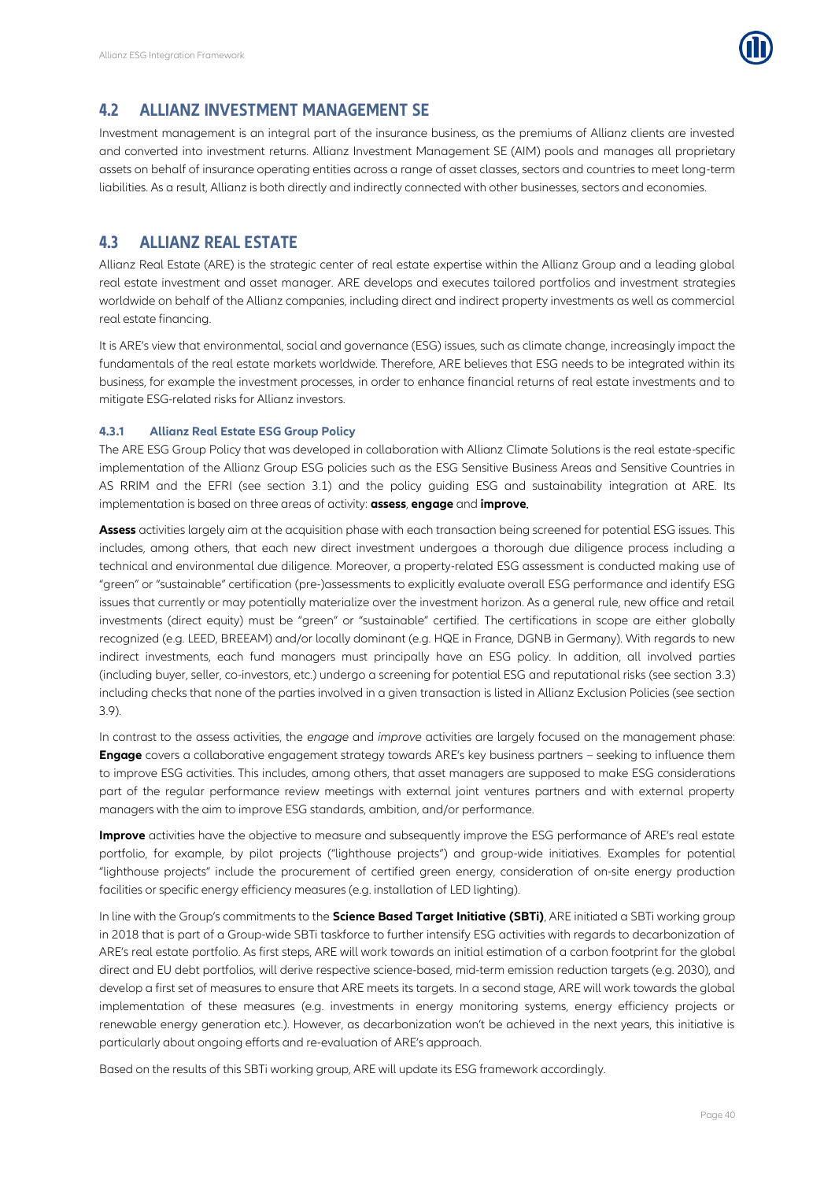## 4.2 ALLIANZ INVESTMENT MANAGEMENT SE

Investment management is an integral part of the insurance business, as the premiums of Allianz clients are invested and converted into investment returns. Allianz Investment Management SE (AIM) pools and manages all proprietary assets on behalf of insurance operating entities across a range of asset classes, sectors and countries to meet long-term liabilities. As a result, Allianz is both directly and indirectly connected with other businesses, sectors and economies.

## 4.3 ALLIANZ REAL ESTATE

Allianz Real Estate (ARE) is the strategic center of real estate expertise within the Allianz Group and a leading global real estate investment and asset manager. ARE develops and executes tailored portfolios and investment strategies worldwide on behalf of the Allianz companies, including direct and indirect property investments as well as commercial real estate financing.

It is ARE's view that environmental, social and governance (ESG) issues, such as climate change, increasingly impact the fundamentals of the real estate markets worldwide. Therefore, ARE believes that ESG needs to be integrated within its business, for example the investment processes, in order to enhance financial returns of real estate investments and to mitigate ESG-related risks for Allianz investors.

### 4.3.1 Allianz Real Estate ESG Group Policy

The ARE ESG Group Policy that was developed in collaboration with Allianz Climate Solutions is the real estate-specific implementation of the Allianz Group ESG policies such as the ESG Sensitive Business Areas and Sensitive Countries in AS RRIM and the EFRI (see section 3.1) and the policy guiding ESG and sustainability integration at ARE. Its implementation is based on three areas of activity: **assess**, **engage** and **improve**.

**Assess** activities largely aim at the acquisition phase with each transaction being screened for potential ESG issues. This includes, among others, that each new direct investment undergoes a thorough due diligence process including a technical and environmental due diligence. Moreover, a property-related ESG assessment is conducted making use of "green" or "sustainable" certification (pre-)assessments to explicitly evaluate overall ESG performance and identify ESG issues that currently or may potentially materialize over the investment horizon. As a general rule, new office and retail investments (direct equity) must be "green" or "sustainable" certified. The certifications in scope are either globally recognized (e.g. LEED, BREEAM) and/or locally dominant (e.g. HQE in France, DGNB in Germany). With regards to new indirect investments, each fund managers must principally have an ESG policy. In addition, all involved parties (including buyer, seller, co-investors, etc.) undergo a screening for potential ESG and reputational risks (see section 3.3) including checks that none of the parties involved in a given transaction is listed in Allianz Exclusion Policies (see section 3.9).

In contrast to the assess activities, the *engage* and *improve* activities are largely focused on the management phase: **Engage** covers a collaborative engagement strategy towards ARE's key business partners – seeking to influence them to improve ESG activities. This includes, among others, that asset managers are supposed to make ESG considerations part of the regular performance review meetings with external joint ventures partners and with external property managers with the aim to improve ESG standards, ambition, and/or performance.

**Improve** activities have the objective to measure and subsequently improve the ESG performance of ARE's real estate portfolio, for example, by pilot projects ("lighthouse projects") and group-wide initiatives. Examples for potential "lighthouse projects" include the procurement of certified green energy, consideration of on-site energy production facilities or specific energy efficiency measures (e.g. installation of LED lighting).

In line with the Group's commitments to the **Science Based Target Initiative (SBTi)**, ARE initiated a SBTi working group in 2018 that is part of a Group-wide SBTi taskforce to further intensify ESG activities with regards to decarbonization of ARE's real estate portfolio. As first steps, ARE will work towards an initial estimation of a carbon footprint for the global direct and EU debt portfolios, will derive respective science-based, mid-term emission reduction targets (e.g. 2030), and develop a first set of measures to ensure that ARE meets its targets. In a second stage, ARE will work towards the global implementation of these measures (e.g. investments in energy monitoring systems, energy efficiency projects or renewable energy generation etc.). However, as decarbonization won't be achieved in the next years, this initiative is particularly about ongoing efforts and re-evaluation of ARE's approach.

Based on the results of this SBTi working group, ARE will update its ESG framework accordingly.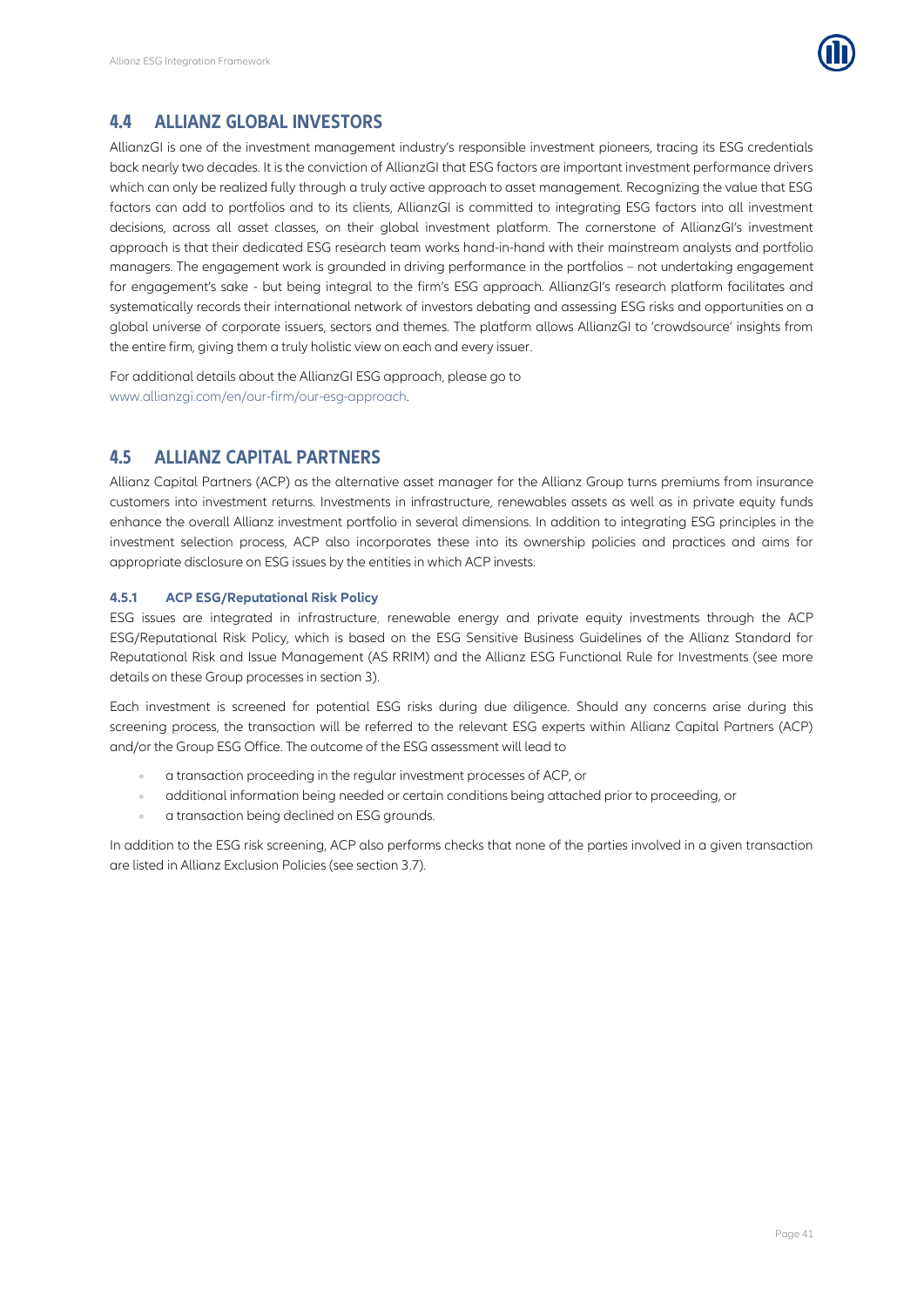## 4.4 ALLIANZ GLOBAL INVESTORS

AllianzGI is one of the investment management industry's responsible investment pioneers, tracing its ESG credentials back nearly two decades. It is the conviction of AllianzGI that ESG factors are important investment performance drivers which can only be realized fully through a truly active approach to asset management. Recognizing the value that ESG factors can add to portfolios and to its clients, AllianzGI is committed to integrating ESG factors into all investment decisions, across all asset classes, on their global investment platform. The cornerstone of AllianzGI's investment approach is that their dedicated ESG research team works hand-in-hand with their mainstream analysts and portfolio managers. The engagement work is grounded in driving performance in the portfolios – not undertaking engagement for engagement's sake - but being integral to the firm's ESG approach. AllianzGI's research platform facilitates and systematically records their international network of investors debating and assessing ESG risks and opportunities on a global universe of corporate issuers, sectors and themes. The platform allows AllianzGI to 'crowdsource' insights from the entire firm, giving them a truly holistic view on each and every issuer.

For additional details about the AllianzGI ESG approach, please go to www.allianzgi.com/en/our-firm/our-esg-approach.

## 4.5 ALLIANZ CAPITAL PARTNERS

Allianz Capital Partners (ACP) as the alternative asset manager for the Allianz Group turns premiums from insurance customers into investment returns. Investments in infrastructure, renewables assets as well as in private equity funds enhance the overall Allianz investment portfolio in several dimensions. In addition to integrating ESG principles in the investment selection process, ACP also incorporates these into its ownership policies and practices and aims for appropriate disclosure on ESG issues by the entities in which ACP invests.

### 4.5.1 ACP ESG/Reputational Risk Policy

ESG issues are integrated in infrastructure, renewable energy and private equity investments through the ACP ESG/Reputational Risk Policy, which is based on the ESG Sensitive Business Guidelines of the Allianz Standard for Reputational Risk and Issue Management (AS RRIM) and the Allianz ESG Functional Rule for Investments (see more details on these Group processes in section 3).

Each investment is screened for potential ESG risks during due diligence. Should any concerns arise during this screening process, the transaction will be referred to the relevant ESG experts within Allianz Capital Partners (ACP) and/or the Group ESG Office. The outcome of the ESG assessment will lead to

- a transaction proceeding in the regular investment processes of ACP, or
- additional information being needed or certain conditions being attached prior to proceeding, or
- a transaction being declined on ESG grounds.

In addition to the ESG risk screening, ACP also performs checks that none of the parties involved in a given transaction are listed in Allianz Exclusion Policies (see section 3.7).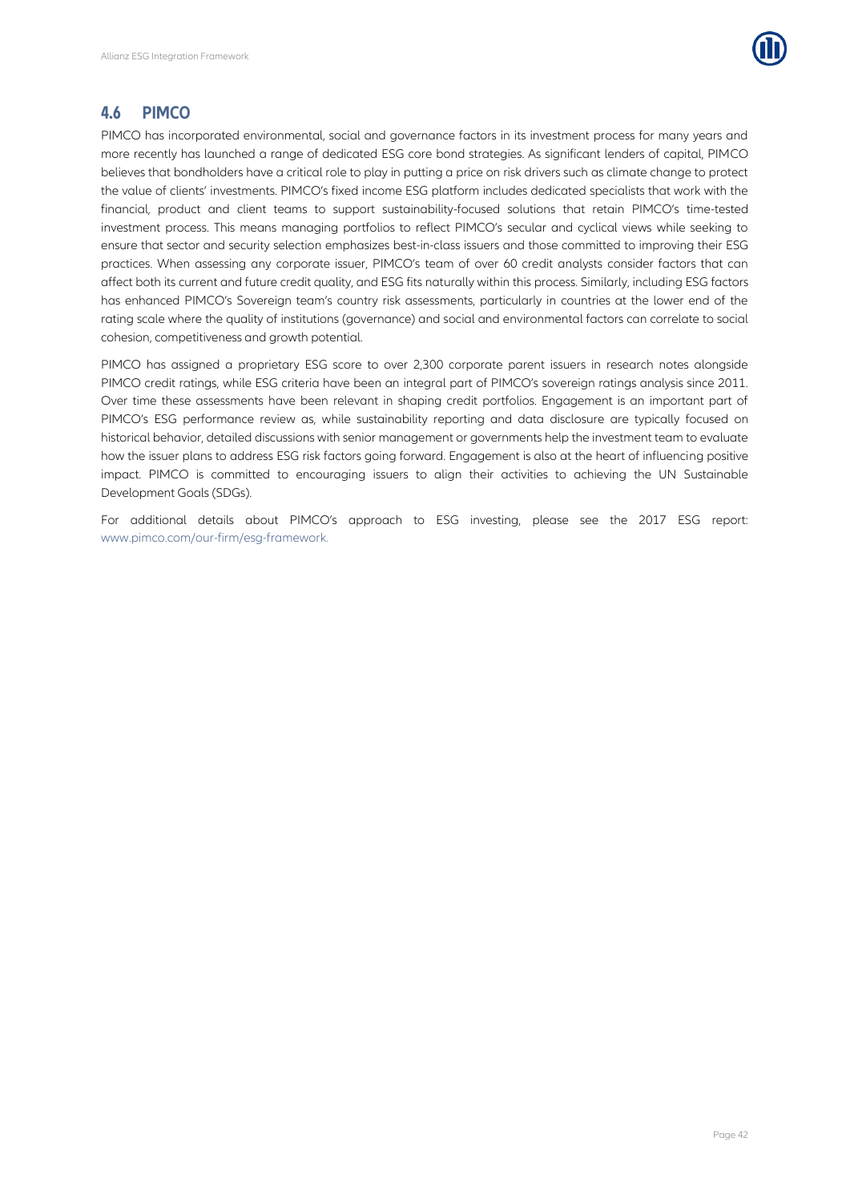## 4.6 PIMCO

PIMCO has incorporated environmental, social and governance factors in its investment process for many years and more recently has launched a range of dedicated ESG core bond strategies. As significant lenders of capital, PIMCO believes that bondholders have a critical role to play in putting a price on risk drivers such as climate change to protect the value of clients' investments. PIMCO's fixed income ESG platform includes dedicated specialists that work with the financial, product and client teams to support sustainability-focused solutions that retain PIMCO's time-tested investment process. This means managing portfolios to reflect PIMCO's secular and cyclical views while seeking to ensure that sector and security selection emphasizes best-in-class issuers and those committed to improving their ESG practices. When assessing any corporate issuer, PIMCO's team of over 60 credit analysts consider factors that can affect both its current and future credit quality, and ESG fits naturally within this process. Similarly, including ESG factors has enhanced PIMCO's Sovereign team's country risk assessments, particularly in countries at the lower end of the rating scale where the quality of institutions (governance) and social and environmental factors can correlate to social cohesion, competitiveness and growth potential.

PIMCO has assigned a proprietary ESG score to over 2,300 corporate parent issuers in research notes alongside PIMCO credit ratings, while ESG criteria have been an integral part of PIMCO's sovereign ratings analysis since 2011. Over time these assessments have been relevant in shaping credit portfolios. Engagement is an important part of PIMCO's ESG performance review as, while sustainability reporting and data disclosure are typically focused on historical behavior, detailed discussions with senior management or governments help the investment team to evaluate how the issuer plans to address ESG risk factors going forward. Engagement is also at the heart of influencing positive impact. PIMCO is committed to encouraging issuers to align their activities to achieving the UN Sustainable Development Goals (SDGs).

For additional details about PIMCO's approach to ESG investing, please see the 2017 ESG report: www.pimco.com/our-firm/esg-framework.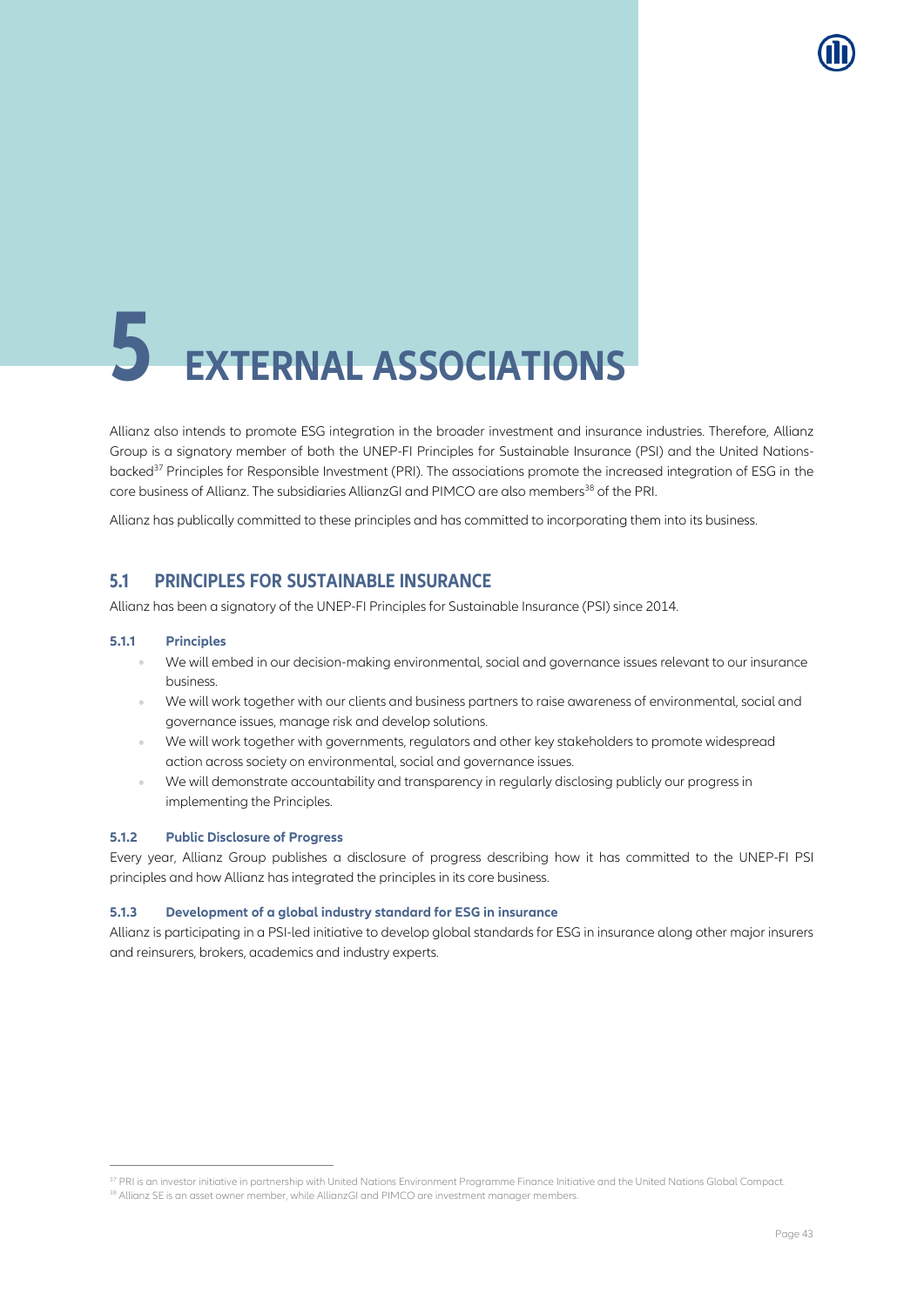# 5 EXTERNAL ASSOCIATIONS

Allianz also intends to promote ESG integration in the broader investment and insurance industries. Therefore, Allianz Group is a signatory member of both the UNEP-FI Principles for Sustainable Insurance (PSI) and the United Nations-backed[37] Principles for Responsible Investment (PRI). The associations promote the increased integration of ESG in the core business of Allianz. The subsidiaries AllianzGI and PIMCO are also members[38] of the PRI.

Allianz has publically committed to these principles and has committed to incorporating them into its business.

## 5.1 PRINCIPLES FOR SUSTAINABLE INSURANCE

Allianz has been a signatory of the UNEP-FI Principles for Sustainable Insurance (PSI) since 2014.

### 5.1.1 Principles

- We will embed in our decision-making environmental, social and governance issues relevant to our insurance business.
- We will work together with our clients and business partners to raise awareness of environmental, social and governance issues, manage risk and develop solutions.
- We will work together with governments, regulators and other key stakeholders to promote widespread action across society on environmental, social and governance issues.
- We will demonstrate accountability and transparency in regularly disclosing publicly our progress in implementing the Principles.

### 5.1.2 Public Disclosure of Progress

Every year, Allianz Group publishes a disclosure of progress describing how it has committed to the UNEP-FI PSI principles and how Allianz has integrated the principles in its core business.

### 5.1.3 Development of a global industry standard for ESG in insurance

Allianz is participating in a PSI-led initiative to develop global standards for ESG in insurance along other major insurers and reinsurers, brokers, academics and industry experts.

---

[37] PRI is an investor initiative in partnership with United Nations Environment Programme Finance Initiative and the United Nations Global Compact.

[38] Allianz SE is an asset owner member, while AllianzGI and PIMCO are investment manager members.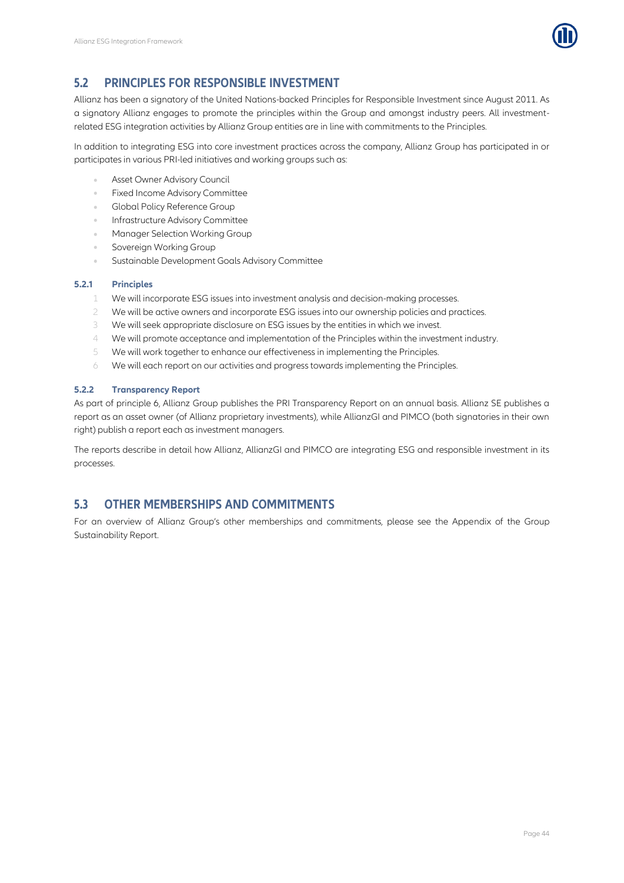## 5.2 PRINCIPLES FOR RESPONSIBLE INVESTMENT

Allianz has been a signatory of the United Nations-backed Principles for Responsible Investment since August 2011. As a signatory Allianz engages to promote the principles within the Group and amongst industry peers. All investment-related ESG integration activities by Allianz Group entities are in line with commitments to the Principles.

In addition to integrating ESG into core investment practices across the company, Allianz Group has participated in or participates in various PRI-led initiatives and working groups such as:

- Asset Owner Advisory Council
- Fixed Income Advisory Committee
- Global Policy Reference Group
- Infrastructure Advisory Committee
- Manager Selection Working Group
- Sovereign Working Group
- Sustainable Development Goals Advisory Committee

### 5.2.1 Principles

1. We will incorporate ESG issues into investment analysis and decision-making processes.
2. We will be active owners and incorporate ESG issues into our ownership policies and practices.
3. We will seek appropriate disclosure on ESG issues by the entities in which we invest.
4. We will promote acceptance and implementation of the Principles within the investment industry.
5. We will work together to enhance our effectiveness in implementing the Principles.
6. We will each report on our activities and progress towards implementing the Principles.

### 5.2.2 Transparency Report

As part of principle 6, Allianz Group publishes the PRI Transparency Report on an annual basis. Allianz SE publishes a report as an asset owner (of Allianz proprietary investments), while AllianzGI and PIMCO (both signatories in their own right) publish a report each as investment managers.

The reports describe in detail how Allianz, AllianzGI and PIMCO are integrating ESG and responsible investment in its processes.

## 5.3 OTHER MEMBERSHIPS AND COMMITMENTS

For an overview of Allianz Group's other memberships and commitments, please see the Appendix of the Group Sustainability Report.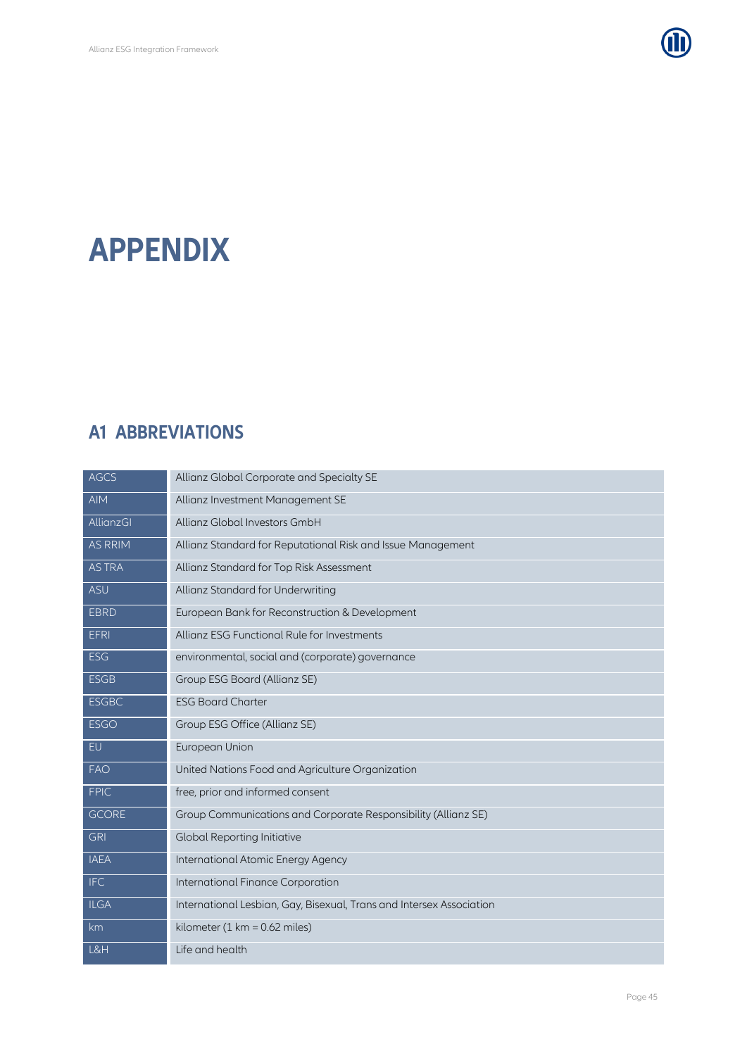# APPENDIX

## A1 ABBREVIATIONS

| | |
|---|---|
| AGCS | Allianz Global Corporate and Specialty SE |
| AIM | Allianz Investment Management SE |
| AllianzGI | Allianz Global Investors GmbH |
| AS RRIM | Allianz Standard for Reputational Risk and Issue Management |
| AS TRA | Allianz Standard for Top Risk Assessment |
| ASU | Allianz Standard for Underwriting |
| EBRD | European Bank for Reconstruction & Development |
| EFRI | Allianz ESG Functional Rule for Investments |
| ESG | environmental, social and (corporate) governance |
| ESGB | Group ESG Board (Allianz SE) |
| ESGBC | ESG Board Charter |
| ESGO | Group ESG Office (Allianz SE) |
| EU | European Union |
| FAO | United Nations Food and Agriculture Organization |
| FPIC | free, prior and informed consent |
| GCORE | Group Communications and Corporate Responsibility (Allianz SE) |
| GRI | Global Reporting Initiative |
| IAEA | International Atomic Energy Agency |
| IFC | International Finance Corporation |
| ILGA | International Lesbian, Gay, Bisexual, Trans and Intersex Association |
| km | kilometer (1 km = 0.62 miles) |
| L&H | Life and health |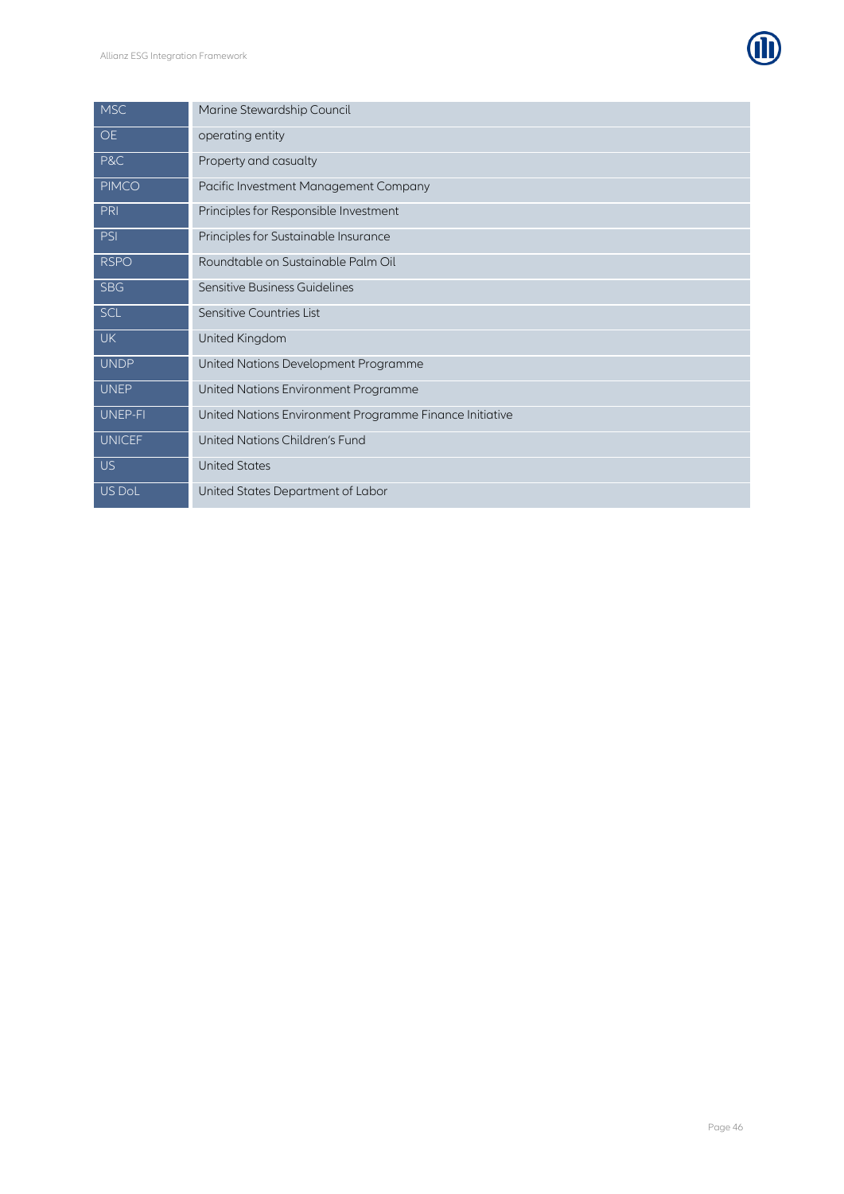| | |
|---|---|
| MSC | Marine Stewardship Council |
| OE | operating entity |
| P&C | Property and casualty |
| PIMCO | Pacific Investment Management Company |
| PRI | Principles for Responsible Investment |
| PSI | Principles for Sustainable Insurance |
| RSPO | Roundtable on Sustainable Palm Oil |
| SBG | Sensitive Business Guidelines |
| SCL | Sensitive Countries List |
| UK | United Kingdom |
| UNDP | United Nations Development Programme |
| UNEP | United Nations Environment Programme |
| UNEP-FI | United Nations Environment Programme Finance Initiative |
| UNICEF | United Nations Children's Fund |
| US | United States |
| US DoL | United States Department of Labor |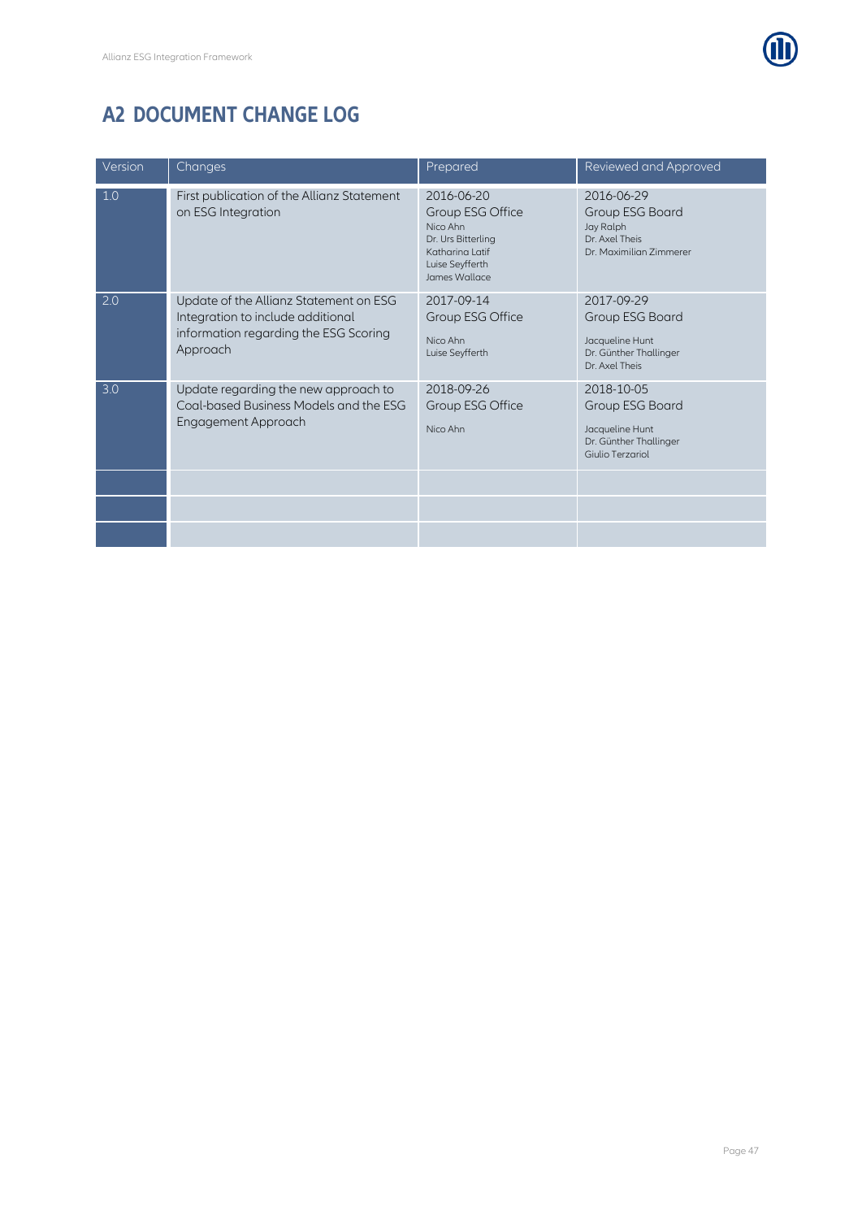## A2 DOCUMENT CHANGE LOG

| Version | Changes | Prepared | Reviewed and Approved |
|---|---|---|---|
| 1.0 | First publication of the Allianz Statement on ESG Integration | 2016-06-20<br>Group ESG Office<br>Nico Ahn<br>Dr. Urs Bitterling<br>Katharina Latif<br>Luise Seyfferth<br>James Wallace | 2016-06-29<br>Group ESG Board<br>Jay Ralph<br>Dr. Axel Theis<br>Dr. Maximilian Zimmerer |
| 2.0 | Update of the Allianz Statement on ESG Integration to include additional information regarding the ESG Scoring Approach | 2017-09-14<br>Group ESG Office<br>Nico Ahn<br>Luise Seyfferth | 2017-09-29<br>Group ESG Board<br>Jacqueline Hunt<br>Dr. Günther Thallinger<br>Dr. Axel Theis |
| 3.0 | Update regarding the new approach to Coal-based Business Models and the ESG Engagement Approach | 2018-09-26<br>Group ESG Office<br>Nico Ahn | 2018-10-05<br>Group ESG Board<br>Jacqueline Hunt<br>Dr. Günther Thallinger<br>Giulio Terzariol |
| | | | |
| | | | |
| | | | |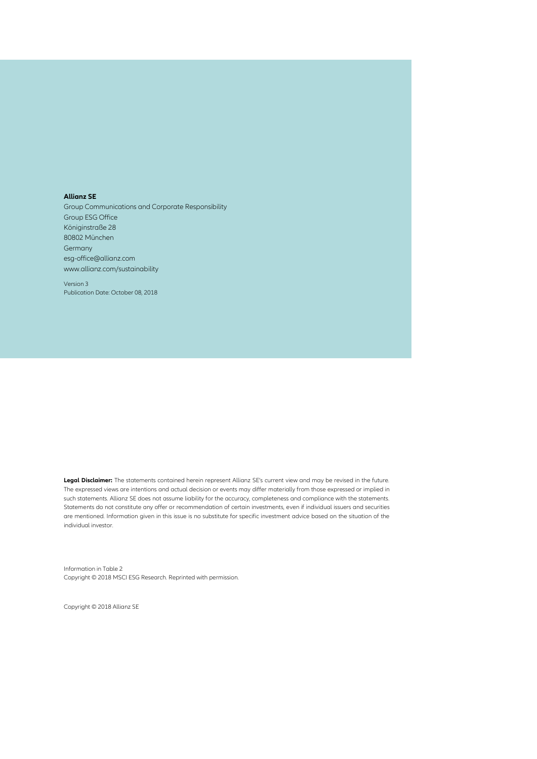**Allianz SE**
Group Communications and Corporate Responsibility
Group ESG Office
Königinstraße 28
80802 München
Germany
esg-office@allianz.com
www.allianz.com/sustainability

Version 3
Publication Date: October 08, 2018

**Legal Disclaimer:** The statements contained herein represent Allianz SE's current view and may be revised in the future. The expressed views are intentions and actual decision or events may differ materially from those expressed or implied in such statements. Allianz SE does not assume liability for the accuracy, completeness and compliance with the statements. Statements do not constitute any offer or recommendation of certain investments, even if individual issuers and securities are mentioned. Information given in this issue is no substitute for specific investment advice based on the situation of the individual investor.

Information in Table 2
Copyright © 2018 MSCI ESG Research. Reprinted with permission.

Copyright © 2018 Allianz SE